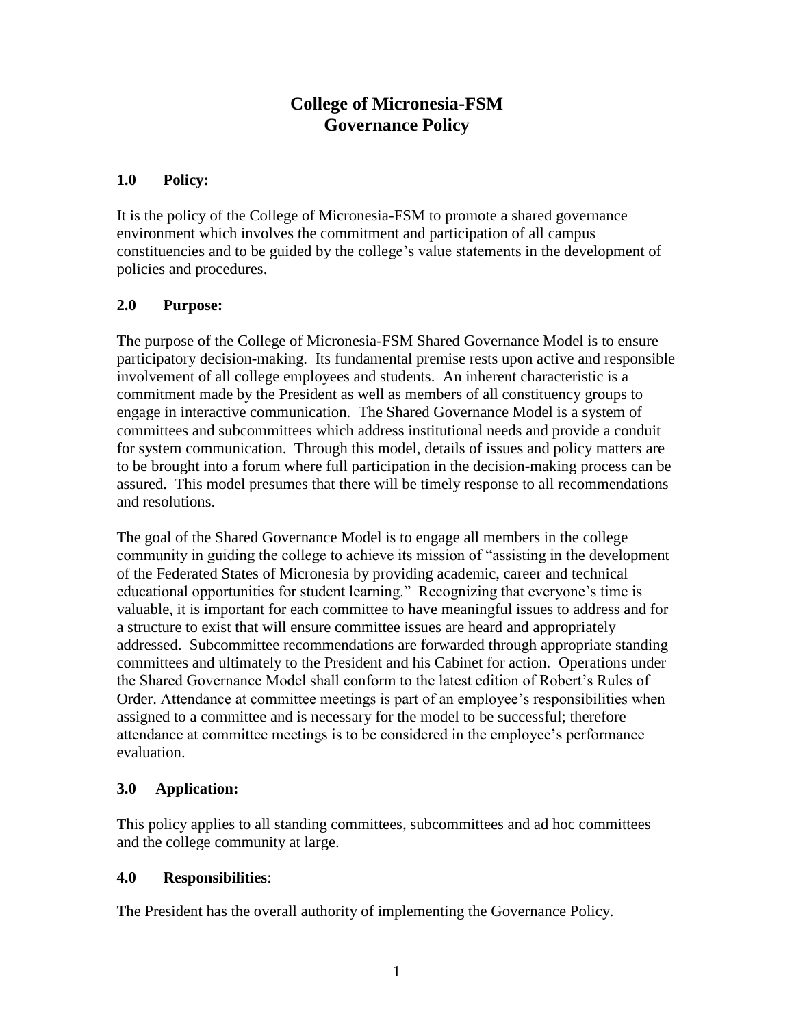# College of Micronesia-FSM
# Governance Policy

## 1.0 Policy:

It is the policy of the College of Micronesia-FSM to promote a shared governance environment which involves the commitment and participation of all campus constituencies and to be guided by the college's value statements in the development of policies and procedures.

## 2.0 Purpose:

The purpose of the College of Micronesia-FSM Shared Governance Model is to ensure participatory decision-making. Its fundamental premise rests upon active and responsible involvement of all college employees and students. An inherent characteristic is a commitment made by the President as well as members of all constituency groups to engage in interactive communication. The Shared Governance Model is a system of committees and subcommittees which address institutional needs and provide a conduit for system communication. Through this model, details of issues and policy matters are to be brought into a forum where full participation in the decision-making process can be assured. This model presumes that there will be timely response to all recommendations and resolutions.

The goal of the Shared Governance Model is to engage all members in the college community in guiding the college to achieve its mission of "assisting in the development of the Federated States of Micronesia by providing academic, career and technical educational opportunities for student learning." Recognizing that everyone's time is valuable, it is important for each committee to have meaningful issues to address and for a structure to exist that will ensure committee issues are heard and appropriately addressed. Subcommittee recommendations are forwarded through appropriate standing committees and ultimately to the President and his Cabinet for action. Operations under the Shared Governance Model shall conform to the latest edition of Robert's Rules of Order. Attendance at committee meetings is part of an employee's responsibilities when assigned to a committee and is necessary for the model to be successful; therefore attendance at committee meetings is to be considered in the employee's performance evaluation.

## 3.0 Application:

This policy applies to all standing committees, subcommittees and ad hoc committees and the college community at large.

## 4.0 Responsibilities:

The President has the overall authority of implementing the Governance Policy.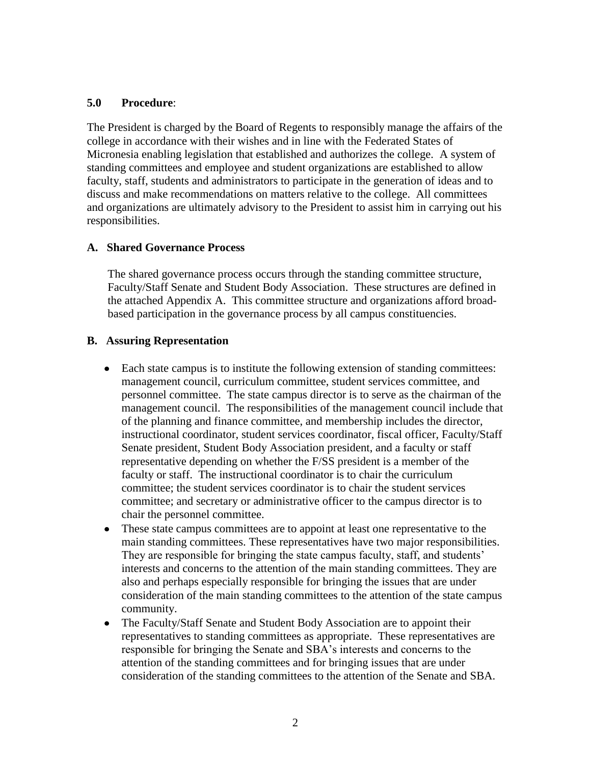**5.0 Procedure**:

The President is charged by the Board of Regents to responsibly manage the affairs of the college in accordance with their wishes and in line with the Federated States of Micronesia enabling legislation that established and authorizes the college. A system of standing committees and employee and student organizations are established to allow faculty, staff, students and administrators to participate in the generation of ideas and to discuss and make recommendations on matters relative to the college. All committees and organizations are ultimately advisory to the President to assist him in carrying out his responsibilities.

**A. Shared Governance Process**

The shared governance process occurs through the standing committee structure, Faculty/Staff Senate and Student Body Association. These structures are defined in the attached Appendix A. This committee structure and organizations afford broad-based participation in the governance process by all campus constituencies.

**B. Assuring Representation**

- Each state campus is to institute the following extension of standing committees: management council, curriculum committee, student services committee, and personnel committee. The state campus director is to serve as the chairman of the management council. The responsibilities of the management council include that of the planning and finance committee, and membership includes the director, instructional coordinator, student services coordinator, fiscal officer, Faculty/Staff Senate president, Student Body Association president, and a faculty or staff representative depending on whether the F/SS president is a member of the faculty or staff. The instructional coordinator is to chair the curriculum committee; the student services coordinator is to chair the student services committee; and secretary or administrative officer to the campus director is to chair the personnel committee.
- These state campus committees are to appoint at least one representative to the main standing committees. These representatives have two major responsibilities. They are responsible for bringing the state campus faculty, staff, and students' interests and concerns to the attention of the main standing committees. They are also and perhaps especially responsible for bringing the issues that are under consideration of the main standing committees to the attention of the state campus community.
- The Faculty/Staff Senate and Student Body Association are to appoint their representatives to standing committees as appropriate. These representatives are responsible for bringing the Senate and SBA's interests and concerns to the attention of the standing committees and for bringing issues that are under consideration of the standing committees to the attention of the Senate and SBA.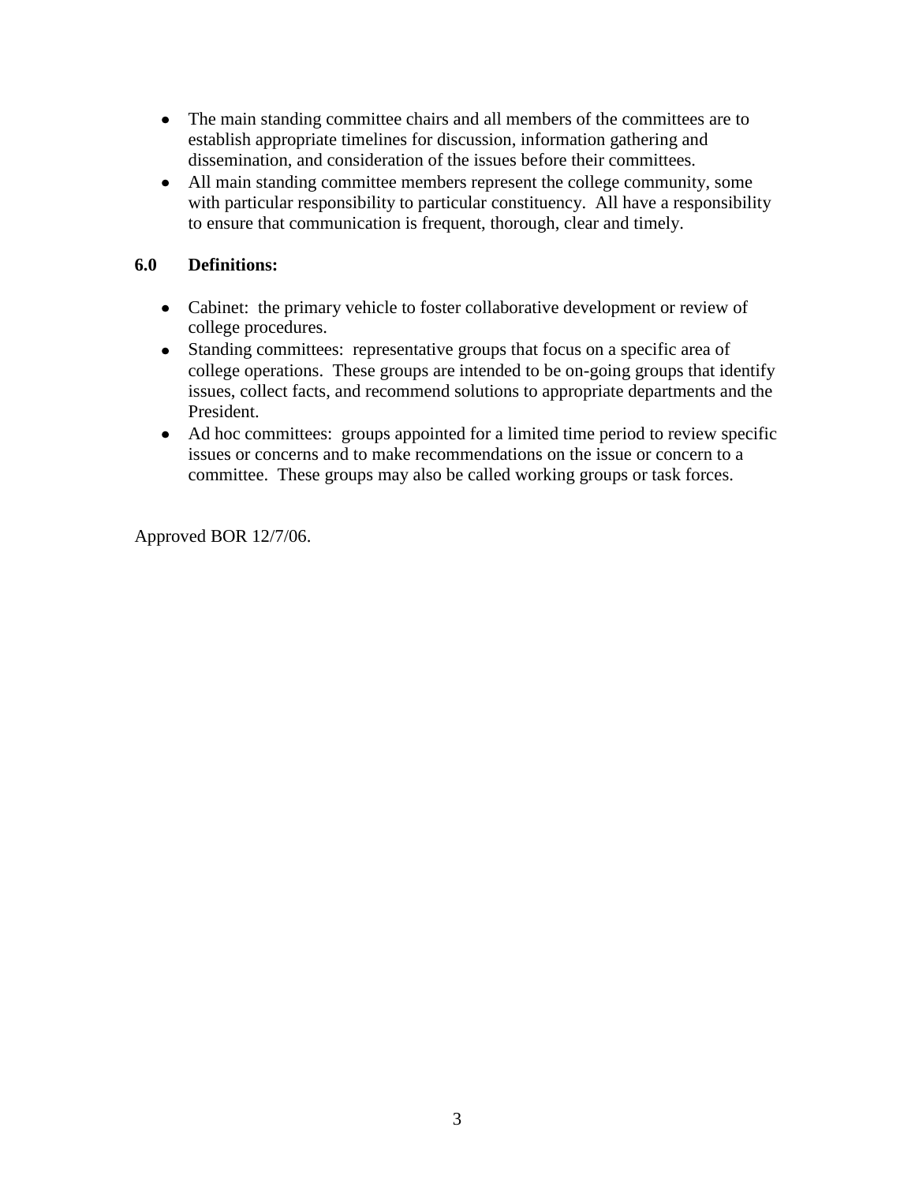- The main standing committee chairs and all members of the committees are to establish appropriate timelines for discussion, information gathering and dissemination, and consideration of the issues before their committees.
- All main standing committee members represent the college community, some with particular responsibility to particular constituency. All have a responsibility to ensure that communication is frequent, thorough, clear and timely.

## 6.0 Definitions:

- Cabinet: the primary vehicle to foster collaborative development or review of college procedures.
- Standing committees: representative groups that focus on a specific area of college operations. These groups are intended to be on-going groups that identify issues, collect facts, and recommend solutions to appropriate departments and the President.
- Ad hoc committees: groups appointed for a limited time period to review specific issues or concerns and to make recommendations on the issue or concern to a committee. These groups may also be called working groups or task forces.

Approved BOR 12/7/06.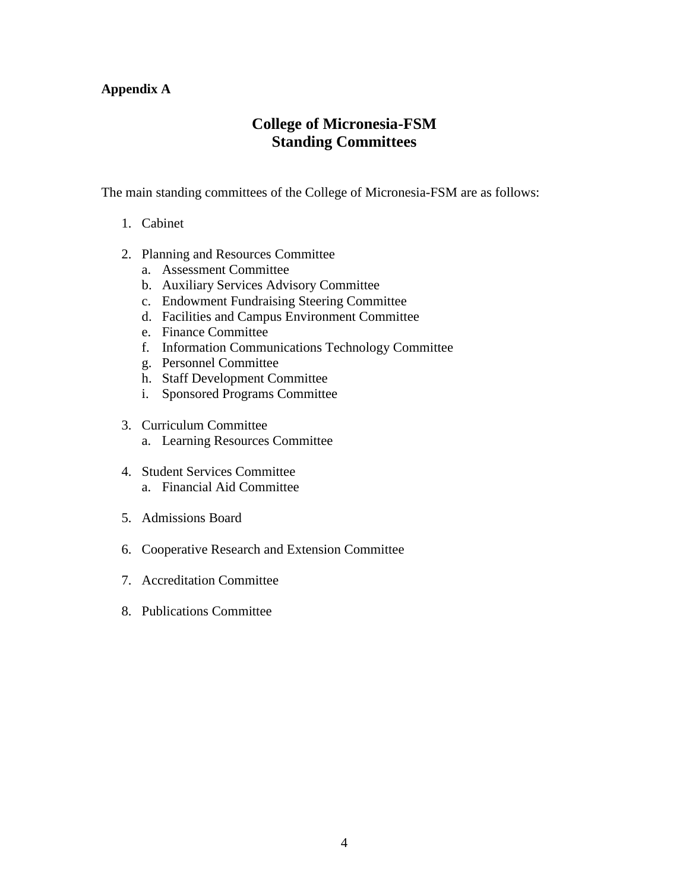**Appendix A**

# College of Micronesia-FSM
# Standing Committees

The main standing committees of the College of Micronesia-FSM are as follows:

1. Cabinet

2. Planning and Resources Committee
   a. Assessment Committee
   b. Auxiliary Services Advisory Committee
   c. Endowment Fundraising Steering Committee
   d. Facilities and Campus Environment Committee
   e. Finance Committee
   f. Information Communications Technology Committee
   g. Personnel Committee
   h. Staff Development Committee
   i. Sponsored Programs Committee

3. Curriculum Committee
   a. Learning Resources Committee

4. Student Services Committee
   a. Financial Aid Committee

5. Admissions Board

6. Cooperative Research and Extension Committee

7. Accreditation Committee

8. Publications Committee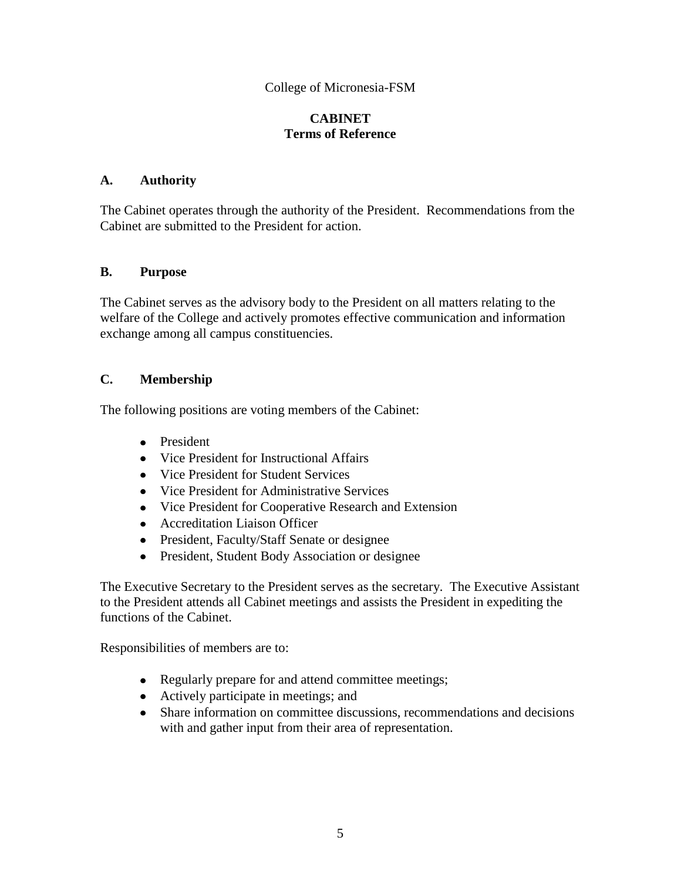College of Micronesia-FSM

**CABINET**
**Terms of Reference**

## A. Authority

The Cabinet operates through the authority of the President. Recommendations from the Cabinet are submitted to the President for action.

## B. Purpose

The Cabinet serves as the advisory body to the President on all matters relating to the welfare of the College and actively promotes effective communication and information exchange among all campus constituencies.

## C. Membership

The following positions are voting members of the Cabinet:

- President
- Vice President for Instructional Affairs
- Vice President for Student Services
- Vice President for Administrative Services
- Vice President for Cooperative Research and Extension
- Accreditation Liaison Officer
- President, Faculty/Staff Senate or designee
- President, Student Body Association or designee

The Executive Secretary to the President serves as the secretary. The Executive Assistant to the President attends all Cabinet meetings and assists the President in expediting the functions of the Cabinet.

Responsibilities of members are to:

- Regularly prepare for and attend committee meetings;
- Actively participate in meetings; and
- Share information on committee discussions, recommendations and decisions with and gather input from their area of representation.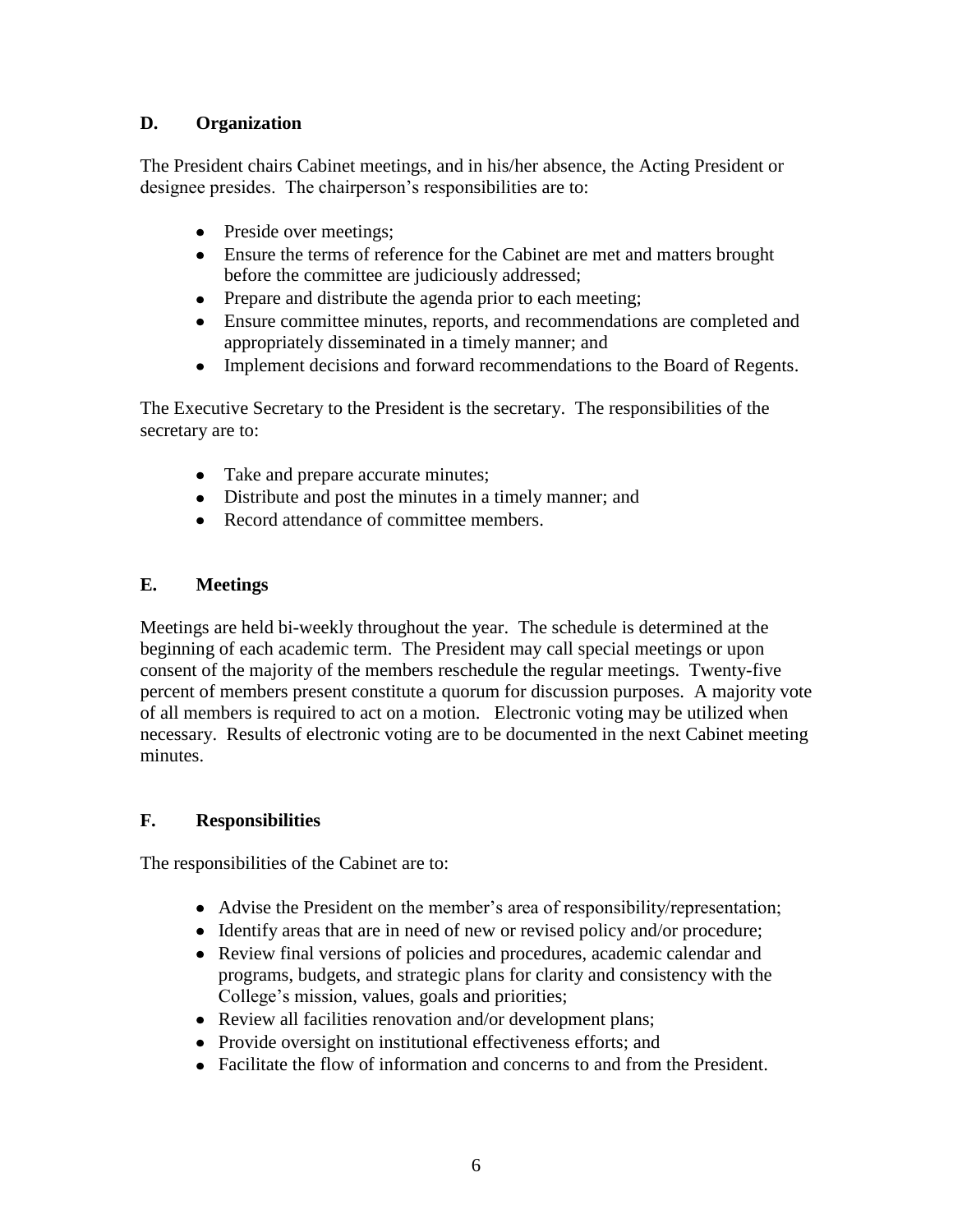## D. Organization

The President chairs Cabinet meetings, and in his/her absence, the Acting President or designee presides. The chairperson's responsibilities are to:

- Preside over meetings;
- Ensure the terms of reference for the Cabinet are met and matters brought before the committee are judiciously addressed;
- Prepare and distribute the agenda prior to each meeting;
- Ensure committee minutes, reports, and recommendations are completed and appropriately disseminated in a timely manner; and
- Implement decisions and forward recommendations to the Board of Regents.

The Executive Secretary to the President is the secretary. The responsibilities of the secretary are to:

- Take and prepare accurate minutes;
- Distribute and post the minutes in a timely manner; and
- Record attendance of committee members.

## E. Meetings

Meetings are held bi-weekly throughout the year. The schedule is determined at the beginning of each academic term. The President may call special meetings or upon consent of the majority of the members reschedule the regular meetings. Twenty-five percent of members present constitute a quorum for discussion purposes. A majority vote of all members is required to act on a motion. Electronic voting may be utilized when necessary. Results of electronic voting are to be documented in the next Cabinet meeting minutes.

## F. Responsibilities

The responsibilities of the Cabinet are to:

- Advise the President on the member's area of responsibility/representation;
- Identify areas that are in need of new or revised policy and/or procedure;
- Review final versions of policies and procedures, academic calendar and programs, budgets, and strategic plans for clarity and consistency with the College's mission, values, goals and priorities;
- Review all facilities renovation and/or development plans;
- Provide oversight on institutional effectiveness efforts; and
- Facilitate the flow of information and concerns to and from the President.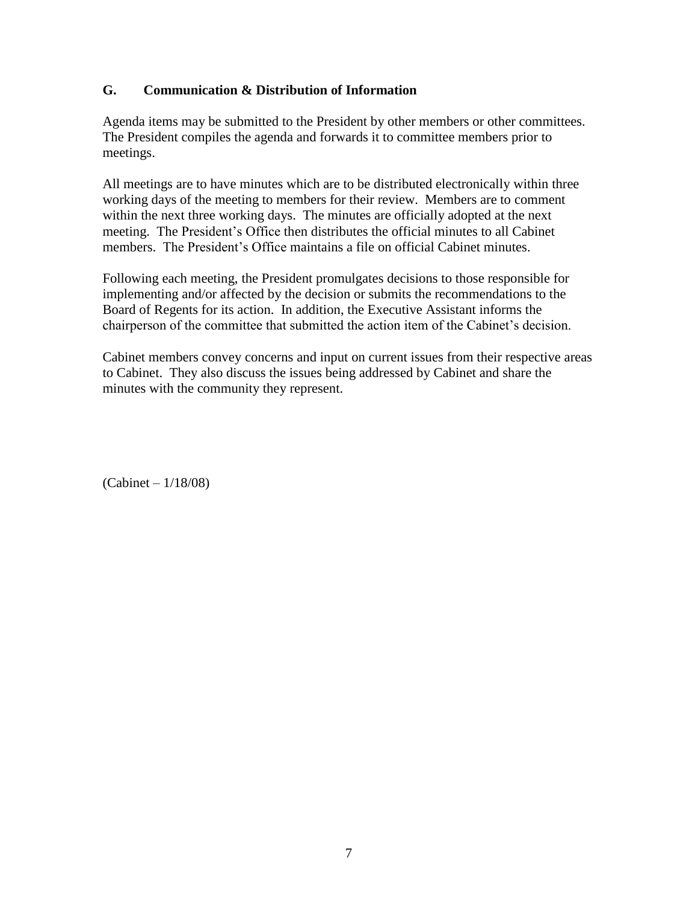### G. Communication & Distribution of Information

Agenda items may be submitted to the President by other members or other committees. The President compiles the agenda and forwards it to committee members prior to meetings.

All meetings are to have minutes which are to be distributed electronically within three working days of the meeting to members for their review. Members are to comment within the next three working days. The minutes are officially adopted at the next meeting. The President's Office then distributes the official minutes to all Cabinet members. The President's Office maintains a file on official Cabinet minutes.

Following each meeting, the President promulgates decisions to those responsible for implementing and/or affected by the decision or submits the recommendations to the Board of Regents for its action. In addition, the Executive Assistant informs the chairperson of the committee that submitted the action item of the Cabinet's decision.

Cabinet members convey concerns and input on current issues from their respective areas to Cabinet. They also discuss the issues being addressed by Cabinet and share the minutes with the community they represent.

(Cabinet – 1/18/08)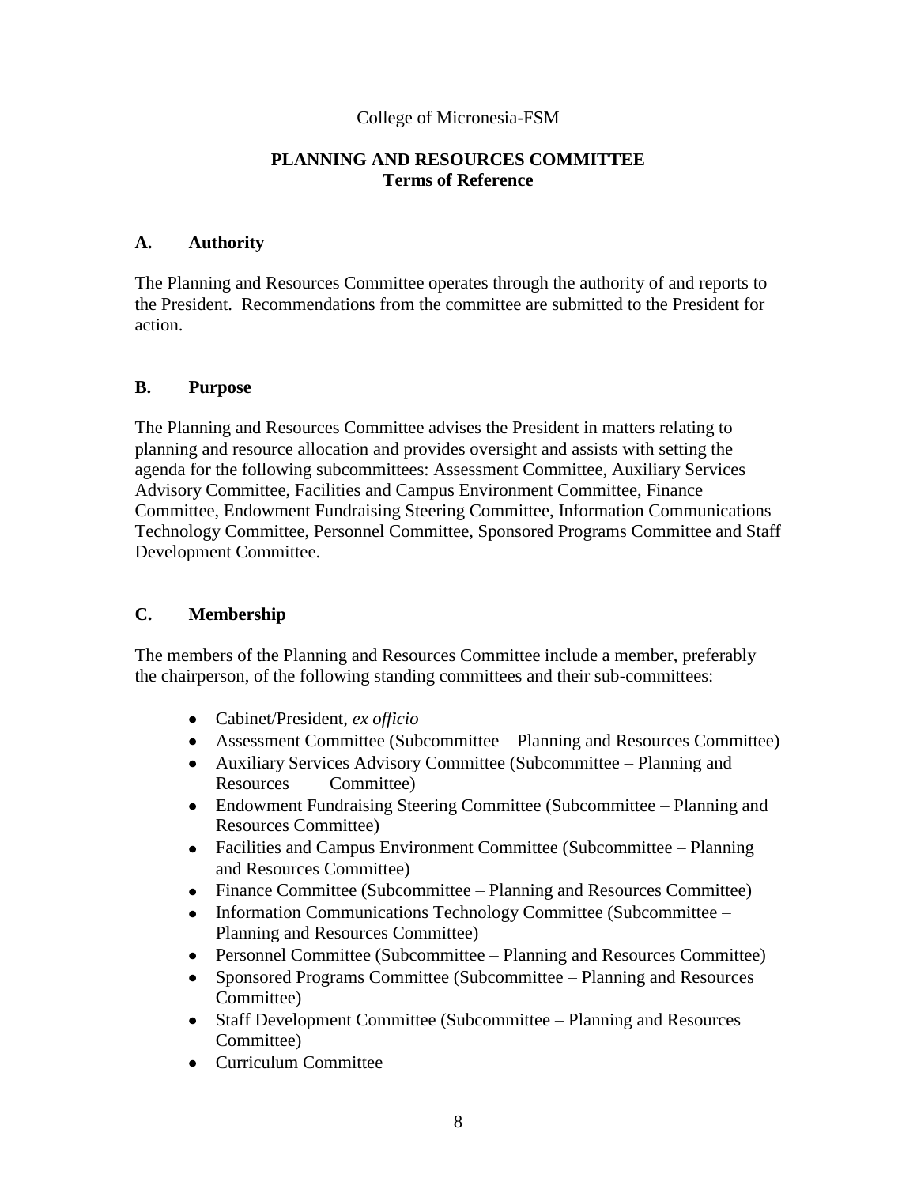College of Micronesia-FSM

**PLANNING AND RESOURCES COMMITTEE**
**Terms of Reference**

## A. Authority

The Planning and Resources Committee operates through the authority of and reports to the President. Recommendations from the committee are submitted to the President for action.

## B. Purpose

The Planning and Resources Committee advises the President in matters relating to planning and resource allocation and provides oversight and assists with setting the agenda for the following subcommittees: Assessment Committee, Auxiliary Services Advisory Committee, Facilities and Campus Environment Committee, Finance Committee, Endowment Fundraising Steering Committee, Information Communications Technology Committee, Personnel Committee, Sponsored Programs Committee and Staff Development Committee.

## C. Membership

The members of the Planning and Resources Committee include a member, preferably the chairperson, of the following standing committees and their sub-committees:

- Cabinet/President, *ex officio*
- Assessment Committee (Subcommittee – Planning and Resources Committee)
- Auxiliary Services Advisory Committee (Subcommittee – Planning and Resources Committee)
- Endowment Fundraising Steering Committee (Subcommittee – Planning and Resources Committee)
- Facilities and Campus Environment Committee (Subcommittee – Planning and Resources Committee)
- Finance Committee (Subcommittee – Planning and Resources Committee)
- Information Communications Technology Committee (Subcommittee – Planning and Resources Committee)
- Personnel Committee (Subcommittee – Planning and Resources Committee)
- Sponsored Programs Committee (Subcommittee – Planning and Resources Committee)
- Staff Development Committee (Subcommittee – Planning and Resources Committee)
- Curriculum Committee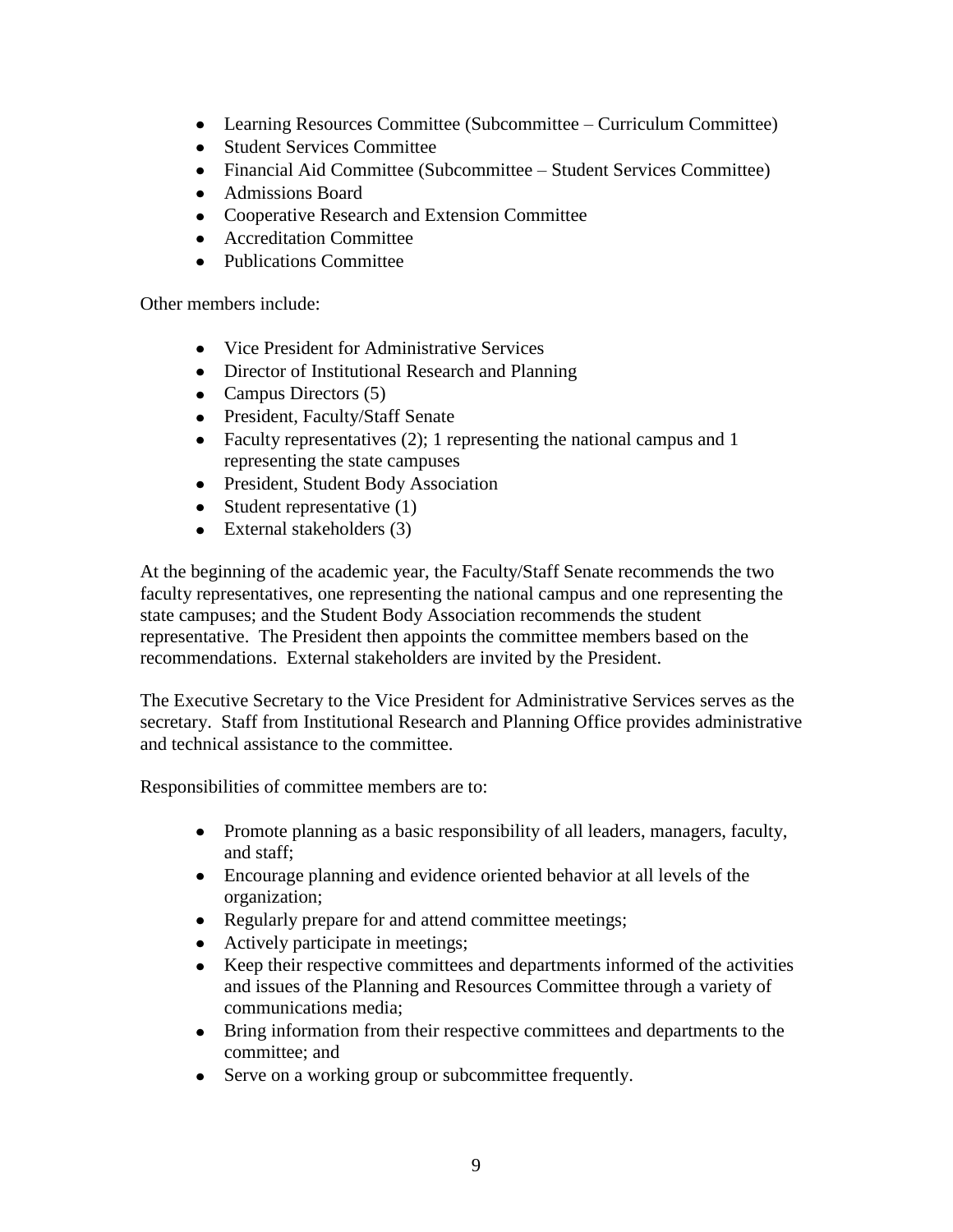- Learning Resources Committee (Subcommittee – Curriculum Committee)
- Student Services Committee
- Financial Aid Committee (Subcommittee – Student Services Committee)
- Admissions Board
- Cooperative Research and Extension Committee
- Accreditation Committee
- Publications Committee

Other members include:

- Vice President for Administrative Services
- Director of Institutional Research and Planning
- Campus Directors (5)
- President, Faculty/Staff Senate
- Faculty representatives (2); 1 representing the national campus and 1 representing the state campuses
- President, Student Body Association
- Student representative (1)
- External stakeholders (3)

At the beginning of the academic year, the Faculty/Staff Senate recommends the two faculty representatives, one representing the national campus and one representing the state campuses; and the Student Body Association recommends the student representative. The President then appoints the committee members based on the recommendations. External stakeholders are invited by the President.

The Executive Secretary to the Vice President for Administrative Services serves as the secretary. Staff from Institutional Research and Planning Office provides administrative and technical assistance to the committee.

Responsibilities of committee members are to:

- Promote planning as a basic responsibility of all leaders, managers, faculty, and staff;
- Encourage planning and evidence oriented behavior at all levels of the organization;
- Regularly prepare for and attend committee meetings;
- Actively participate in meetings;
- Keep their respective committees and departments informed of the activities and issues of the Planning and Resources Committee through a variety of communications media;
- Bring information from their respective committees and departments to the committee; and
- Serve on a working group or subcommittee frequently.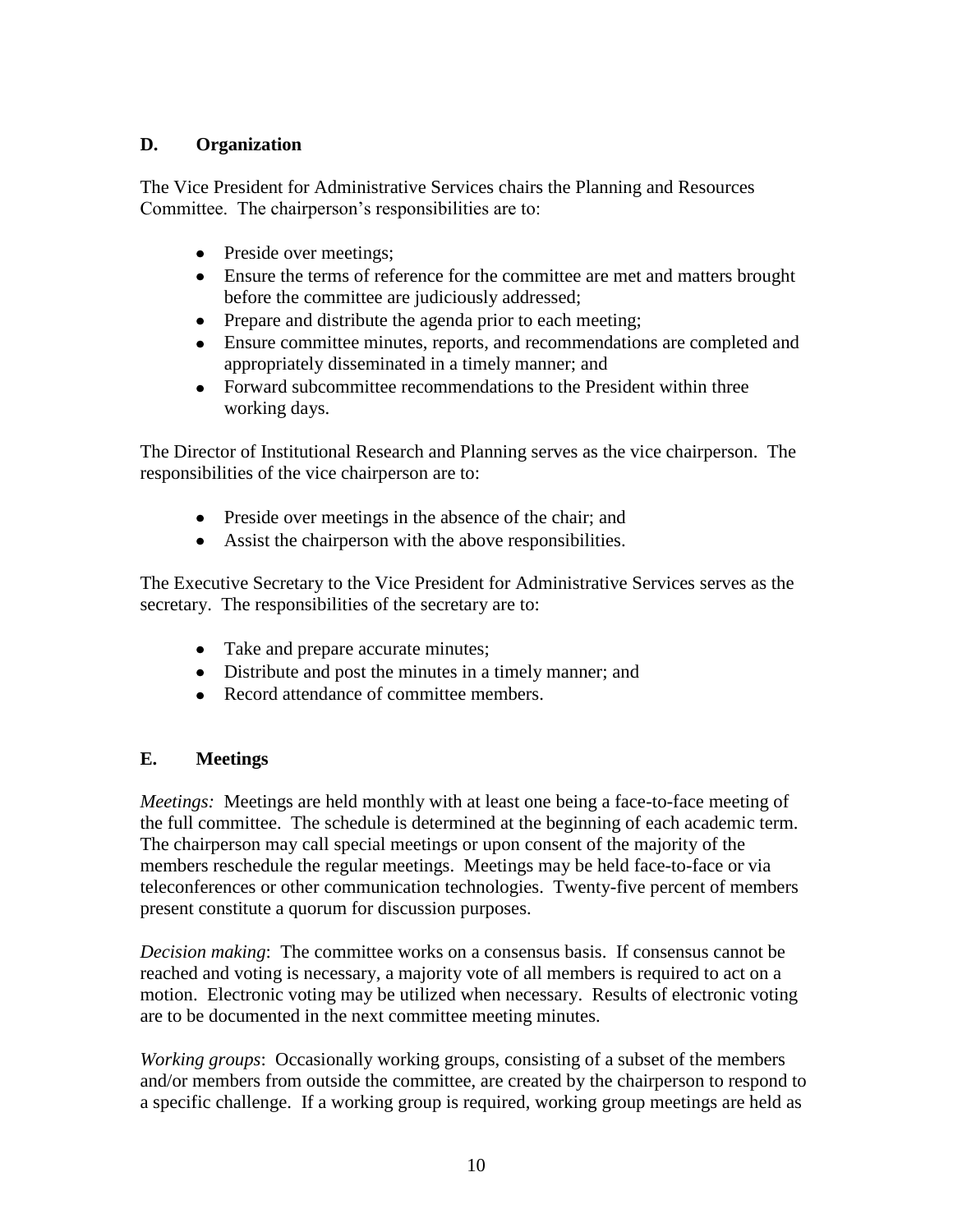## D. Organization

The Vice President for Administrative Services chairs the Planning and Resources Committee. The chairperson's responsibilities are to:

- Preside over meetings;
- Ensure the terms of reference for the committee are met and matters brought before the committee are judiciously addressed;
- Prepare and distribute the agenda prior to each meeting;
- Ensure committee minutes, reports, and recommendations are completed and appropriately disseminated in a timely manner; and
- Forward subcommittee recommendations to the President within three working days.

The Director of Institutional Research and Planning serves as the vice chairperson. The responsibilities of the vice chairperson are to:

- Preside over meetings in the absence of the chair; and
- Assist the chairperson with the above responsibilities.

The Executive Secretary to the Vice President for Administrative Services serves as the secretary. The responsibilities of the secretary are to:

- Take and prepare accurate minutes;
- Distribute and post the minutes in a timely manner; and
- Record attendance of committee members.

## E. Meetings

*Meetings:* Meetings are held monthly with at least one being a face-to-face meeting of the full committee. The schedule is determined at the beginning of each academic term. The chairperson may call special meetings or upon consent of the majority of the members reschedule the regular meetings. Meetings may be held face-to-face or via teleconferences or other communication technologies. Twenty-five percent of members present constitute a quorum for discussion purposes.

*Decision making*: The committee works on a consensus basis. If consensus cannot be reached and voting is necessary, a majority vote of all members is required to act on a motion. Electronic voting may be utilized when necessary. Results of electronic voting are to be documented in the next committee meeting minutes.

*Working groups*: Occasionally working groups, consisting of a subset of the members and/or members from outside the committee, are created by the chairperson to respond to a specific challenge. If a working group is required, working group meetings are held as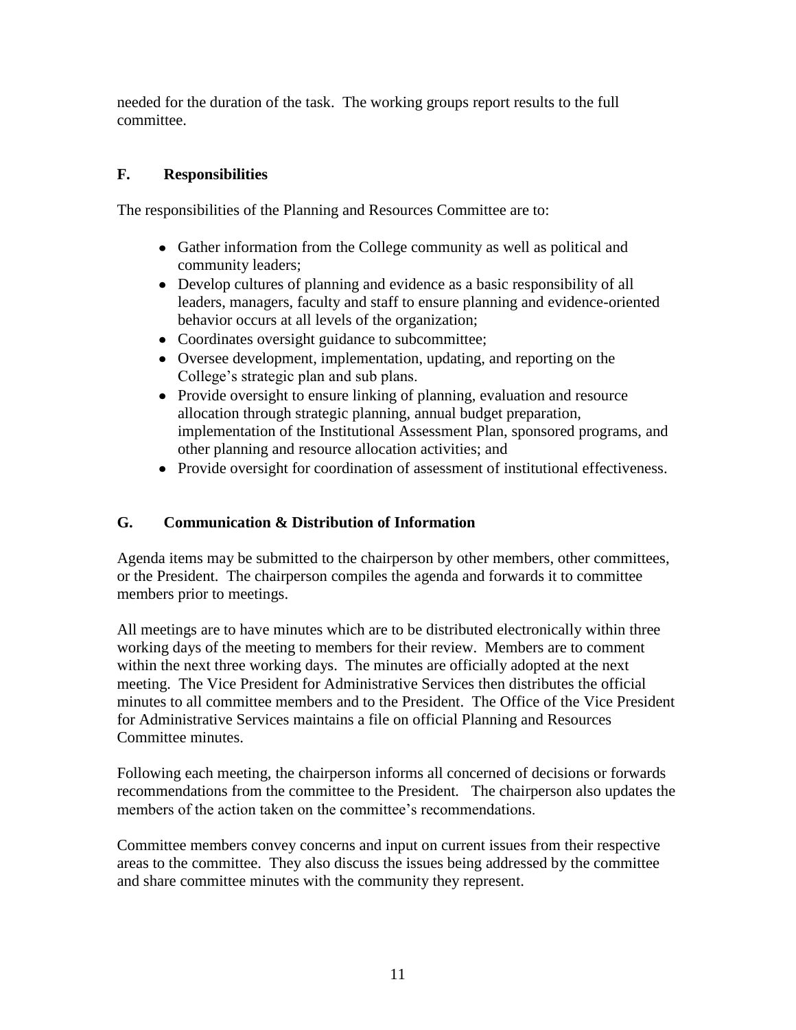needed for the duration of the task. The working groups report results to the full committee.

## F. Responsibilities

The responsibilities of the Planning and Resources Committee are to:

- Gather information from the College community as well as political and community leaders;
- Develop cultures of planning and evidence as a basic responsibility of all leaders, managers, faculty and staff to ensure planning and evidence-oriented behavior occurs at all levels of the organization;
- Coordinates oversight guidance to subcommittee;
- Oversee development, implementation, updating, and reporting on the College's strategic plan and sub plans.
- Provide oversight to ensure linking of planning, evaluation and resource allocation through strategic planning, annual budget preparation, implementation of the Institutional Assessment Plan, sponsored programs, and other planning and resource allocation activities; and
- Provide oversight for coordination of assessment of institutional effectiveness.

## G. Communication & Distribution of Information

Agenda items may be submitted to the chairperson by other members, other committees, or the President. The chairperson compiles the agenda and forwards it to committee members prior to meetings.

All meetings are to have minutes which are to be distributed electronically within three working days of the meeting to members for their review. Members are to comment within the next three working days. The minutes are officially adopted at the next meeting. The Vice President for Administrative Services then distributes the official minutes to all committee members and to the President. The Office of the Vice President for Administrative Services maintains a file on official Planning and Resources Committee minutes.

Following each meeting, the chairperson informs all concerned of decisions or forwards recommendations from the committee to the President. The chairperson also updates the members of the action taken on the committee's recommendations.

Committee members convey concerns and input on current issues from their respective areas to the committee. They also discuss the issues being addressed by the committee and share committee minutes with the community they represent.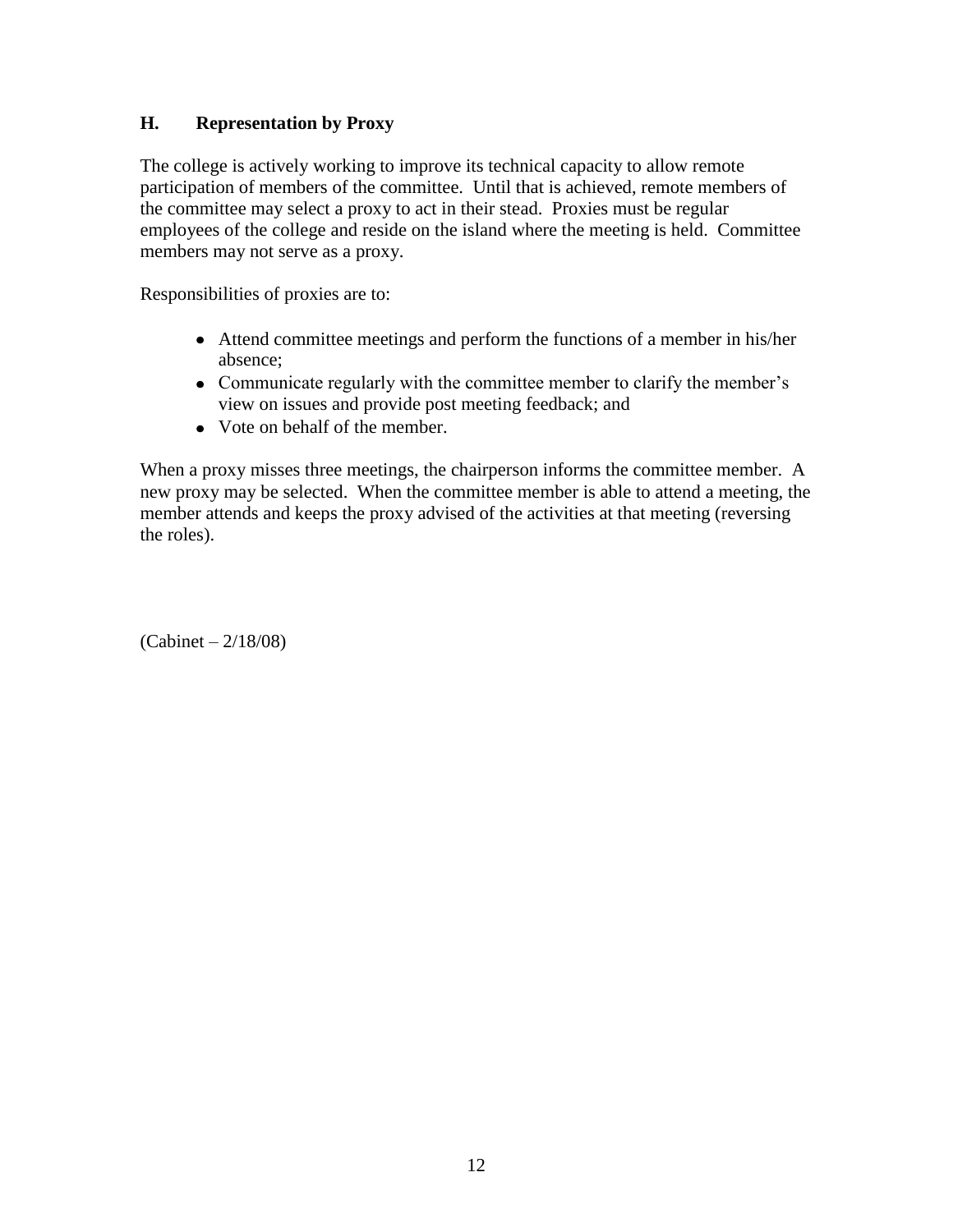### H. Representation by Proxy

The college is actively working to improve its technical capacity to allow remote participation of members of the committee. Until that is achieved, remote members of the committee may select a proxy to act in their stead. Proxies must be regular employees of the college and reside on the island where the meeting is held. Committee members may not serve as a proxy.

Responsibilities of proxies are to:

- Attend committee meetings and perform the functions of a member in his/her absence;
- Communicate regularly with the committee member to clarify the member's view on issues and provide post meeting feedback; and
- Vote on behalf of the member.

When a proxy misses three meetings, the chairperson informs the committee member. A new proxy may be selected. When the committee member is able to attend a meeting, the member attends and keeps the proxy advised of the activities at that meeting (reversing the roles).

(Cabinet – 2/18/08)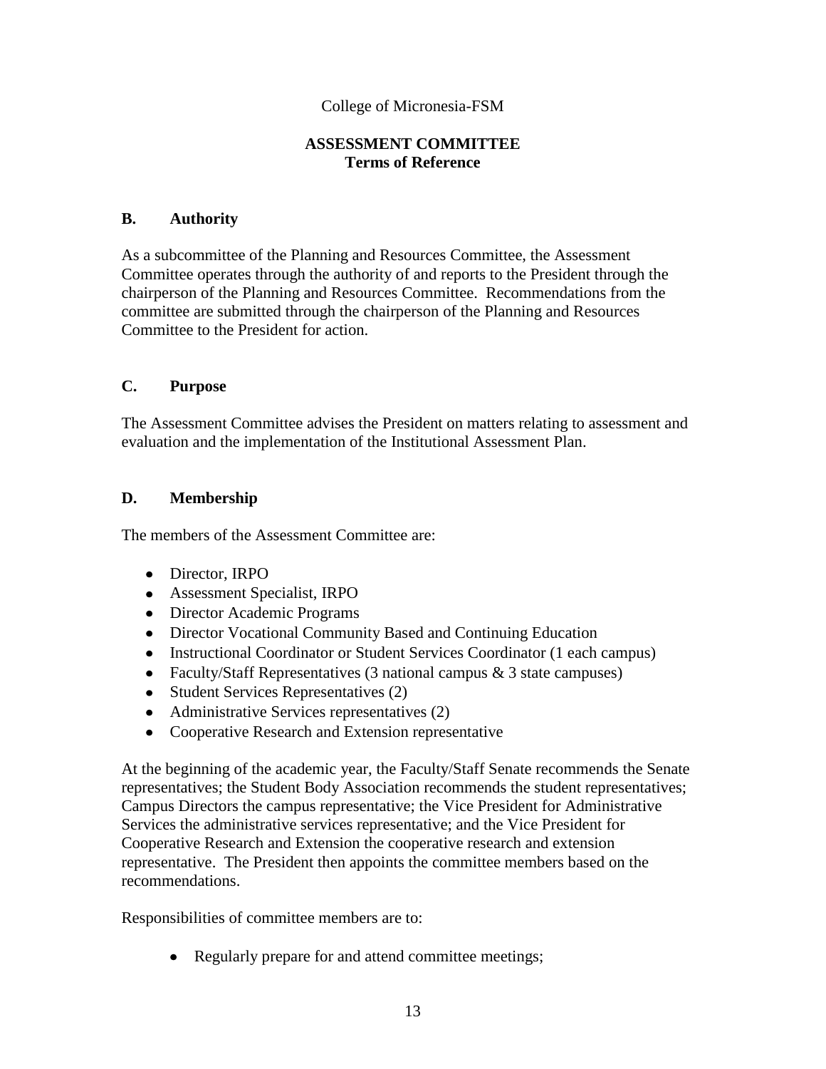College of Micronesia-FSM

**ASSESSMENT COMMITTEE**
**Terms of Reference**

## B. Authority

As a subcommittee of the Planning and Resources Committee, the Assessment Committee operates through the authority of and reports to the President through the chairperson of the Planning and Resources Committee. Recommendations from the committee are submitted through the chairperson of the Planning and Resources Committee to the President for action.

## C. Purpose

The Assessment Committee advises the President on matters relating to assessment and evaluation and the implementation of the Institutional Assessment Plan.

## D. Membership

The members of the Assessment Committee are:

- Director, IRPO
- Assessment Specialist, IRPO
- Director Academic Programs
- Director Vocational Community Based and Continuing Education
- Instructional Coordinator or Student Services Coordinator (1 each campus)
- Faculty/Staff Representatives (3 national campus & 3 state campuses)
- Student Services Representatives (2)
- Administrative Services representatives (2)
- Cooperative Research and Extension representative

At the beginning of the academic year, the Faculty/Staff Senate recommends the Senate representatives; the Student Body Association recommends the student representatives; Campus Directors the campus representative; the Vice President for Administrative Services the administrative services representative; and the Vice President for Cooperative Research and Extension the cooperative research and extension representative. The President then appoints the committee members based on the recommendations.

Responsibilities of committee members are to:

- Regularly prepare for and attend committee meetings;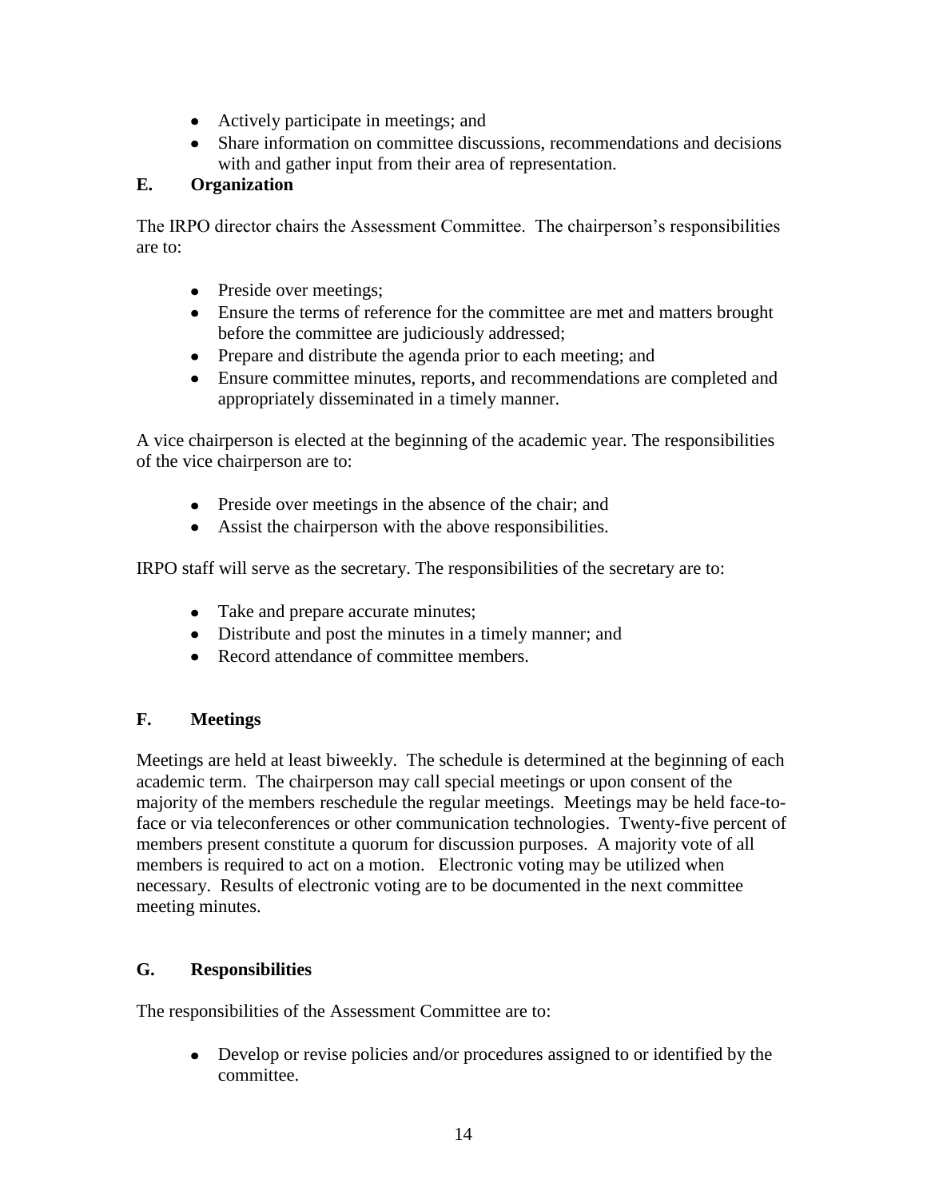- Actively participate in meetings; and
- Share information on committee discussions, recommendations and decisions with and gather input from their area of representation.

### E. Organization

The IRPO director chairs the Assessment Committee. The chairperson's responsibilities are to:

- Preside over meetings;
- Ensure the terms of reference for the committee are met and matters brought before the committee are judiciously addressed;
- Prepare and distribute the agenda prior to each meeting; and
- Ensure committee minutes, reports, and recommendations are completed and appropriately disseminated in a timely manner.

A vice chairperson is elected at the beginning of the academic year. The responsibilities of the vice chairperson are to:

- Preside over meetings in the absence of the chair; and
- Assist the chairperson with the above responsibilities.

IRPO staff will serve as the secretary. The responsibilities of the secretary are to:

- Take and prepare accurate minutes;
- Distribute and post the minutes in a timely manner; and
- Record attendance of committee members.

### F. Meetings

Meetings are held at least biweekly. The schedule is determined at the beginning of each academic term. The chairperson may call special meetings or upon consent of the majority of the members reschedule the regular meetings. Meetings may be held face-to-face or via teleconferences or other communication technologies. Twenty-five percent of members present constitute a quorum for discussion purposes. A majority vote of all members is required to act on a motion. Electronic voting may be utilized when necessary. Results of electronic voting are to be documented in the next committee meeting minutes.

### G. Responsibilities

The responsibilities of the Assessment Committee are to:

- Develop or revise policies and/or procedures assigned to or identified by the committee.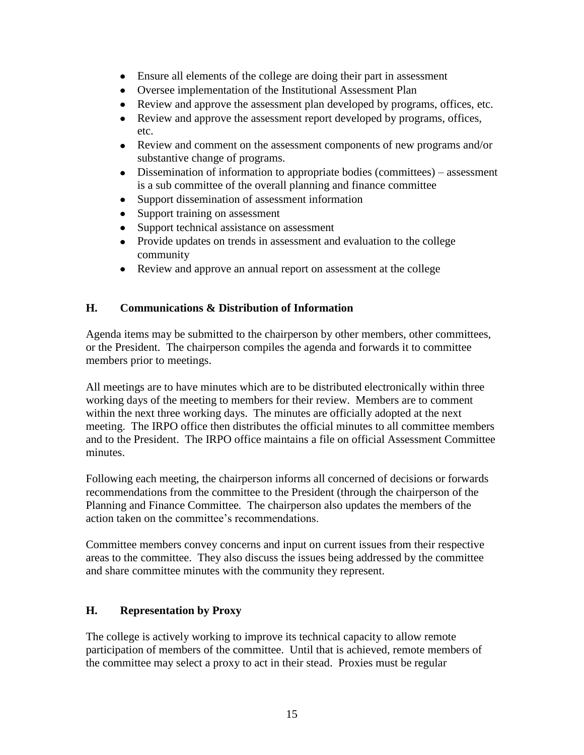- Ensure all elements of the college are doing their part in assessment
- Oversee implementation of the Institutional Assessment Plan
- Review and approve the assessment plan developed by programs, offices, etc.
- Review and approve the assessment report developed by programs, offices, etc.
- Review and comment on the assessment components of new programs and/or substantive change of programs.
- Dissemination of information to appropriate bodies (committees) – assessment is a sub committee of the overall planning and finance committee
- Support dissemination of assessment information
- Support training on assessment
- Support technical assistance on assessment
- Provide updates on trends in assessment and evaluation to the college community
- Review and approve an annual report on assessment at the college

## H. Communications & Distribution of Information

Agenda items may be submitted to the chairperson by other members, other committees, or the President. The chairperson compiles the agenda and forwards it to committee members prior to meetings.

All meetings are to have minutes which are to be distributed electronically within three working days of the meeting to members for their review. Members are to comment within the next three working days. The minutes are officially adopted at the next meeting. The IRPO office then distributes the official minutes to all committee members and to the President. The IRPO office maintains a file on official Assessment Committee minutes.

Following each meeting, the chairperson informs all concerned of decisions or forwards recommendations from the committee to the President (through the chairperson of the Planning and Finance Committee. The chairperson also updates the members of the action taken on the committee's recommendations.

Committee members convey concerns and input on current issues from their respective areas to the committee. They also discuss the issues being addressed by the committee and share committee minutes with the community they represent.

## H. Representation by Proxy

The college is actively working to improve its technical capacity to allow remote participation of members of the committee. Until that is achieved, remote members of the committee may select a proxy to act in their stead. Proxies must be regular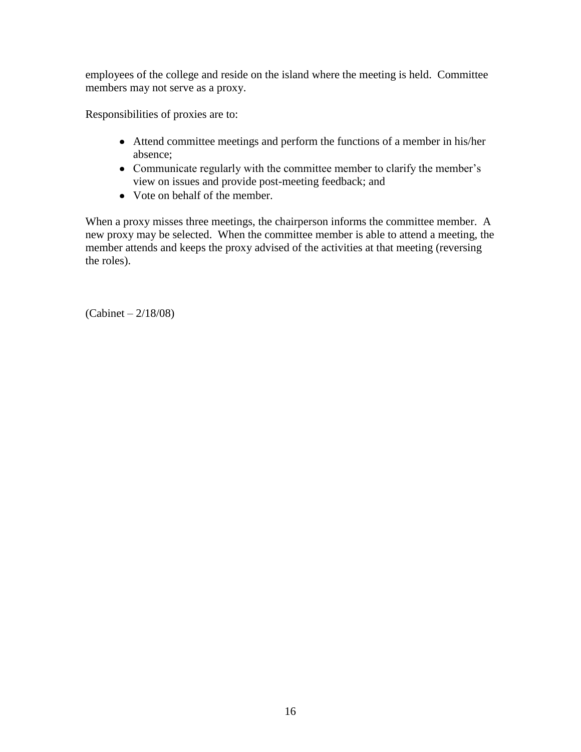employees of the college and reside on the island where the meeting is held. Committee members may not serve as a proxy.

Responsibilities of proxies are to:

- Attend committee meetings and perform the functions of a member in his/her absence;
- Communicate regularly with the committee member to clarify the member's view on issues and provide post-meeting feedback; and
- Vote on behalf of the member.

When a proxy misses three meetings, the chairperson informs the committee member. A new proxy may be selected. When the committee member is able to attend a meeting, the member attends and keeps the proxy advised of the activities at that meeting (reversing the roles).

(Cabinet – 2/18/08)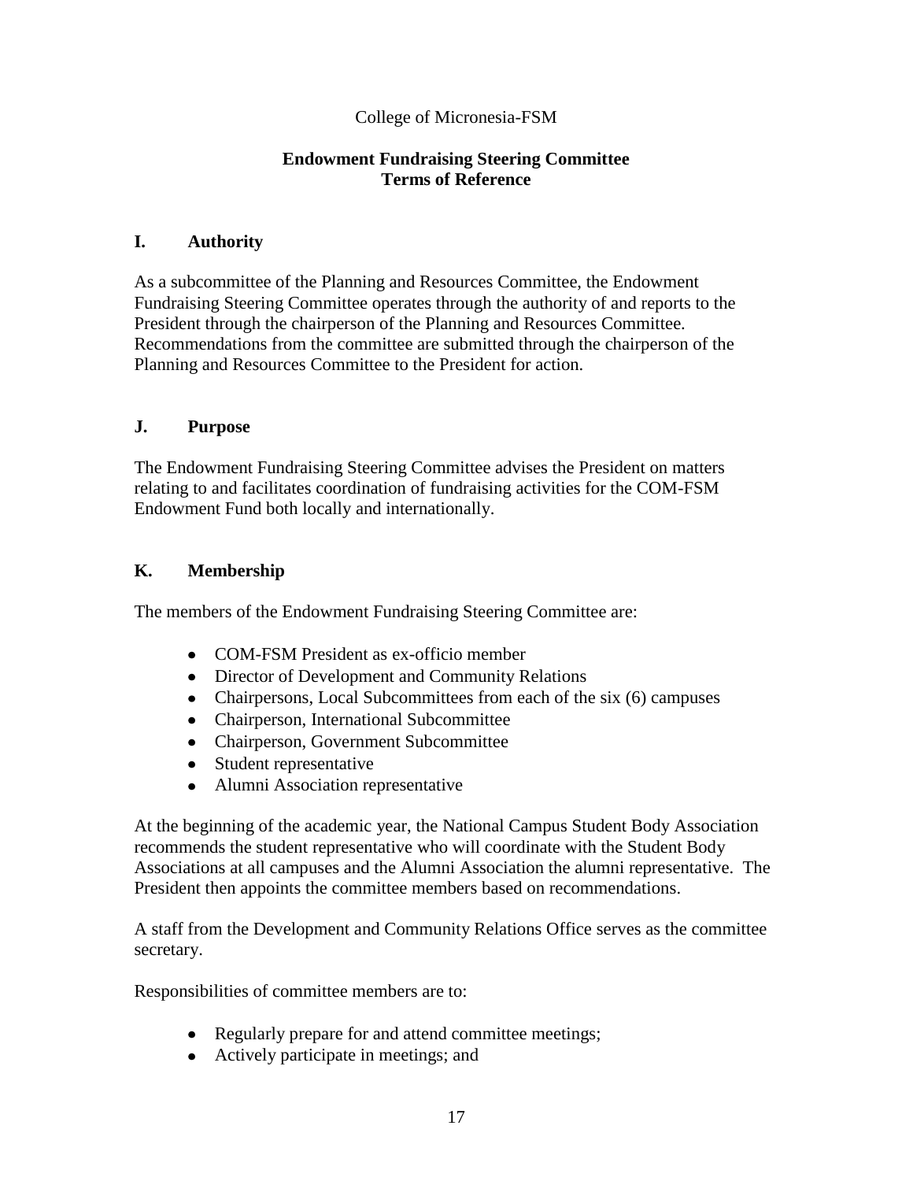College of Micronesia-FSM

**Endowment Fundraising Steering Committee**
**Terms of Reference**

## I. Authority

As a subcommittee of the Planning and Resources Committee, the Endowment Fundraising Steering Committee operates through the authority of and reports to the President through the chairperson of the Planning and Resources Committee. Recommendations from the committee are submitted through the chairperson of the Planning and Resources Committee to the President for action.

## J. Purpose

The Endowment Fundraising Steering Committee advises the President on matters relating to and facilitates coordination of fundraising activities for the COM-FSM Endowment Fund both locally and internationally.

## K. Membership

The members of the Endowment Fundraising Steering Committee are:

- COM-FSM President as ex-officio member
- Director of Development and Community Relations
- Chairpersons, Local Subcommittees from each of the six (6) campuses
- Chairperson, International Subcommittee
- Chairperson, Government Subcommittee
- Student representative
- Alumni Association representative

At the beginning of the academic year, the National Campus Student Body Association recommends the student representative who will coordinate with the Student Body Associations at all campuses and the Alumni Association the alumni representative. The President then appoints the committee members based on recommendations.

A staff from the Development and Community Relations Office serves as the committee secretary.

Responsibilities of committee members are to:

- Regularly prepare for and attend committee meetings;
- Actively participate in meetings; and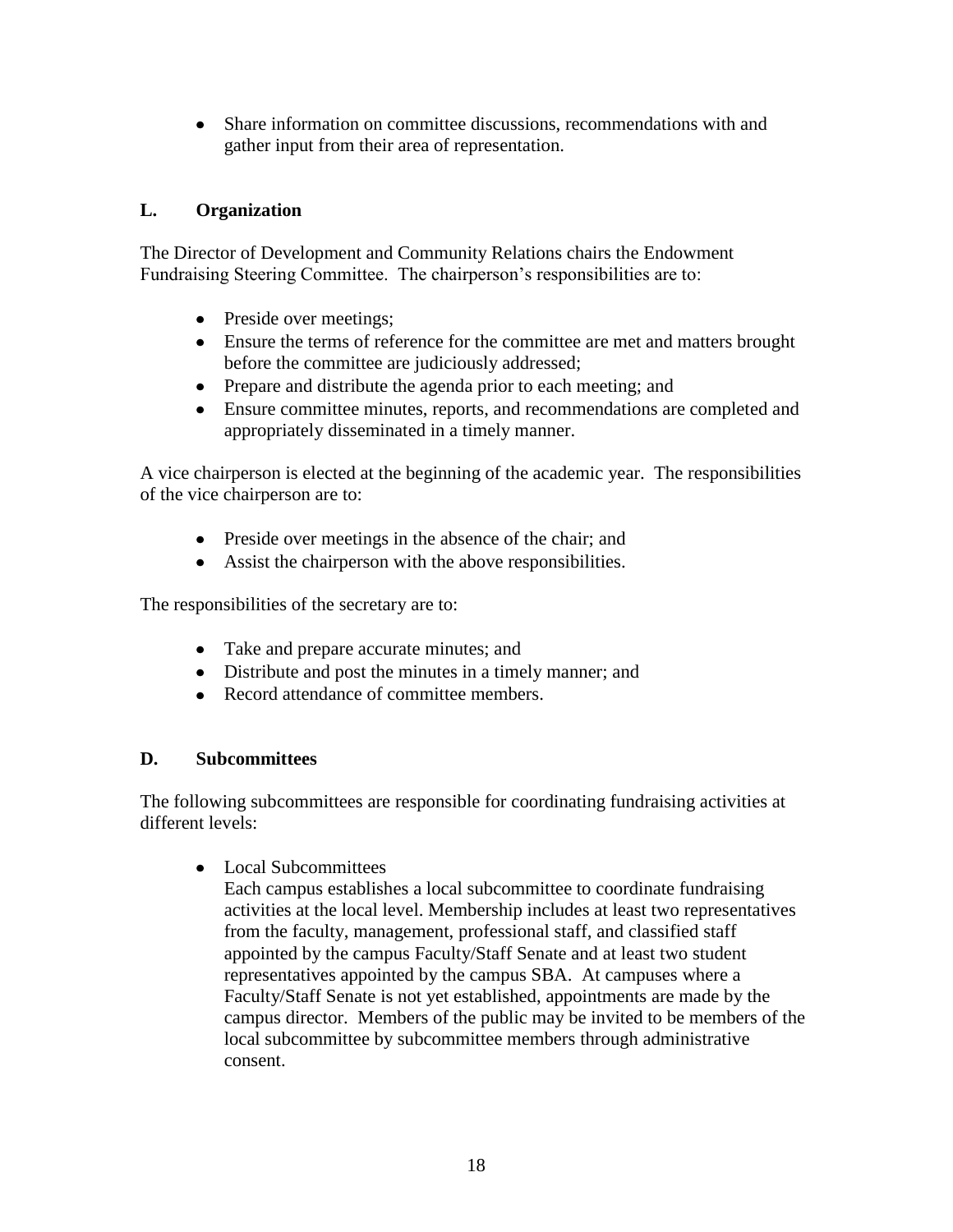- Share information on committee discussions, recommendations with and gather input from their area of representation.

### L. Organization

The Director of Development and Community Relations chairs the Endowment Fundraising Steering Committee. The chairperson's responsibilities are to:

- Preside over meetings;
- Ensure the terms of reference for the committee are met and matters brought before the committee are judiciously addressed;
- Prepare and distribute the agenda prior to each meeting; and
- Ensure committee minutes, reports, and recommendations are completed and appropriately disseminated in a timely manner.

A vice chairperson is elected at the beginning of the academic year. The responsibilities of the vice chairperson are to:

- Preside over meetings in the absence of the chair; and
- Assist the chairperson with the above responsibilities.

The responsibilities of the secretary are to:

- Take and prepare accurate minutes; and
- Distribute and post the minutes in a timely manner; and
- Record attendance of committee members.

### D. Subcommittees

The following subcommittees are responsible for coordinating fundraising activities at different levels:

- Local Subcommittees
  Each campus establishes a local subcommittee to coordinate fundraising activities at the local level. Membership includes at least two representatives from the faculty, management, professional staff, and classified staff appointed by the campus Faculty/Staff Senate and at least two student representatives appointed by the campus SBA. At campuses where a Faculty/Staff Senate is not yet established, appointments are made by the campus director. Members of the public may be invited to be members of the local subcommittee by subcommittee members through administrative consent.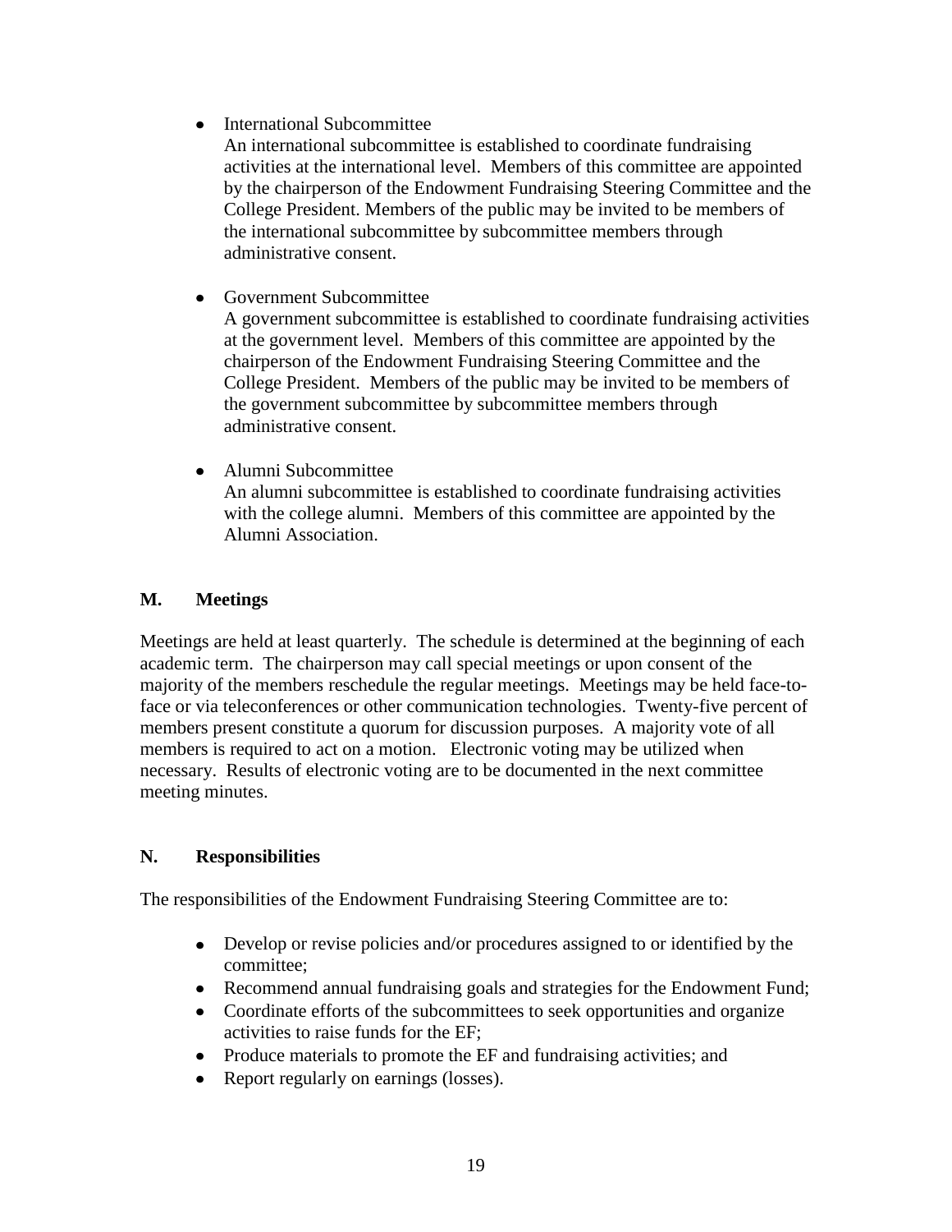- International Subcommittee
  An international subcommittee is established to coordinate fundraising activities at the international level. Members of this committee are appointed by the chairperson of the Endowment Fundraising Steering Committee and the College President. Members of the public may be invited to be members of the international subcommittee by subcommittee members through administrative consent.

- Government Subcommittee
  A government subcommittee is established to coordinate fundraising activities at the government level. Members of this committee are appointed by the chairperson of the Endowment Fundraising Steering Committee and the College President. Members of the public may be invited to be members of the government subcommittee by subcommittee members through administrative consent.

- Alumni Subcommittee
  An alumni subcommittee is established to coordinate fundraising activities with the college alumni. Members of this committee are appointed by the Alumni Association.

## M. Meetings

Meetings are held at least quarterly. The schedule is determined at the beginning of each academic term. The chairperson may call special meetings or upon consent of the majority of the members reschedule the regular meetings. Meetings may be held face-to-face or via teleconferences or other communication technologies. Twenty-five percent of members present constitute a quorum for discussion purposes. A majority vote of all members is required to act on a motion. Electronic voting may be utilized when necessary. Results of electronic voting are to be documented in the next committee meeting minutes.

## N. Responsibilities

The responsibilities of the Endowment Fundraising Steering Committee are to:

- Develop or revise policies and/or procedures assigned to or identified by the committee;
- Recommend annual fundraising goals and strategies for the Endowment Fund;
- Coordinate efforts of the subcommittees to seek opportunities and organize activities to raise funds for the EF;
- Produce materials to promote the EF and fundraising activities; and
- Report regularly on earnings (losses).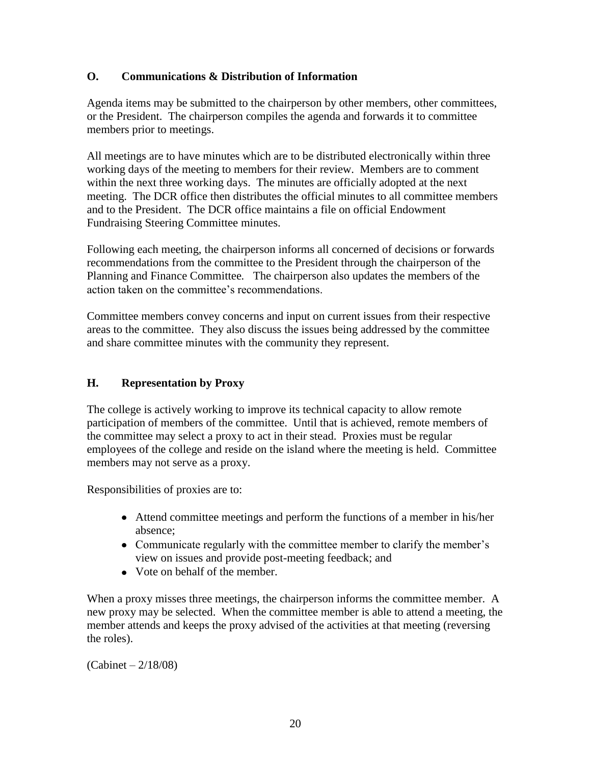### O. Communications & Distribution of Information

Agenda items may be submitted to the chairperson by other members, other committees, or the President. The chairperson compiles the agenda and forwards it to committee members prior to meetings.

All meetings are to have minutes which are to be distributed electronically within three working days of the meeting to members for their review. Members are to comment within the next three working days. The minutes are officially adopted at the next meeting. The DCR office then distributes the official minutes to all committee members and to the President. The DCR office maintains a file on official Endowment Fundraising Steering Committee minutes.

Following each meeting, the chairperson informs all concerned of decisions or forwards recommendations from the committee to the President through the chairperson of the Planning and Finance Committee. The chairperson also updates the members of the action taken on the committee's recommendations.

Committee members convey concerns and input on current issues from their respective areas to the committee. They also discuss the issues being addressed by the committee and share committee minutes with the community they represent.

### H. Representation by Proxy

The college is actively working to improve its technical capacity to allow remote participation of members of the committee. Until that is achieved, remote members of the committee may select a proxy to act in their stead. Proxies must be regular employees of the college and reside on the island where the meeting is held. Committee members may not serve as a proxy.

Responsibilities of proxies are to:

- Attend committee meetings and perform the functions of a member in his/her absence;
- Communicate regularly with the committee member to clarify the member's view on issues and provide post-meeting feedback; and
- Vote on behalf of the member.

When a proxy misses three meetings, the chairperson informs the committee member. A new proxy may be selected. When the committee member is able to attend a meeting, the member attends and keeps the proxy advised of the activities at that meeting (reversing the roles).

(Cabinet – 2/18/08)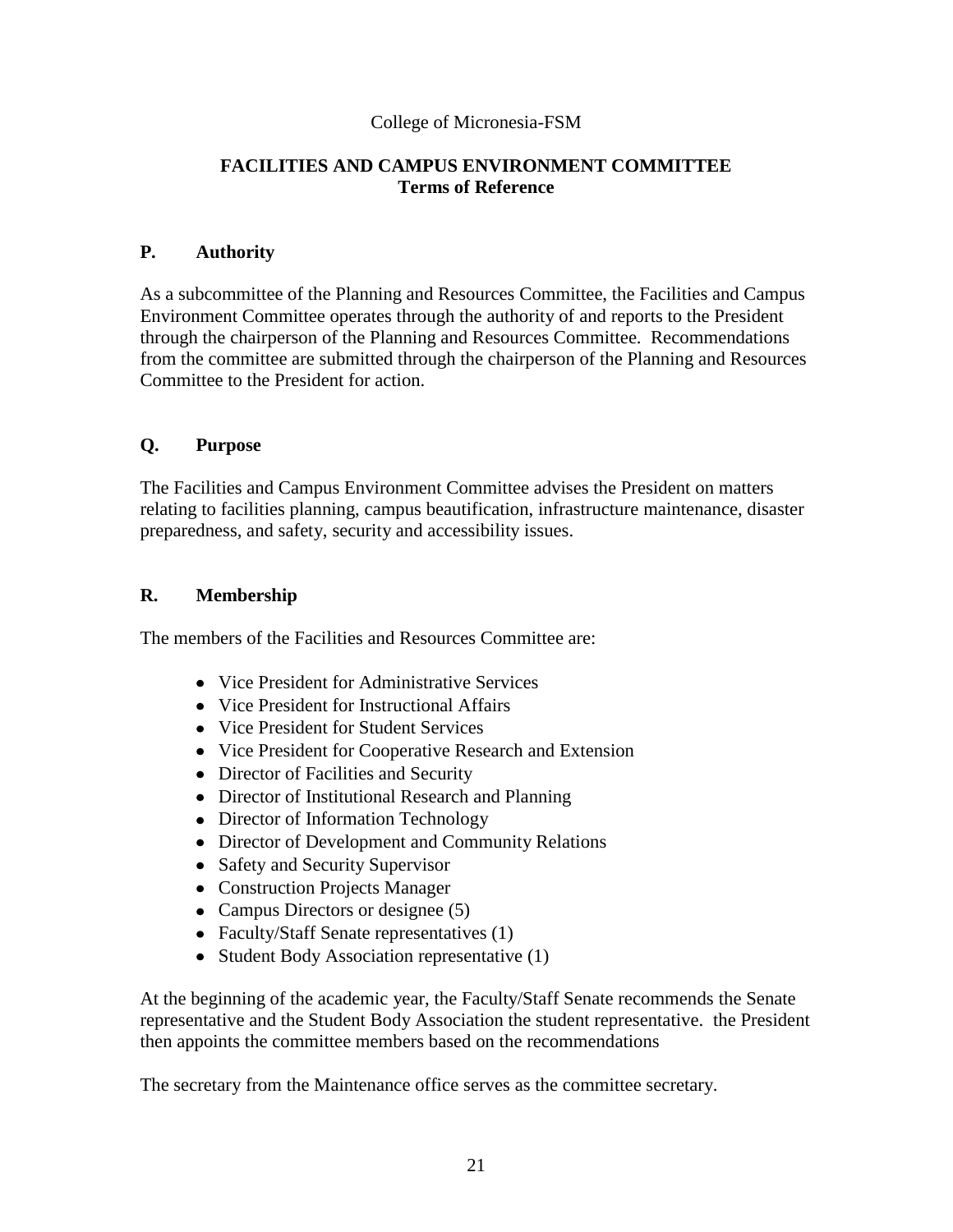College of Micronesia-FSM

## FACILITIES AND CAMPUS ENVIRONMENT COMMITTEE
## Terms of Reference

### P. Authority

As a subcommittee of the Planning and Resources Committee, the Facilities and Campus Environment Committee operates through the authority of and reports to the President through the chairperson of the Planning and Resources Committee. Recommendations from the committee are submitted through the chairperson of the Planning and Resources Committee to the President for action.

### Q. Purpose

The Facilities and Campus Environment Committee advises the President on matters relating to facilities planning, campus beautification, infrastructure maintenance, disaster preparedness, and safety, security and accessibility issues.

### R. Membership

The members of the Facilities and Resources Committee are:

- Vice President for Administrative Services
- Vice President for Instructional Affairs
- Vice President for Student Services
- Vice President for Cooperative Research and Extension
- Director of Facilities and Security
- Director of Institutional Research and Planning
- Director of Information Technology
- Director of Development and Community Relations
- Safety and Security Supervisor
- Construction Projects Manager
- Campus Directors or designee (5)
- Faculty/Staff Senate representatives (1)
- Student Body Association representative (1)

At the beginning of the academic year, the Faculty/Staff Senate recommends the Senate representative and the Student Body Association the student representative. the President then appoints the committee members based on the recommendations

The secretary from the Maintenance office serves as the committee secretary.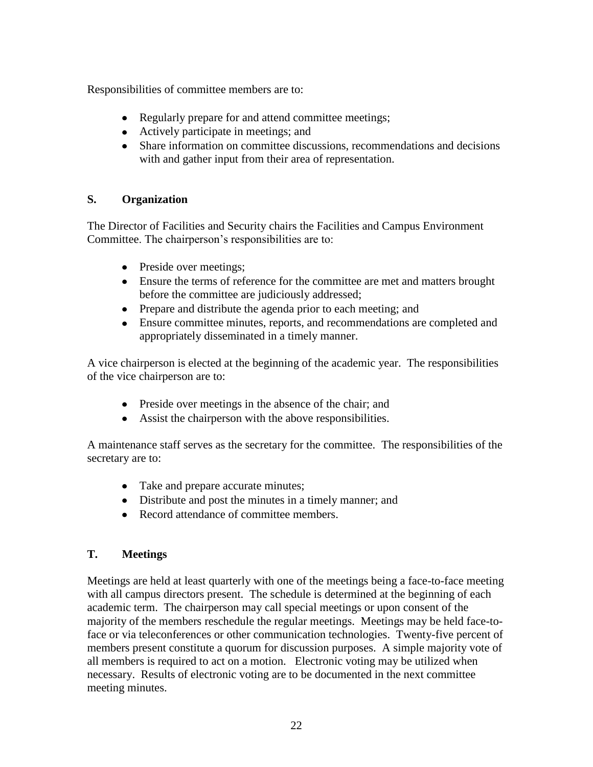Responsibilities of committee members are to:

- Regularly prepare for and attend committee meetings;
- Actively participate in meetings; and
- Share information on committee discussions, recommendations and decisions with and gather input from their area of representation.

## S. Organization

The Director of Facilities and Security chairs the Facilities and Campus Environment Committee. The chairperson's responsibilities are to:

- Preside over meetings;
- Ensure the terms of reference for the committee are met and matters brought before the committee are judiciously addressed;
- Prepare and distribute the agenda prior to each meeting; and
- Ensure committee minutes, reports, and recommendations are completed and appropriately disseminated in a timely manner.

A vice chairperson is elected at the beginning of the academic year. The responsibilities of the vice chairperson are to:

- Preside over meetings in the absence of the chair; and
- Assist the chairperson with the above responsibilities.

A maintenance staff serves as the secretary for the committee. The responsibilities of the secretary are to:

- Take and prepare accurate minutes;
- Distribute and post the minutes in a timely manner; and
- Record attendance of committee members.

## T. Meetings

Meetings are held at least quarterly with one of the meetings being a face-to-face meeting with all campus directors present. The schedule is determined at the beginning of each academic term. The chairperson may call special meetings or upon consent of the majority of the members reschedule the regular meetings. Meetings may be held face-to-face or via teleconferences or other communication technologies. Twenty-five percent of members present constitute a quorum for discussion purposes. A simple majority vote of all members is required to act on a motion. Electronic voting may be utilized when necessary. Results of electronic voting are to be documented in the next committee meeting minutes.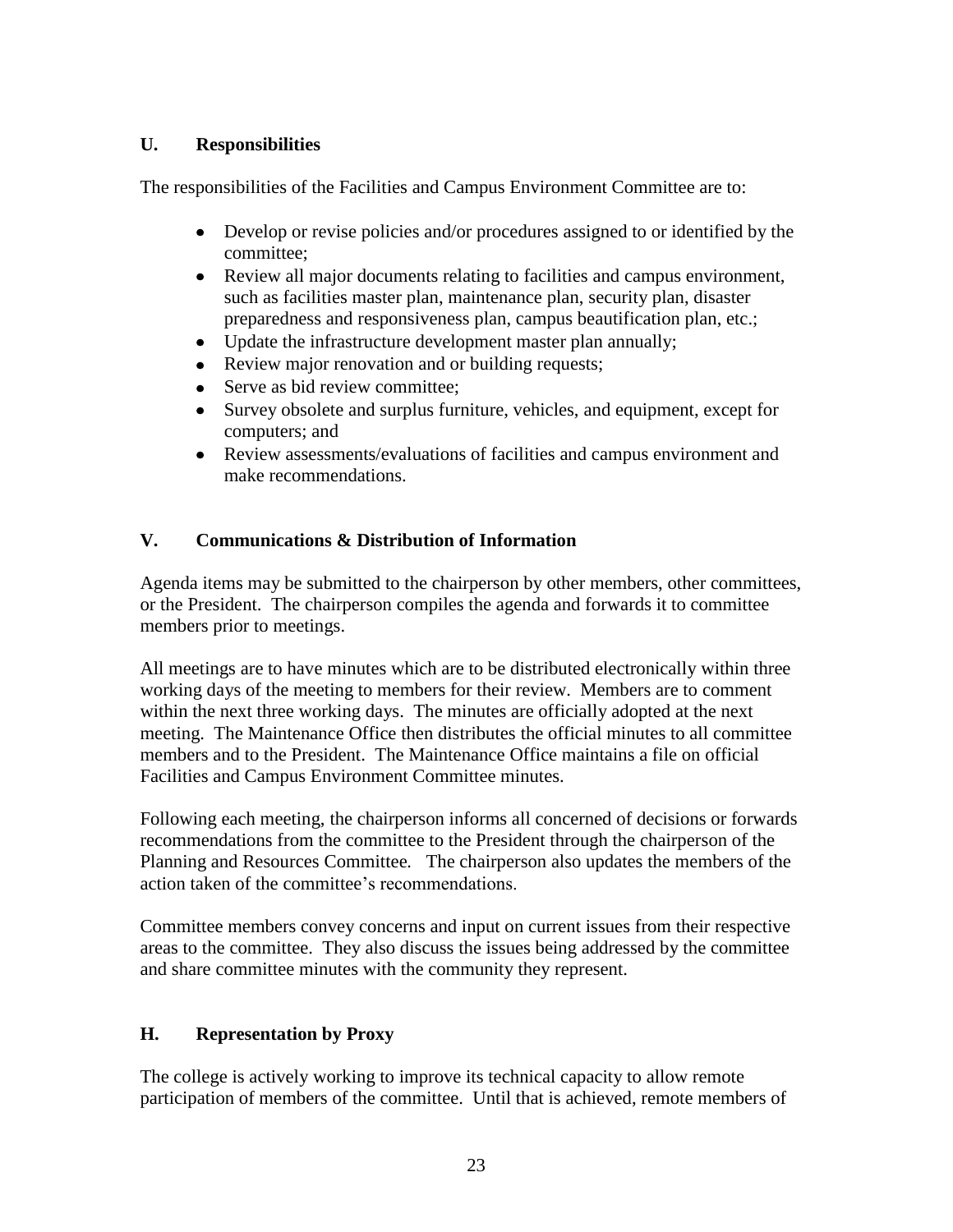## U. Responsibilities

The responsibilities of the Facilities and Campus Environment Committee are to:

- Develop or revise policies and/or procedures assigned to or identified by the committee;
- Review all major documents relating to facilities and campus environment, such as facilities master plan, maintenance plan, security plan, disaster preparedness and responsiveness plan, campus beautification plan, etc.;
- Update the infrastructure development master plan annually;
- Review major renovation and or building requests;
- Serve as bid review committee;
- Survey obsolete and surplus furniture, vehicles, and equipment, except for computers; and
- Review assessments/evaluations of facilities and campus environment and make recommendations.

## V. Communications & Distribution of Information

Agenda items may be submitted to the chairperson by other members, other committees, or the President. The chairperson compiles the agenda and forwards it to committee members prior to meetings.

All meetings are to have minutes which are to be distributed electronically within three working days of the meeting to members for their review. Members are to comment within the next three working days. The minutes are officially adopted at the next meeting. The Maintenance Office then distributes the official minutes to all committee members and to the President. The Maintenance Office maintains a file on official Facilities and Campus Environment Committee minutes.

Following each meeting, the chairperson informs all concerned of decisions or forwards recommendations from the committee to the President through the chairperson of the Planning and Resources Committee. The chairperson also updates the members of the action taken of the committee's recommendations.

Committee members convey concerns and input on current issues from their respective areas to the committee. They also discuss the issues being addressed by the committee and share committee minutes with the community they represent.

## H. Representation by Proxy

The college is actively working to improve its technical capacity to allow remote participation of members of the committee. Until that is achieved, remote members of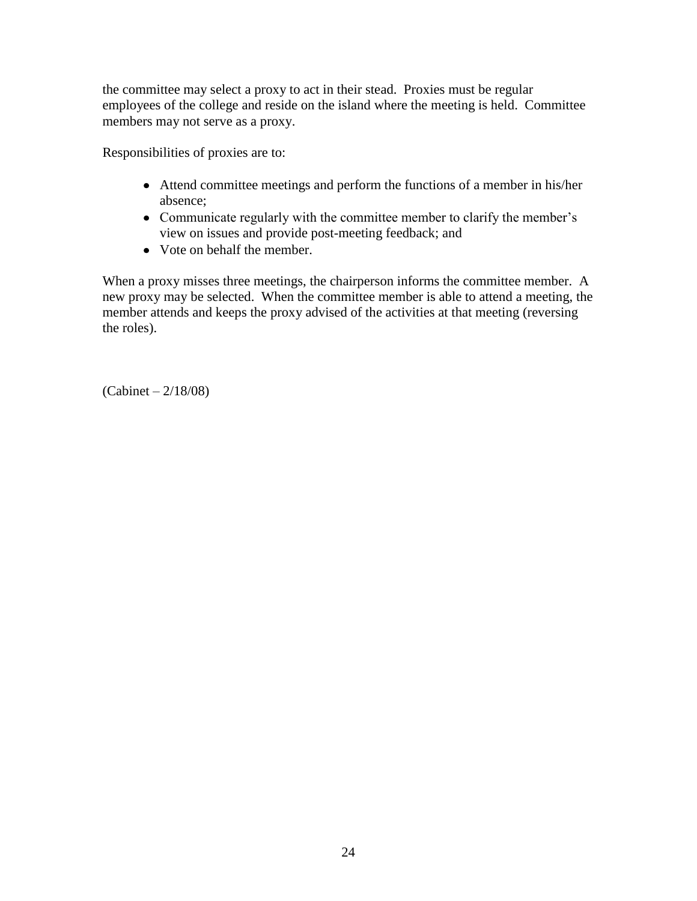the committee may select a proxy to act in their stead. Proxies must be regular employees of the college and reside on the island where the meeting is held. Committee members may not serve as a proxy.

Responsibilities of proxies are to:

- Attend committee meetings and perform the functions of a member in his/her absence;
- Communicate regularly with the committee member to clarify the member's view on issues and provide post-meeting feedback; and
- Vote on behalf the member.

When a proxy misses three meetings, the chairperson informs the committee member. A new proxy may be selected. When the committee member is able to attend a meeting, the member attends and keeps the proxy advised of the activities at that meeting (reversing the roles).

(Cabinet – 2/18/08)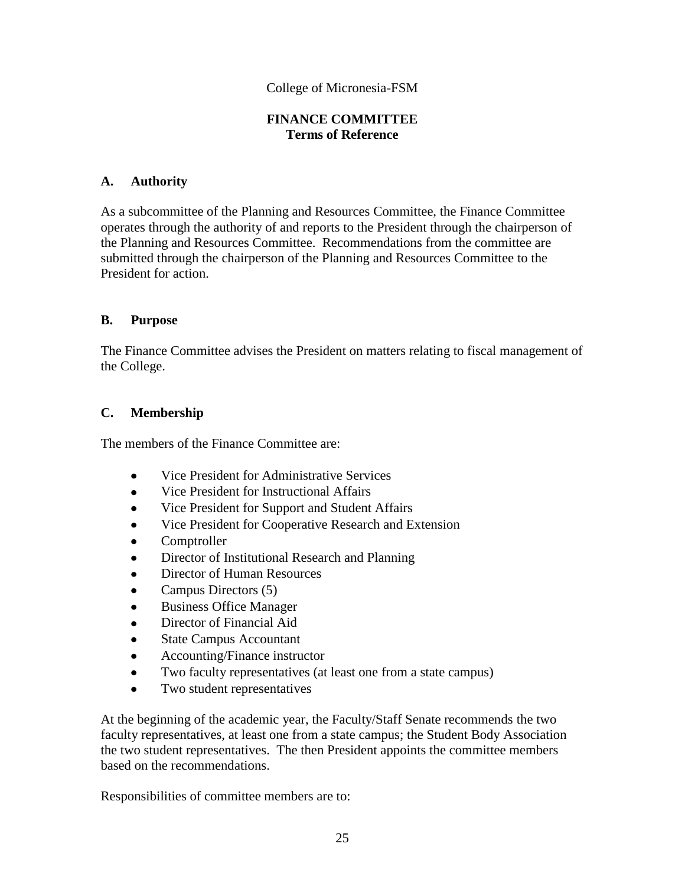College of Micronesia-FSM

**FINANCE COMMITTEE**
**Terms of Reference**

## A. Authority

As a subcommittee of the Planning and Resources Committee, the Finance Committee operates through the authority of and reports to the President through the chairperson of the Planning and Resources Committee. Recommendations from the committee are submitted through the chairperson of the Planning and Resources Committee to the President for action.

## B. Purpose

The Finance Committee advises the President on matters relating to fiscal management of the College.

## C. Membership

The members of the Finance Committee are:

- Vice President for Administrative Services
- Vice President for Instructional Affairs
- Vice President for Support and Student Affairs
- Vice President for Cooperative Research and Extension
- Comptroller
- Director of Institutional Research and Planning
- Director of Human Resources
- Campus Directors (5)
- Business Office Manager
- Director of Financial Aid
- State Campus Accountant
- Accounting/Finance instructor
- Two faculty representatives (at least one from a state campus)
- Two student representatives

At the beginning of the academic year, the Faculty/Staff Senate recommends the two faculty representatives, at least one from a state campus; the Student Body Association the two student representatives. The then President appoints the committee members based on the recommendations.

Responsibilities of committee members are to: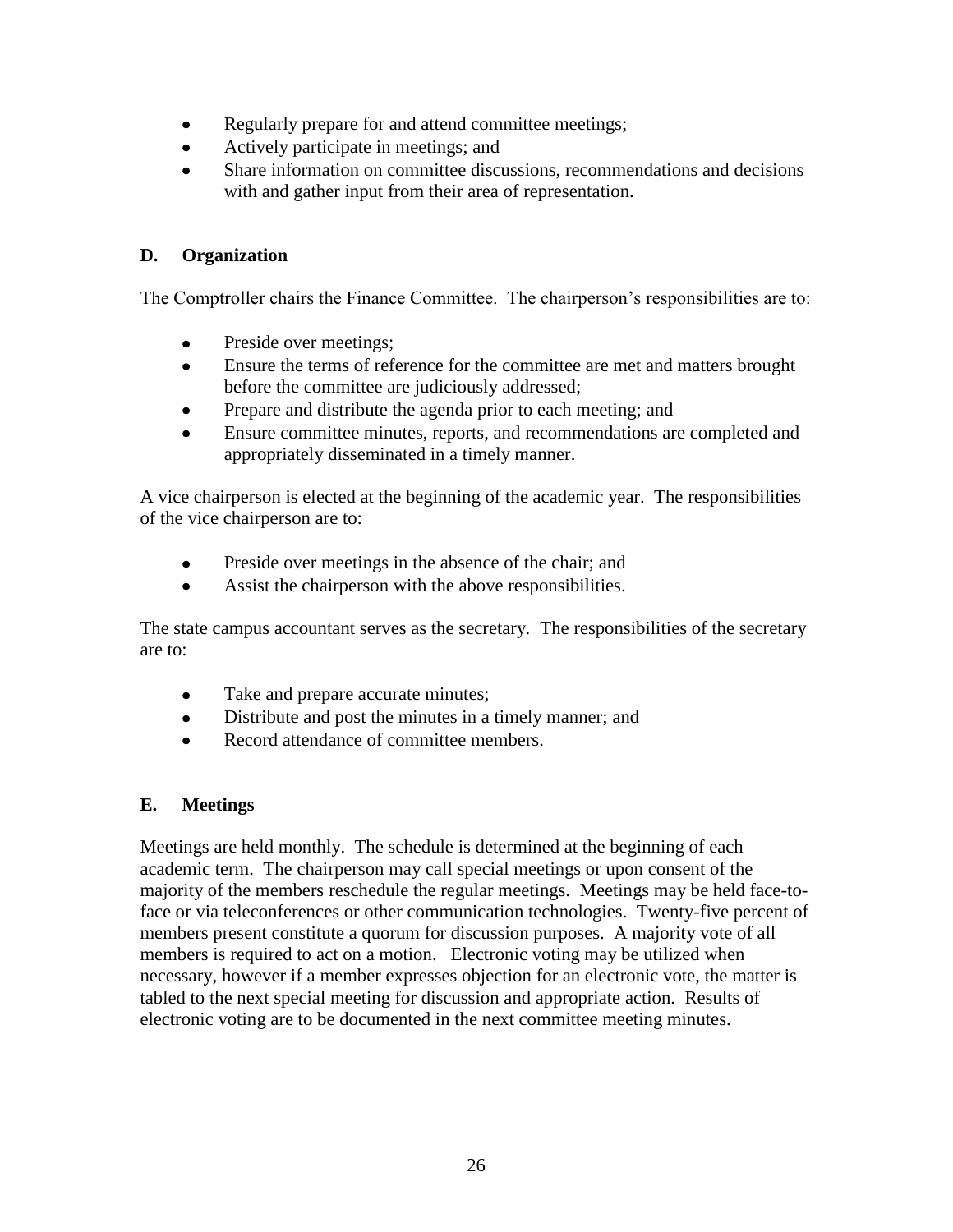- Regularly prepare for and attend committee meetings;
- Actively participate in meetings; and
- Share information on committee discussions, recommendations and decisions with and gather input from their area of representation.

### D. Organization

The Comptroller chairs the Finance Committee. The chairperson's responsibilities are to:

- Preside over meetings;
- Ensure the terms of reference for the committee are met and matters brought before the committee are judiciously addressed;
- Prepare and distribute the agenda prior to each meeting; and
- Ensure committee minutes, reports, and recommendations are completed and appropriately disseminated in a timely manner.

A vice chairperson is elected at the beginning of the academic year. The responsibilities of the vice chairperson are to:

- Preside over meetings in the absence of the chair; and
- Assist the chairperson with the above responsibilities.

The state campus accountant serves as the secretary. The responsibilities of the secretary are to:

- Take and prepare accurate minutes;
- Distribute and post the minutes in a timely manner; and
- Record attendance of committee members.

### E. Meetings

Meetings are held monthly. The schedule is determined at the beginning of each academic term. The chairperson may call special meetings or upon consent of the majority of the members reschedule the regular meetings. Meetings may be held face-to-face or via teleconferences or other communication technologies. Twenty-five percent of members present constitute a quorum for discussion purposes. A majority vote of all members is required to act on a motion. Electronic voting may be utilized when necessary, however if a member expresses objection for an electronic vote, the matter is tabled to the next special meeting for discussion and appropriate action. Results of electronic voting are to be documented in the next committee meeting minutes.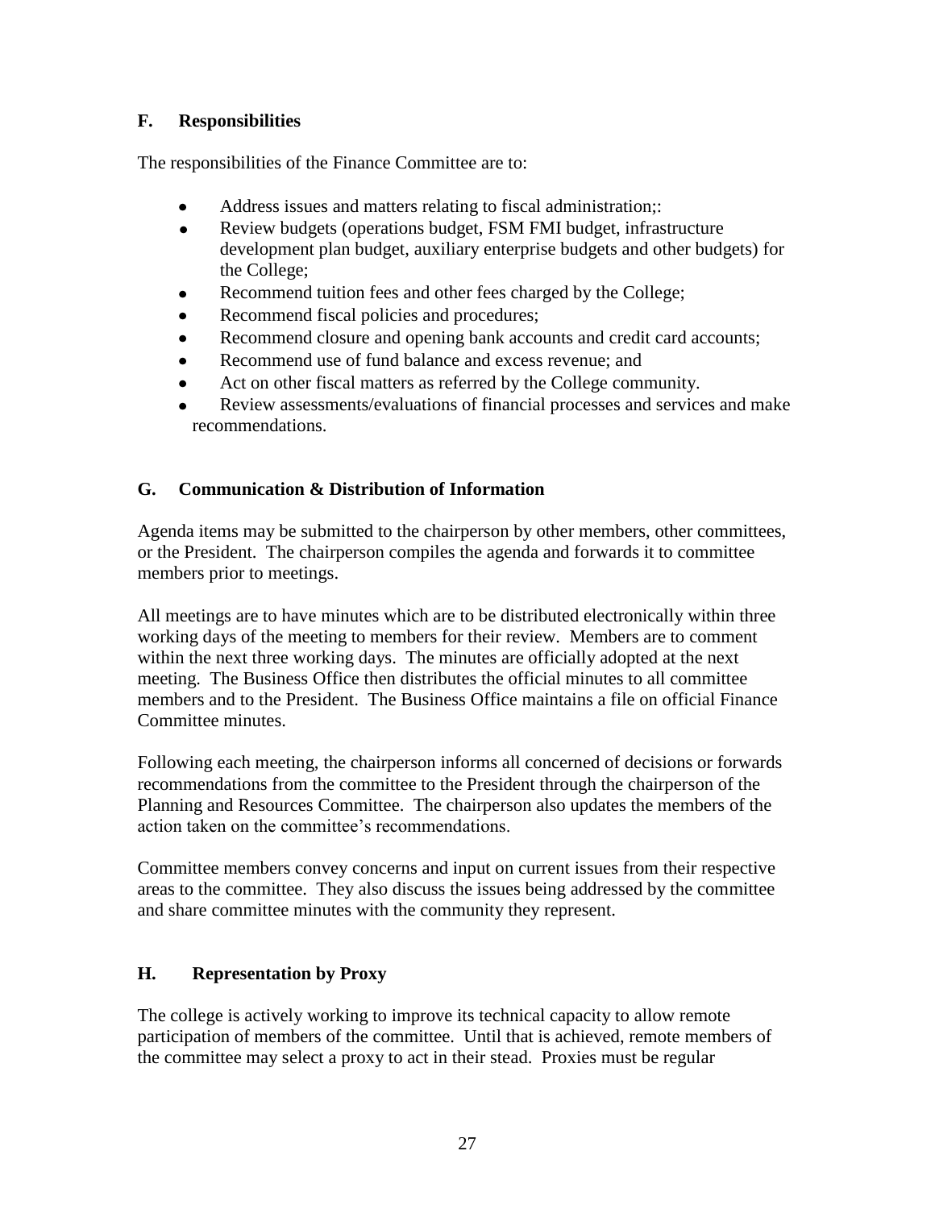## F. Responsibilities

The responsibilities of the Finance Committee are to:

- Address issues and matters relating to fiscal administration;:
- Review budgets (operations budget, FSM FMI budget, infrastructure development plan budget, auxiliary enterprise budgets and other budgets) for the College;
- Recommend tuition fees and other fees charged by the College;
- Recommend fiscal policies and procedures;
- Recommend closure and opening bank accounts and credit card accounts;
- Recommend use of fund balance and excess revenue; and
- Act on other fiscal matters as referred by the College community.
- Review assessments/evaluations of financial processes and services and make recommendations.

## G. Communication & Distribution of Information

Agenda items may be submitted to the chairperson by other members, other committees, or the President. The chairperson compiles the agenda and forwards it to committee members prior to meetings.

All meetings are to have minutes which are to be distributed electronically within three working days of the meeting to members for their review. Members are to comment within the next three working days. The minutes are officially adopted at the next meeting. The Business Office then distributes the official minutes to all committee members and to the President. The Business Office maintains a file on official Finance Committee minutes.

Following each meeting, the chairperson informs all concerned of decisions or forwards recommendations from the committee to the President through the chairperson of the Planning and Resources Committee. The chairperson also updates the members of the action taken on the committee's recommendations.

Committee members convey concerns and input on current issues from their respective areas to the committee. They also discuss the issues being addressed by the committee and share committee minutes with the community they represent.

## H. Representation by Proxy

The college is actively working to improve its technical capacity to allow remote participation of members of the committee. Until that is achieved, remote members of the committee may select a proxy to act in their stead. Proxies must be regular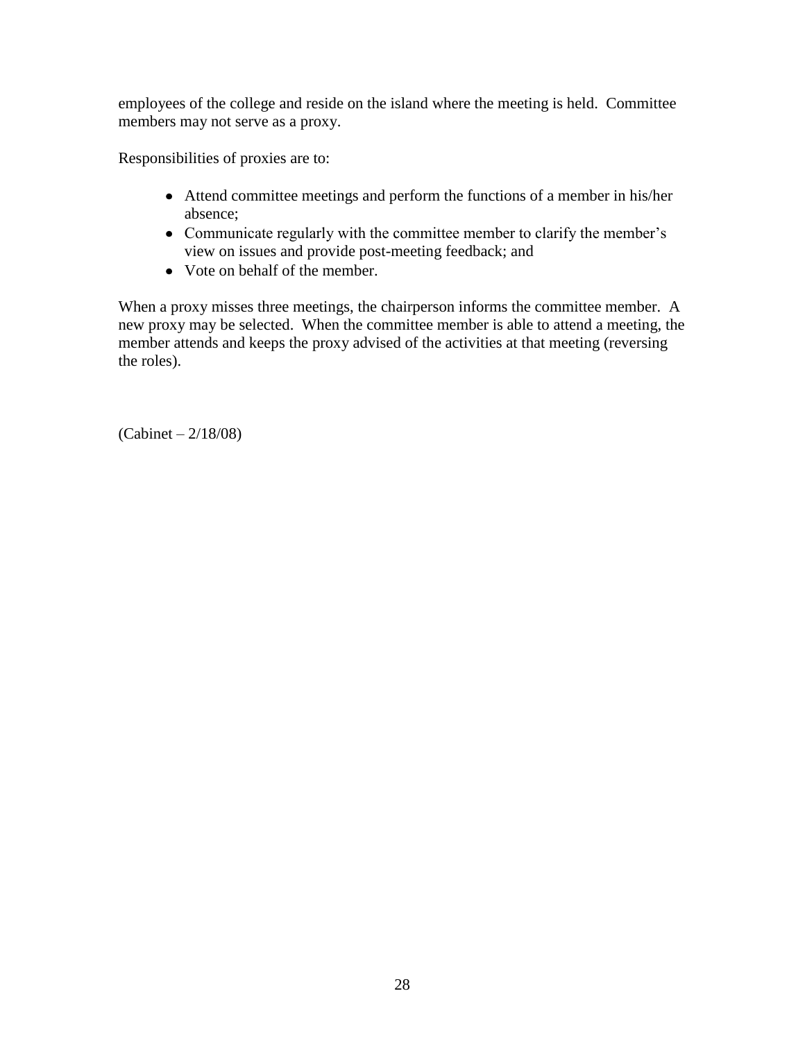employees of the college and reside on the island where the meeting is held. Committee members may not serve as a proxy.

Responsibilities of proxies are to:

- Attend committee meetings and perform the functions of a member in his/her absence;
- Communicate regularly with the committee member to clarify the member's view on issues and provide post-meeting feedback; and
- Vote on behalf of the member.

When a proxy misses three meetings, the chairperson informs the committee member. A new proxy may be selected. When the committee member is able to attend a meeting, the member attends and keeps the proxy advised of the activities at that meeting (reversing the roles).

(Cabinet – 2/18/08)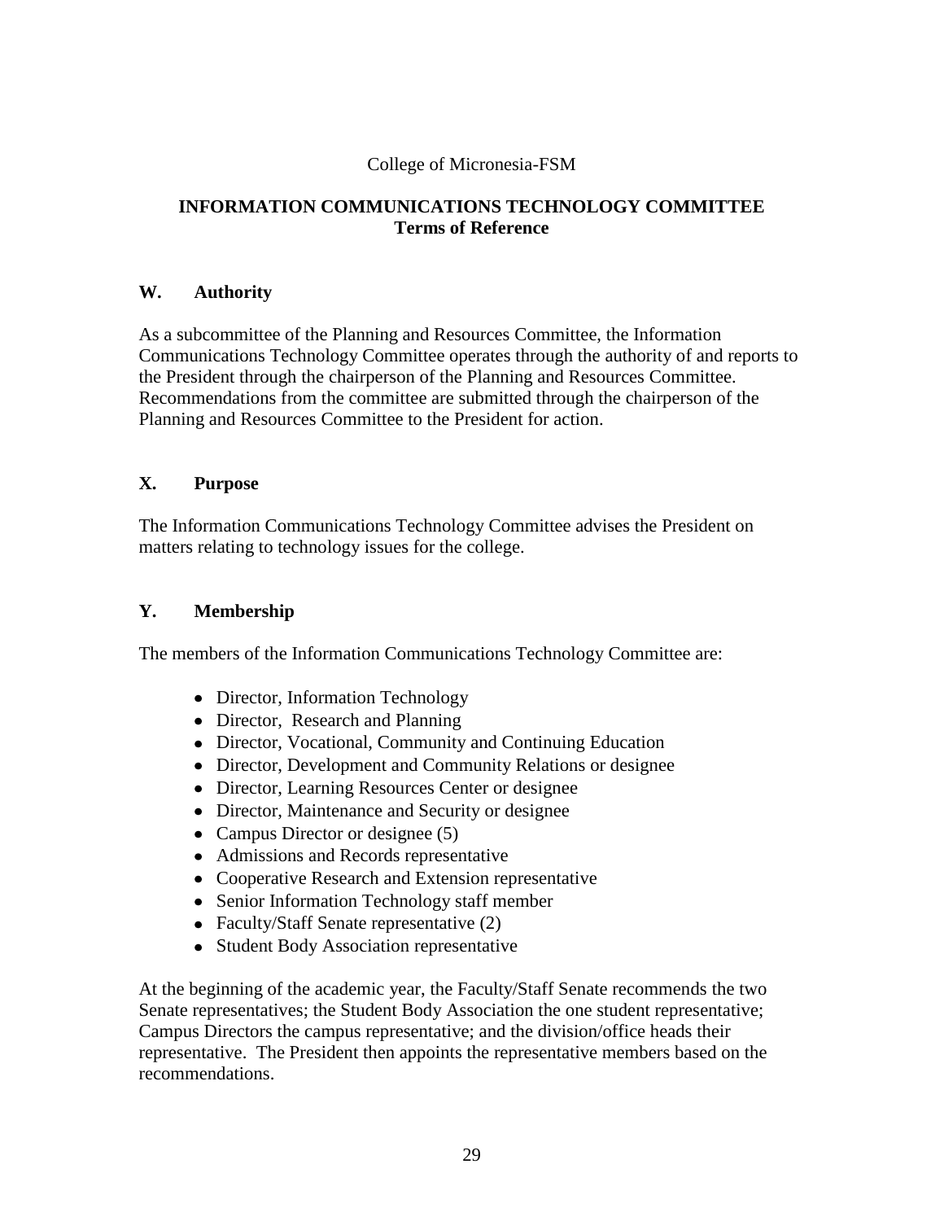College of Micronesia-FSM

# INFORMATION COMMUNICATIONS TECHNOLOGY COMMITTEE
## Terms of Reference

### W. Authority

As a subcommittee of the Planning and Resources Committee, the Information Communications Technology Committee operates through the authority of and reports to the President through the chairperson of the Planning and Resources Committee. Recommendations from the committee are submitted through the chairperson of the Planning and Resources Committee to the President for action.

### X. Purpose

The Information Communications Technology Committee advises the President on matters relating to technology issues for the college.

### Y. Membership

The members of the Information Communications Technology Committee are:

- Director, Information Technology
- Director, Research and Planning
- Director, Vocational, Community and Continuing Education
- Director, Development and Community Relations or designee
- Director, Learning Resources Center or designee
- Director, Maintenance and Security or designee
- Campus Director or designee (5)
- Admissions and Records representative
- Cooperative Research and Extension representative
- Senior Information Technology staff member
- Faculty/Staff Senate representative (2)
- Student Body Association representative

At the beginning of the academic year, the Faculty/Staff Senate recommends the two Senate representatives; the Student Body Association the one student representative; Campus Directors the campus representative; and the division/office heads their representative. The President then appoints the representative members based on the recommendations.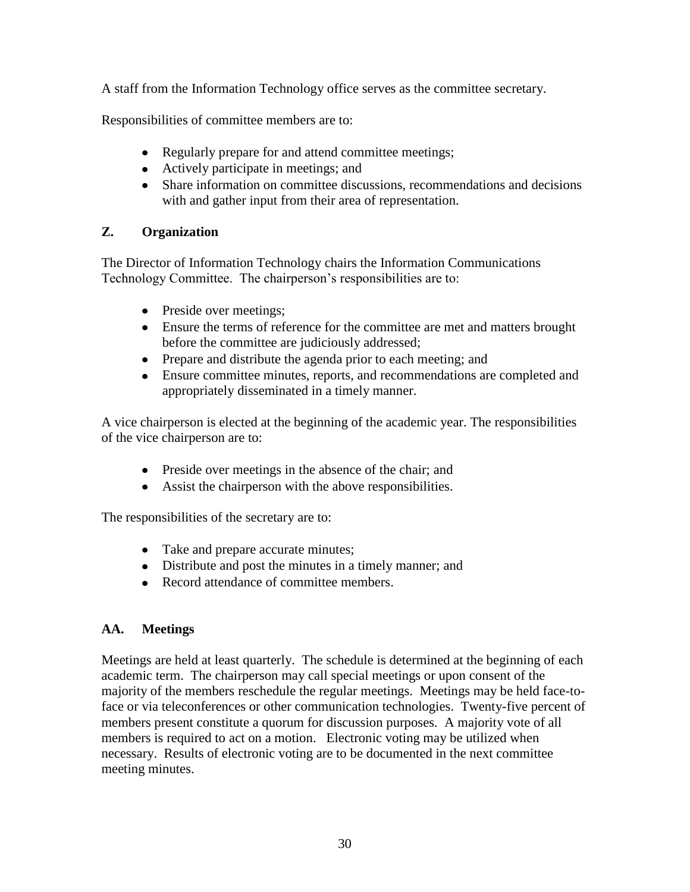A staff from the Information Technology office serves as the committee secretary.

Responsibilities of committee members are to:

- Regularly prepare for and attend committee meetings;
- Actively participate in meetings; and
- Share information on committee discussions, recommendations and decisions with and gather input from their area of representation.

### Z. Organization

The Director of Information Technology chairs the Information Communications Technology Committee. The chairperson's responsibilities are to:

- Preside over meetings;
- Ensure the terms of reference for the committee are met and matters brought before the committee are judiciously addressed;
- Prepare and distribute the agenda prior to each meeting; and
- Ensure committee minutes, reports, and recommendations are completed and appropriately disseminated in a timely manner.

A vice chairperson is elected at the beginning of the academic year. The responsibilities of the vice chairperson are to:

- Preside over meetings in the absence of the chair; and
- Assist the chairperson with the above responsibilities.

The responsibilities of the secretary are to:

- Take and prepare accurate minutes;
- Distribute and post the minutes in a timely manner; and
- Record attendance of committee members.

### AA. Meetings

Meetings are held at least quarterly. The schedule is determined at the beginning of each academic term. The chairperson may call special meetings or upon consent of the majority of the members reschedule the regular meetings. Meetings may be held face-to-face or via teleconferences or other communication technologies. Twenty-five percent of members present constitute a quorum for discussion purposes. A majority vote of all members is required to act on a motion. Electronic voting may be utilized when necessary. Results of electronic voting are to be documented in the next committee meeting minutes.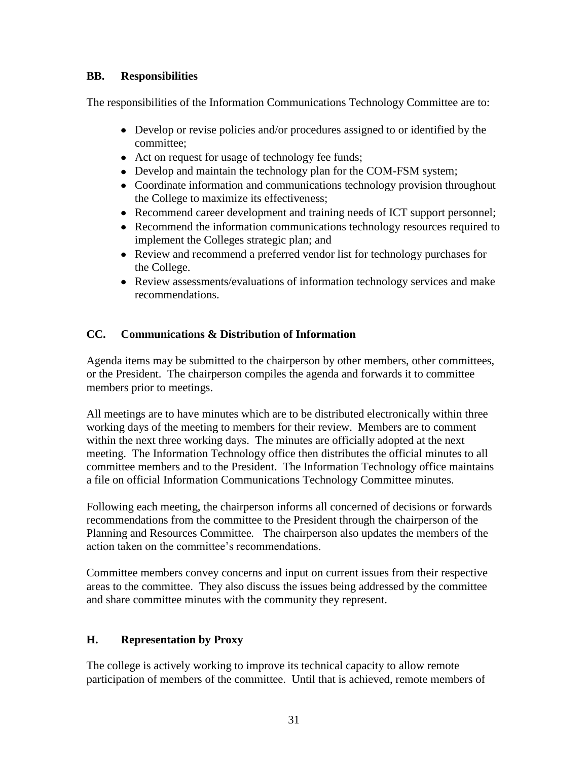### BB. Responsibilities

The responsibilities of the Information Communications Technology Committee are to:

- Develop or revise policies and/or procedures assigned to or identified by the committee;
- Act on request for usage of technology fee funds;
- Develop and maintain the technology plan for the COM-FSM system;
- Coordinate information and communications technology provision throughout the College to maximize its effectiveness;
- Recommend career development and training needs of ICT support personnel;
- Recommend the information communications technology resources required to implement the Colleges strategic plan; and
- Review and recommend a preferred vendor list for technology purchases for the College.
- Review assessments/evaluations of information technology services and make recommendations.

### CC. Communications & Distribution of Information

Agenda items may be submitted to the chairperson by other members, other committees, or the President. The chairperson compiles the agenda and forwards it to committee members prior to meetings.

All meetings are to have minutes which are to be distributed electronically within three working days of the meeting to members for their review. Members are to comment within the next three working days. The minutes are officially adopted at the next meeting. The Information Technology office then distributes the official minutes to all committee members and to the President. The Information Technology office maintains a file on official Information Communications Technology Committee minutes.

Following each meeting, the chairperson informs all concerned of decisions or forwards recommendations from the committee to the President through the chairperson of the Planning and Resources Committee. The chairperson also updates the members of the action taken on the committee's recommendations.

Committee members convey concerns and input on current issues from their respective areas to the committee. They also discuss the issues being addressed by the committee and share committee minutes with the community they represent.

### H. Representation by Proxy

The college is actively working to improve its technical capacity to allow remote participation of members of the committee. Until that is achieved, remote members of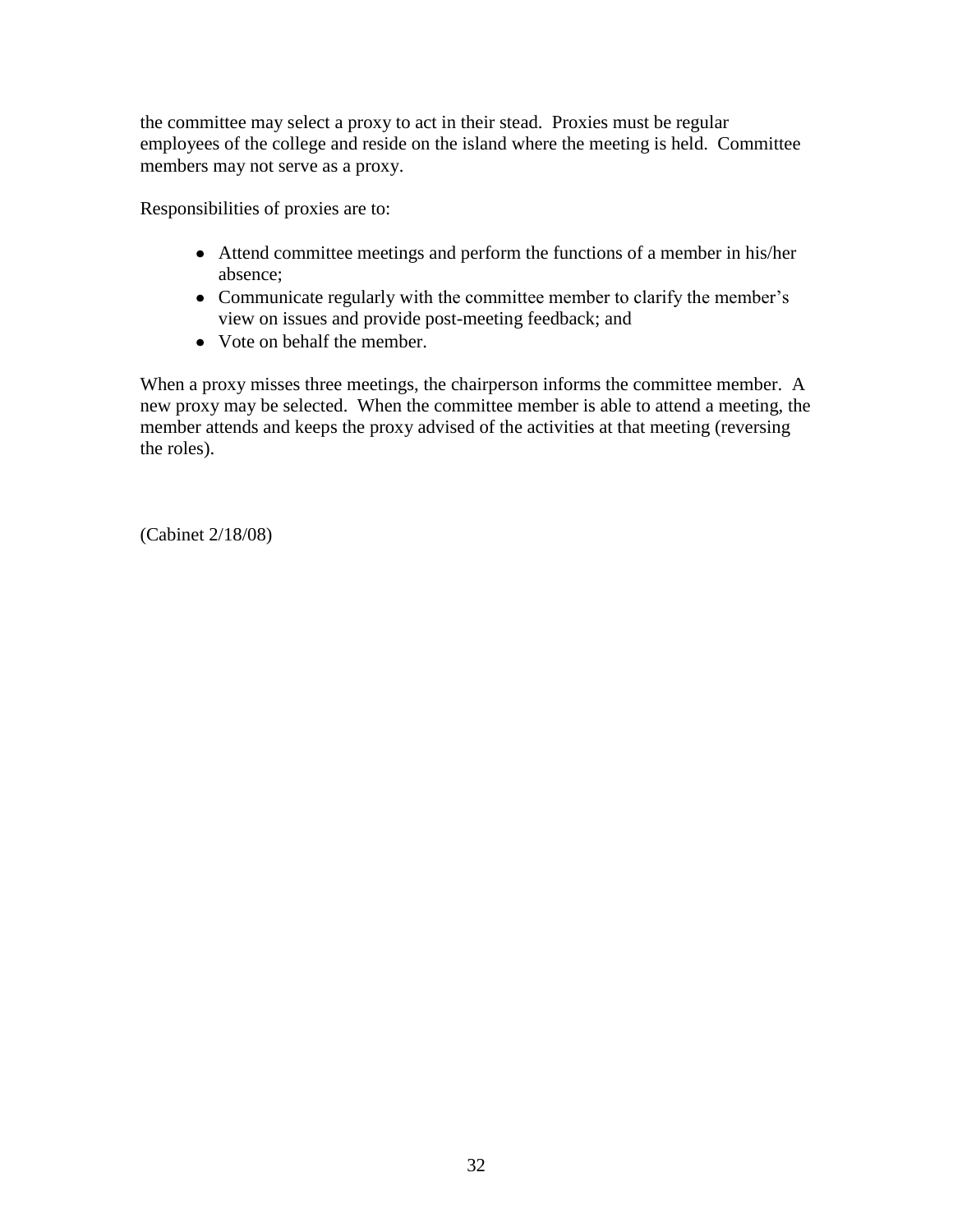the committee may select a proxy to act in their stead. Proxies must be regular employees of the college and reside on the island where the meeting is held. Committee members may not serve as a proxy.

Responsibilities of proxies are to:

- Attend committee meetings and perform the functions of a member in his/her absence;
- Communicate regularly with the committee member to clarify the member's view on issues and provide post-meeting feedback; and
- Vote on behalf the member.

When a proxy misses three meetings, the chairperson informs the committee member. A new proxy may be selected. When the committee member is able to attend a meeting, the member attends and keeps the proxy advised of the activities at that meeting (reversing the roles).

(Cabinet 2/18/08)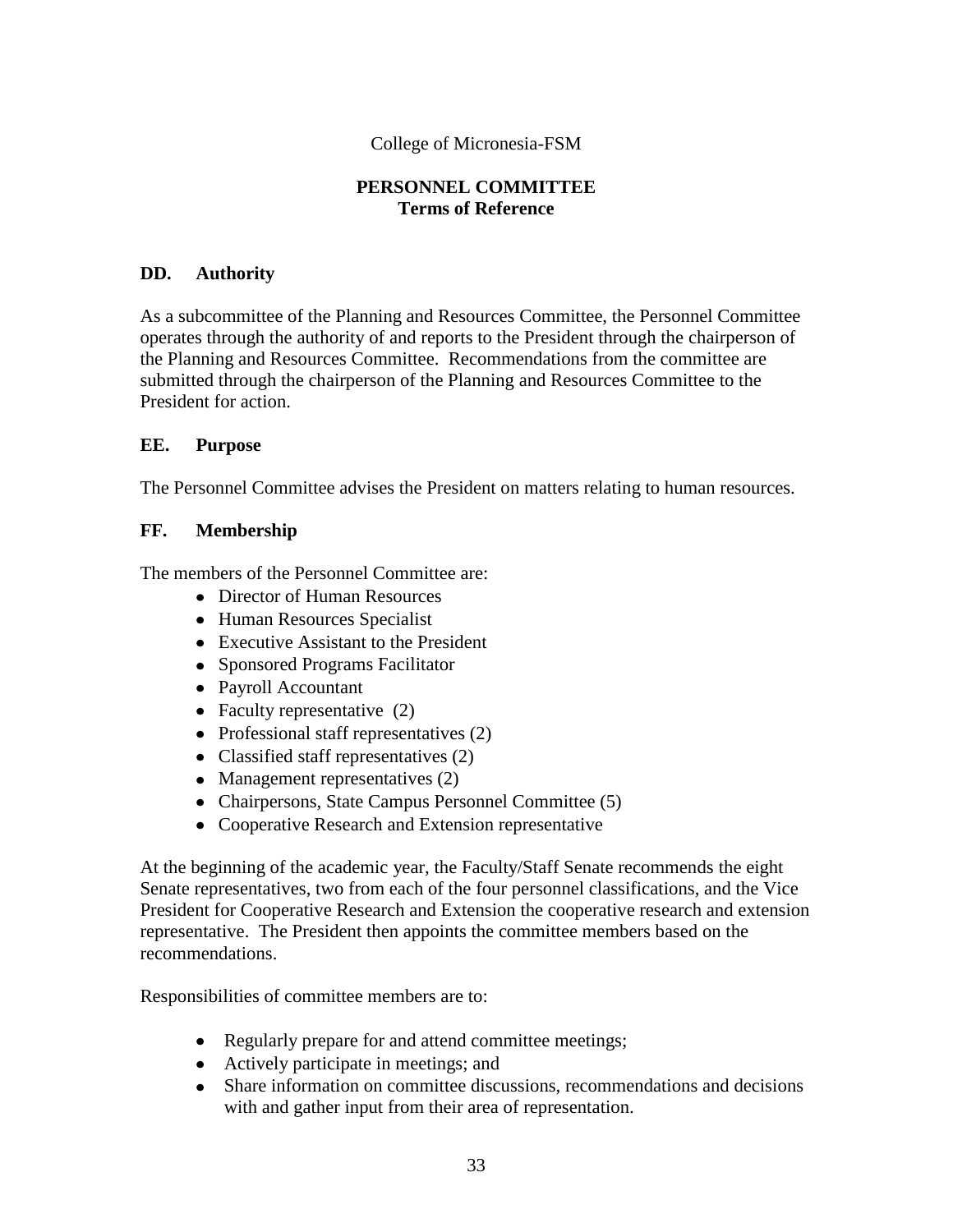College of Micronesia-FSM

**PERSONNEL COMMITTEE**
**Terms of Reference**

### DD. Authority

As a subcommittee of the Planning and Resources Committee, the Personnel Committee operates through the authority of and reports to the President through the chairperson of the Planning and Resources Committee. Recommendations from the committee are submitted through the chairperson of the Planning and Resources Committee to the President for action.

### EE. Purpose

The Personnel Committee advises the President on matters relating to human resources.

### FF. Membership

The members of the Personnel Committee are:

- Director of Human Resources
- Human Resources Specialist
- Executive Assistant to the President
- Sponsored Programs Facilitator
- Payroll Accountant
- Faculty representative (2)
- Professional staff representatives (2)
- Classified staff representatives (2)
- Management representatives (2)
- Chairpersons, State Campus Personnel Committee (5)
- Cooperative Research and Extension representative

At the beginning of the academic year, the Faculty/Staff Senate recommends the eight Senate representatives, two from each of the four personnel classifications, and the Vice President for Cooperative Research and Extension the cooperative research and extension representative. The President then appoints the committee members based on the recommendations.

Responsibilities of committee members are to:

- Regularly prepare for and attend committee meetings;
- Actively participate in meetings; and
- Share information on committee discussions, recommendations and decisions with and gather input from their area of representation.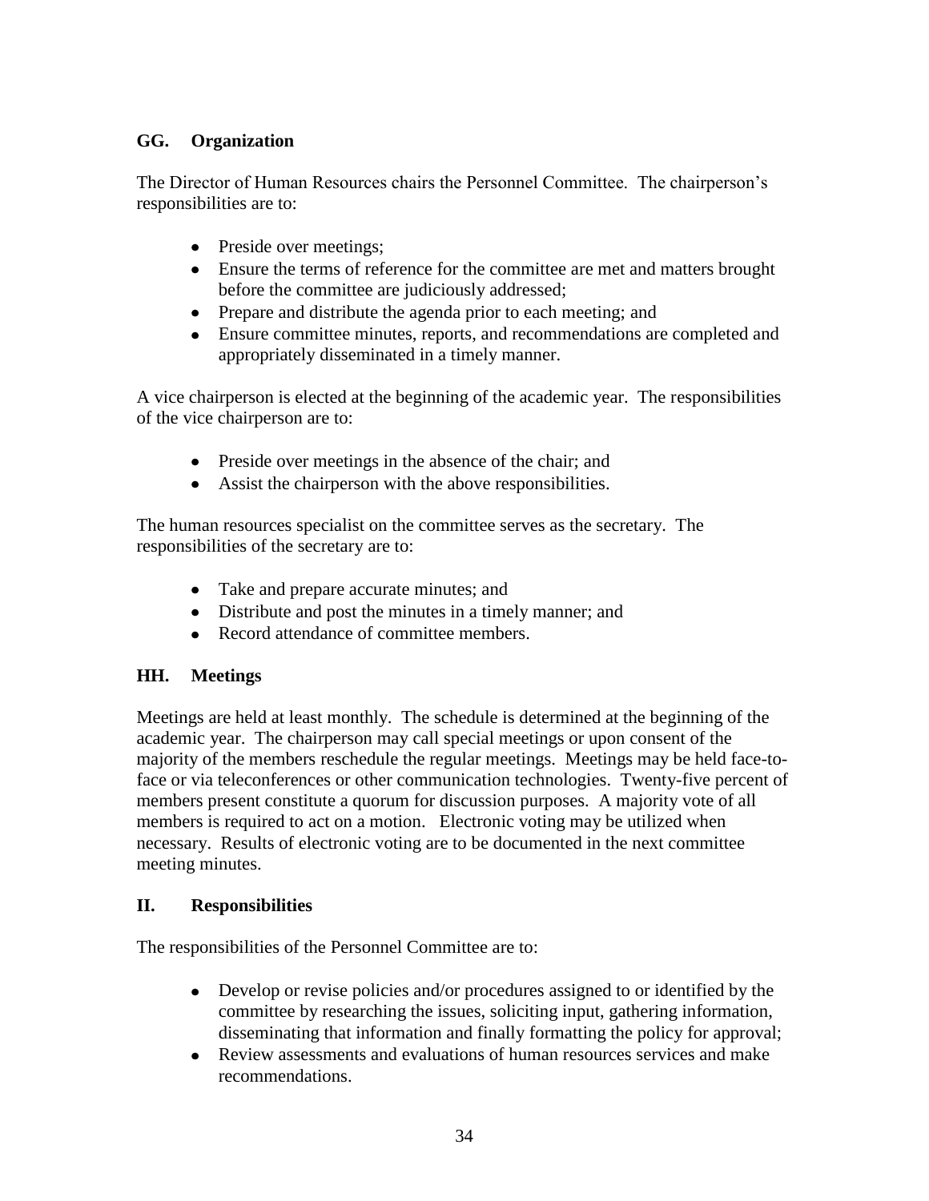## GG. Organization

The Director of Human Resources chairs the Personnel Committee. The chairperson's responsibilities are to:

- Preside over meetings;
- Ensure the terms of reference for the committee are met and matters brought before the committee are judiciously addressed;
- Prepare and distribute the agenda prior to each meeting; and
- Ensure committee minutes, reports, and recommendations are completed and appropriately disseminated in a timely manner.

A vice chairperson is elected at the beginning of the academic year. The responsibilities of the vice chairperson are to:

- Preside over meetings in the absence of the chair; and
- Assist the chairperson with the above responsibilities.

The human resources specialist on the committee serves as the secretary. The responsibilities of the secretary are to:

- Take and prepare accurate minutes; and
- Distribute and post the minutes in a timely manner; and
- Record attendance of committee members.

## HH. Meetings

Meetings are held at least monthly. The schedule is determined at the beginning of the academic year. The chairperson may call special meetings or upon consent of the majority of the members reschedule the regular meetings. Meetings may be held face-to-face or via teleconferences or other communication technologies. Twenty-five percent of members present constitute a quorum for discussion purposes. A majority vote of all members is required to act on a motion. Electronic voting may be utilized when necessary. Results of electronic voting are to be documented in the next committee meeting minutes.

## II. Responsibilities

The responsibilities of the Personnel Committee are to:

- Develop or revise policies and/or procedures assigned to or identified by the committee by researching the issues, soliciting input, gathering information, disseminating that information and finally formatting the policy for approval;
- Review assessments and evaluations of human resources services and make recommendations.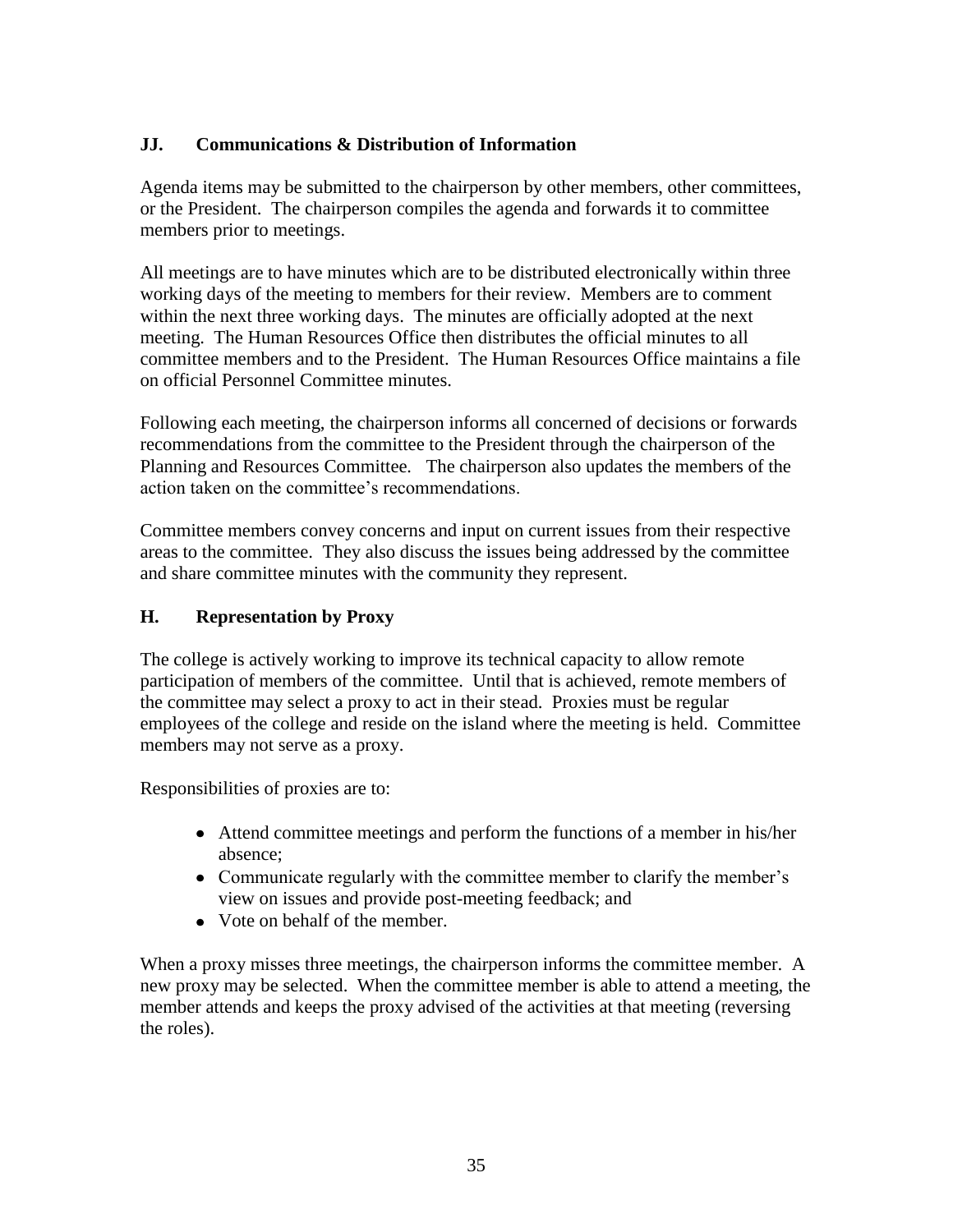## JJ. Communications & Distribution of Information

Agenda items may be submitted to the chairperson by other members, other committees, or the President. The chairperson compiles the agenda and forwards it to committee members prior to meetings.

All meetings are to have minutes which are to be distributed electronically within three working days of the meeting to members for their review. Members are to comment within the next three working days. The minutes are officially adopted at the next meeting. The Human Resources Office then distributes the official minutes to all committee members and to the President. The Human Resources Office maintains a file on official Personnel Committee minutes.

Following each meeting, the chairperson informs all concerned of decisions or forwards recommendations from the committee to the President through the chairperson of the Planning and Resources Committee. The chairperson also updates the members of the action taken on the committee's recommendations.

Committee members convey concerns and input on current issues from their respective areas to the committee. They also discuss the issues being addressed by the committee and share committee minutes with the community they represent.

## H. Representation by Proxy

The college is actively working to improve its technical capacity to allow remote participation of members of the committee. Until that is achieved, remote members of the committee may select a proxy to act in their stead. Proxies must be regular employees of the college and reside on the island where the meeting is held. Committee members may not serve as a proxy.

Responsibilities of proxies are to:

- Attend committee meetings and perform the functions of a member in his/her absence;
- Communicate regularly with the committee member to clarify the member's view on issues and provide post-meeting feedback; and
- Vote on behalf of the member.

When a proxy misses three meetings, the chairperson informs the committee member. A new proxy may be selected. When the committee member is able to attend a meeting, the member attends and keeps the proxy advised of the activities at that meeting (reversing the roles).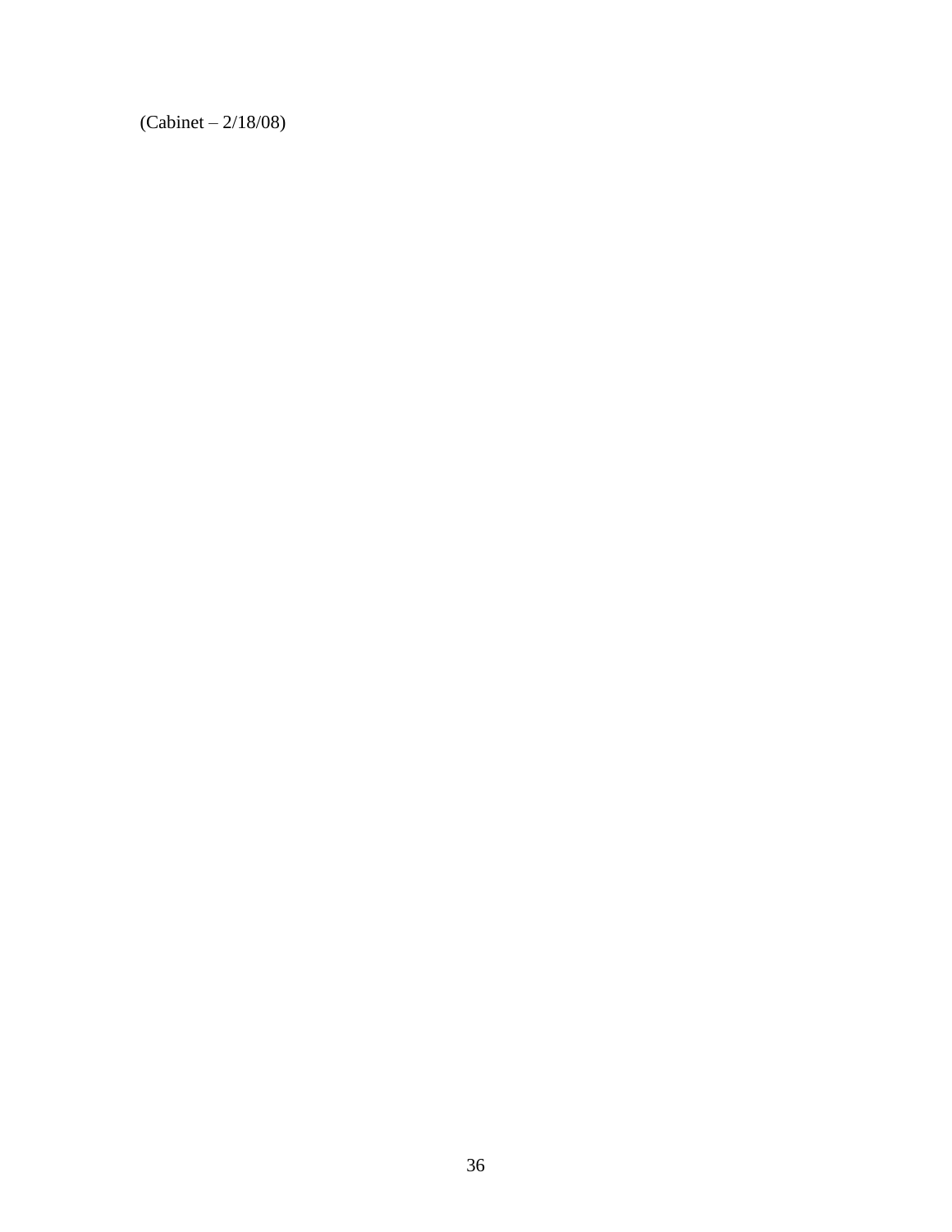(Cabinet – 2/18/08)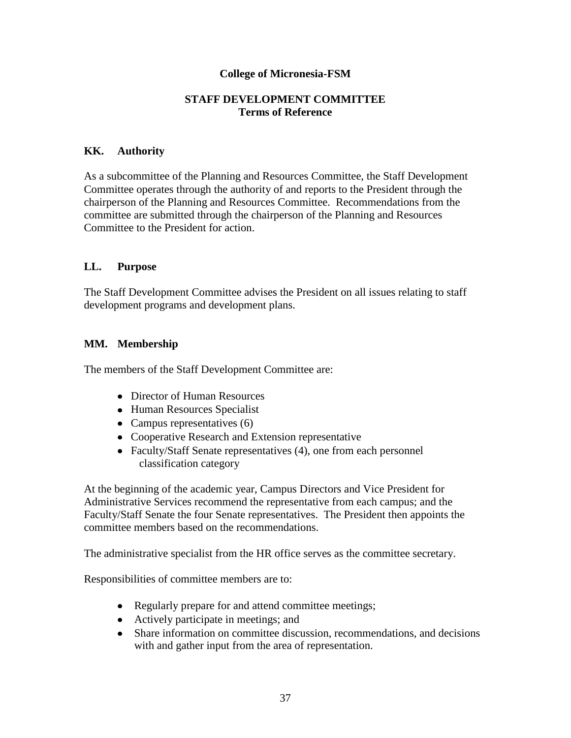**College of Micronesia-FSM**

**STAFF DEVELOPMENT COMMITTEE**
**Terms of Reference**

### KK. Authority

As a subcommittee of the Planning and Resources Committee, the Staff Development Committee operates through the authority of and reports to the President through the chairperson of the Planning and Resources Committee. Recommendations from the committee are submitted through the chairperson of the Planning and Resources Committee to the President for action.

### LL. Purpose

The Staff Development Committee advises the President on all issues relating to staff development programs and development plans.

### MM. Membership

The members of the Staff Development Committee are:

- Director of Human Resources
- Human Resources Specialist
- Campus representatives (6)
- Cooperative Research and Extension representative
- Faculty/Staff Senate representatives (4), one from each personnel classification category

At the beginning of the academic year, Campus Directors and Vice President for Administrative Services recommend the representative from each campus; and the Faculty/Staff Senate the four Senate representatives. The President then appoints the committee members based on the recommendations.

The administrative specialist from the HR office serves as the committee secretary.

Responsibilities of committee members are to:

- Regularly prepare for and attend committee meetings;
- Actively participate in meetings; and
- Share information on committee discussion, recommendations, and decisions with and gather input from the area of representation.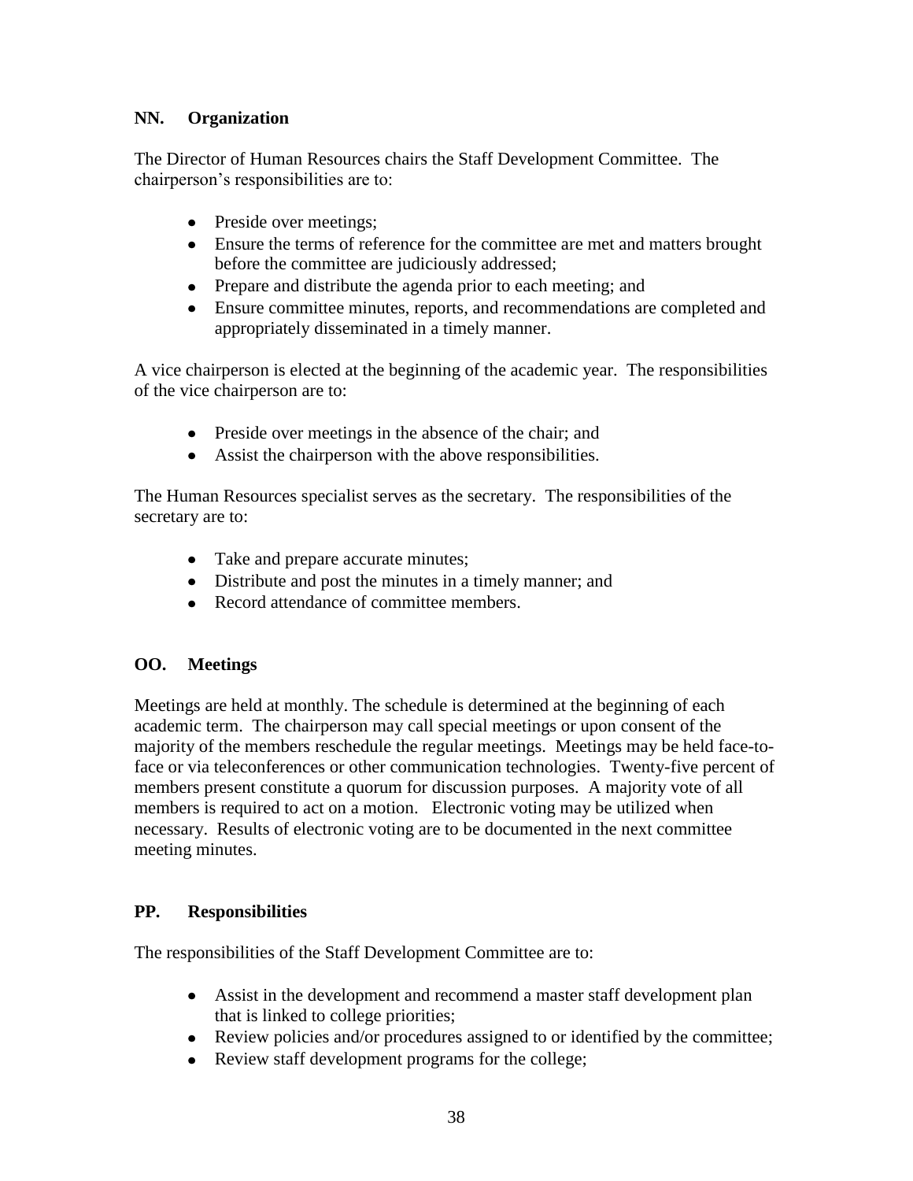## NN. Organization

The Director of Human Resources chairs the Staff Development Committee. The chairperson's responsibilities are to:

- Preside over meetings;
- Ensure the terms of reference for the committee are met and matters brought before the committee are judiciously addressed;
- Prepare and distribute the agenda prior to each meeting; and
- Ensure committee minutes, reports, and recommendations are completed and appropriately disseminated in a timely manner.

A vice chairperson is elected at the beginning of the academic year. The responsibilities of the vice chairperson are to:

- Preside over meetings in the absence of the chair; and
- Assist the chairperson with the above responsibilities.

The Human Resources specialist serves as the secretary. The responsibilities of the secretary are to:

- Take and prepare accurate minutes;
- Distribute and post the minutes in a timely manner; and
- Record attendance of committee members.

## OO. Meetings

Meetings are held at monthly. The schedule is determined at the beginning of each academic term. The chairperson may call special meetings or upon consent of the majority of the members reschedule the regular meetings. Meetings may be held face-to-face or via teleconferences or other communication technologies. Twenty-five percent of members present constitute a quorum for discussion purposes. A majority vote of all members is required to act on a motion. Electronic voting may be utilized when necessary. Results of electronic voting are to be documented in the next committee meeting minutes.

## PP. Responsibilities

The responsibilities of the Staff Development Committee are to:

- Assist in the development and recommend a master staff development plan that is linked to college priorities;
- Review policies and/or procedures assigned to or identified by the committee;
- Review staff development programs for the college;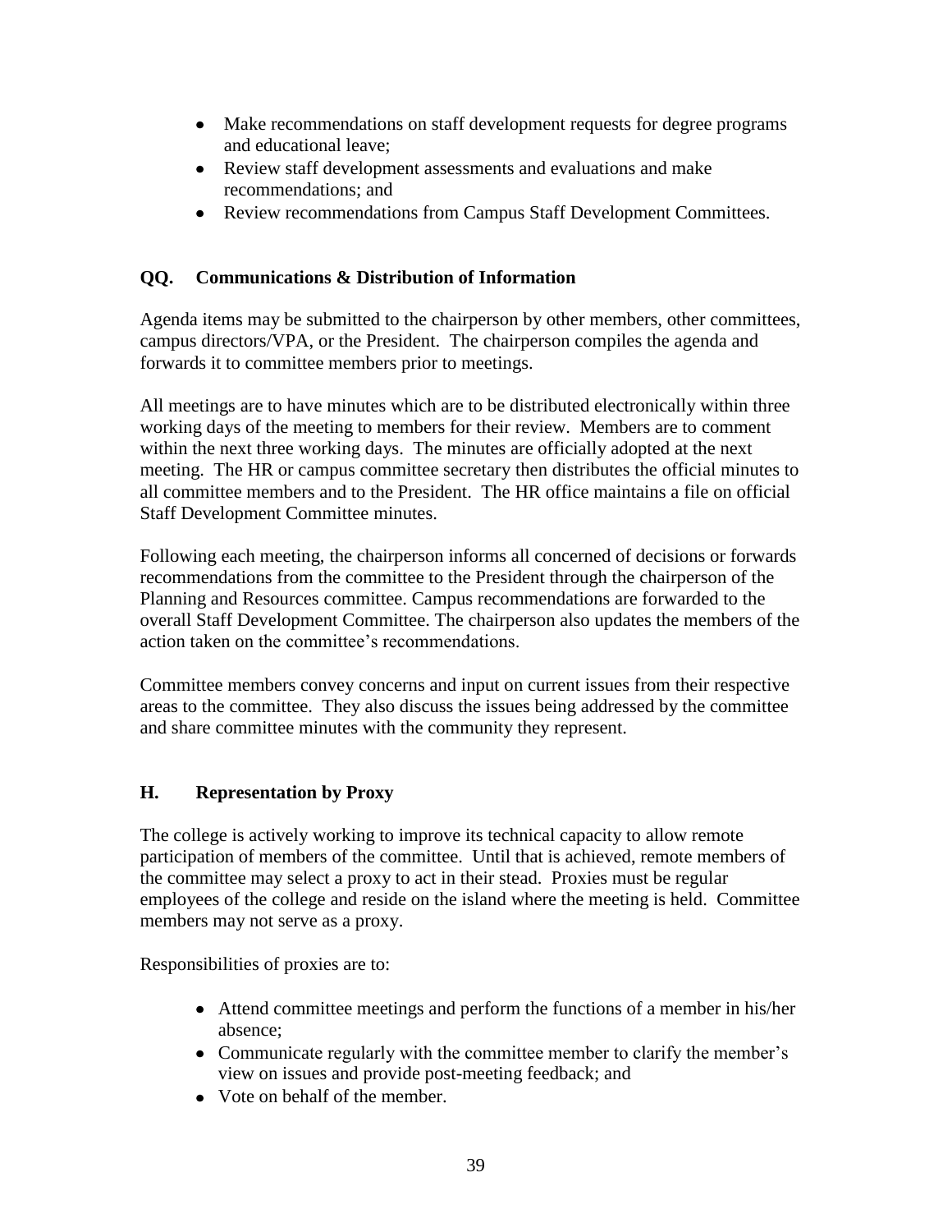- Make recommendations on staff development requests for degree programs and educational leave;
- Review staff development assessments and evaluations and make recommendations; and
- Review recommendations from Campus Staff Development Committees.

### QQ. Communications & Distribution of Information

Agenda items may be submitted to the chairperson by other members, other committees, campus directors/VPA, or the President. The chairperson compiles the agenda and forwards it to committee members prior to meetings.

All meetings are to have minutes which are to be distributed electronically within three working days of the meeting to members for their review. Members are to comment within the next three working days. The minutes are officially adopted at the next meeting. The HR or campus committee secretary then distributes the official minutes to all committee members and to the President. The HR office maintains a file on official Staff Development Committee minutes.

Following each meeting, the chairperson informs all concerned of decisions or forwards recommendations from the committee to the President through the chairperson of the Planning and Resources committee. Campus recommendations are forwarded to the overall Staff Development Committee. The chairperson also updates the members of the action taken on the committee's recommendations.

Committee members convey concerns and input on current issues from their respective areas to the committee. They also discuss the issues being addressed by the committee and share committee minutes with the community they represent.

### H. Representation by Proxy

The college is actively working to improve its technical capacity to allow remote participation of members of the committee. Until that is achieved, remote members of the committee may select a proxy to act in their stead. Proxies must be regular employees of the college and reside on the island where the meeting is held. Committee members may not serve as a proxy.

Responsibilities of proxies are to:

- Attend committee meetings and perform the functions of a member in his/her absence;
- Communicate regularly with the committee member to clarify the member's view on issues and provide post-meeting feedback; and
- Vote on behalf of the member.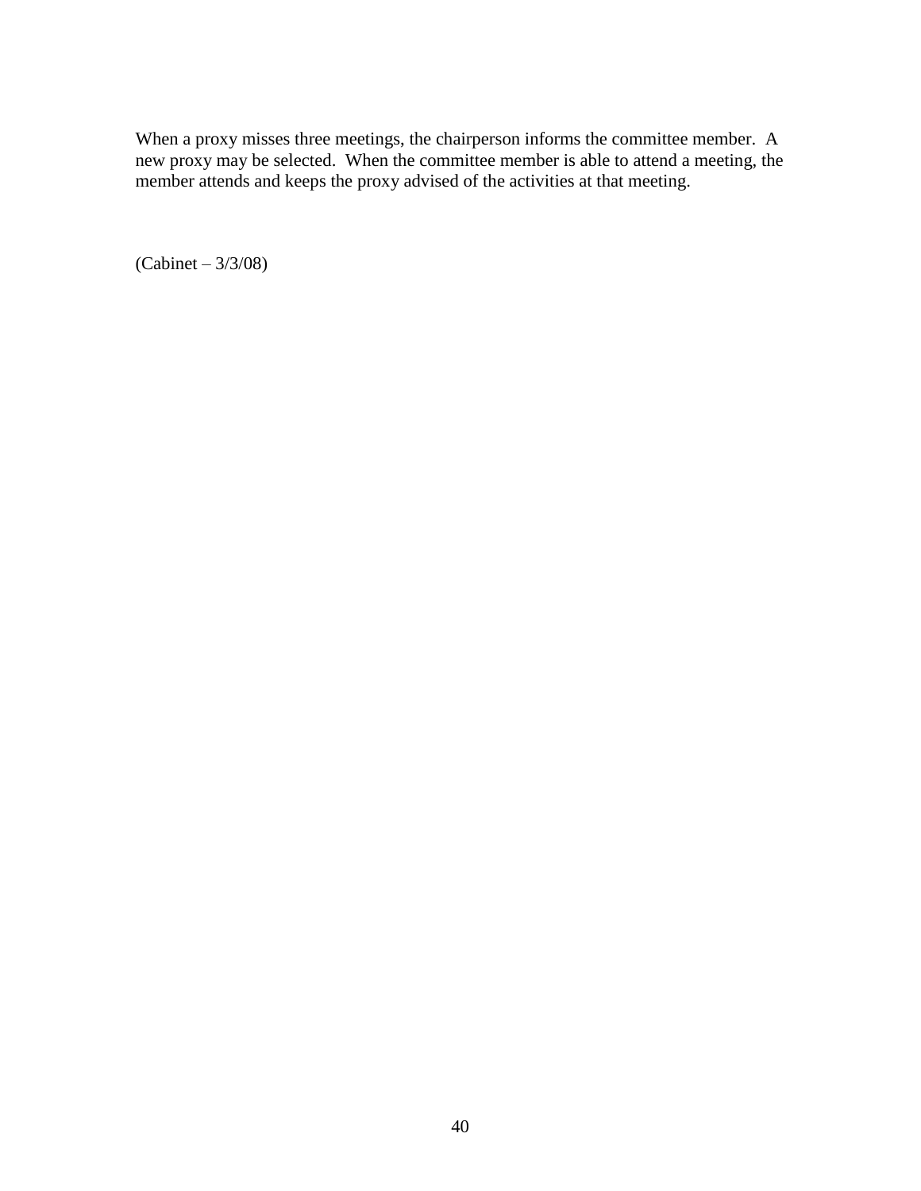When a proxy misses three meetings, the chairperson informs the committee member. A new proxy may be selected. When the committee member is able to attend a meeting, the member attends and keeps the proxy advised of the activities at that meeting.

(Cabinet – 3/3/08)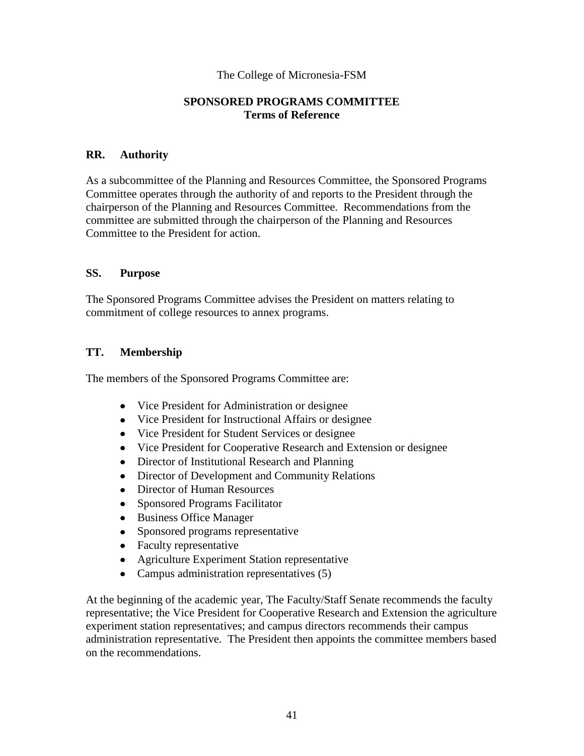The College of Micronesia-FSM

## SPONSORED PROGRAMS COMMITTEE
## Terms of Reference

### RR. Authority

As a subcommittee of the Planning and Resources Committee, the Sponsored Programs Committee operates through the authority of and reports to the President through the chairperson of the Planning and Resources Committee. Recommendations from the committee are submitted through the chairperson of the Planning and Resources Committee to the President for action.

### SS. Purpose

The Sponsored Programs Committee advises the President on matters relating to commitment of college resources to annex programs.

### TT. Membership

The members of the Sponsored Programs Committee are:

- Vice President for Administration or designee
- Vice President for Instructional Affairs or designee
- Vice President for Student Services or designee
- Vice President for Cooperative Research and Extension or designee
- Director of Institutional Research and Planning
- Director of Development and Community Relations
- Director of Human Resources
- Sponsored Programs Facilitator
- Business Office Manager
- Sponsored programs representative
- Faculty representative
- Agriculture Experiment Station representative
- Campus administration representatives (5)

At the beginning of the academic year, The Faculty/Staff Senate recommends the faculty representative; the Vice President for Cooperative Research and Extension the agriculture experiment station representatives; and campus directors recommends their campus administration representative. The President then appoints the committee members based on the recommendations.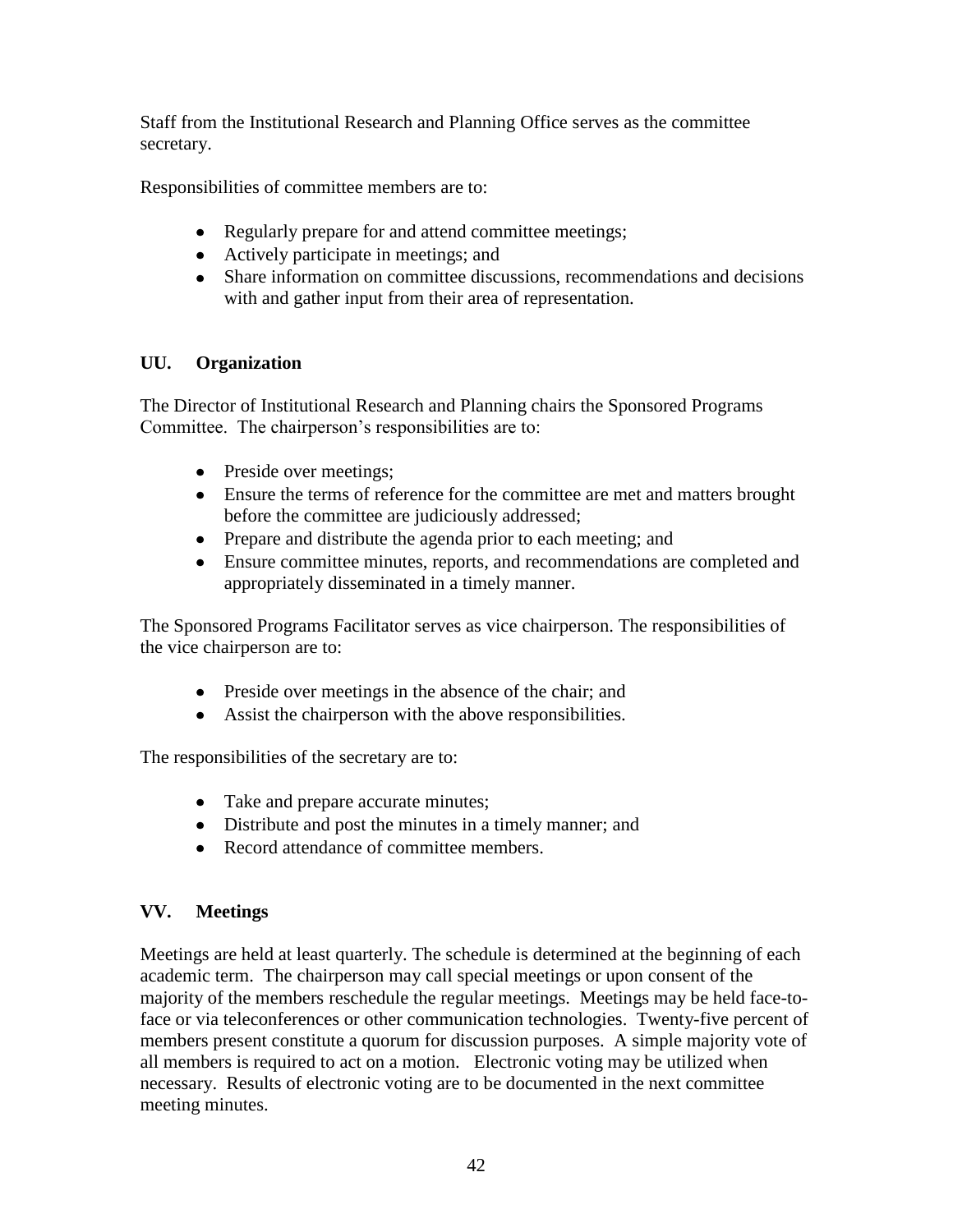Staff from the Institutional Research and Planning Office serves as the committee secretary.

Responsibilities of committee members are to:

- Regularly prepare for and attend committee meetings;
- Actively participate in meetings; and
- Share information on committee discussions, recommendations and decisions with and gather input from their area of representation.

### UU. Organization

The Director of Institutional Research and Planning chairs the Sponsored Programs Committee. The chairperson's responsibilities are to:

- Preside over meetings;
- Ensure the terms of reference for the committee are met and matters brought before the committee are judiciously addressed;
- Prepare and distribute the agenda prior to each meeting; and
- Ensure committee minutes, reports, and recommendations are completed and appropriately disseminated in a timely manner.

The Sponsored Programs Facilitator serves as vice chairperson. The responsibilities of the vice chairperson are to:

- Preside over meetings in the absence of the chair; and
- Assist the chairperson with the above responsibilities.

The responsibilities of the secretary are to:

- Take and prepare accurate minutes;
- Distribute and post the minutes in a timely manner; and
- Record attendance of committee members.

### VV. Meetings

Meetings are held at least quarterly. The schedule is determined at the beginning of each academic term. The chairperson may call special meetings or upon consent of the majority of the members reschedule the regular meetings. Meetings may be held face-to-face or via teleconferences or other communication technologies. Twenty-five percent of members present constitute a quorum for discussion purposes. A simple majority vote of all members is required to act on a motion. Electronic voting may be utilized when necessary. Results of electronic voting are to be documented in the next committee meeting minutes.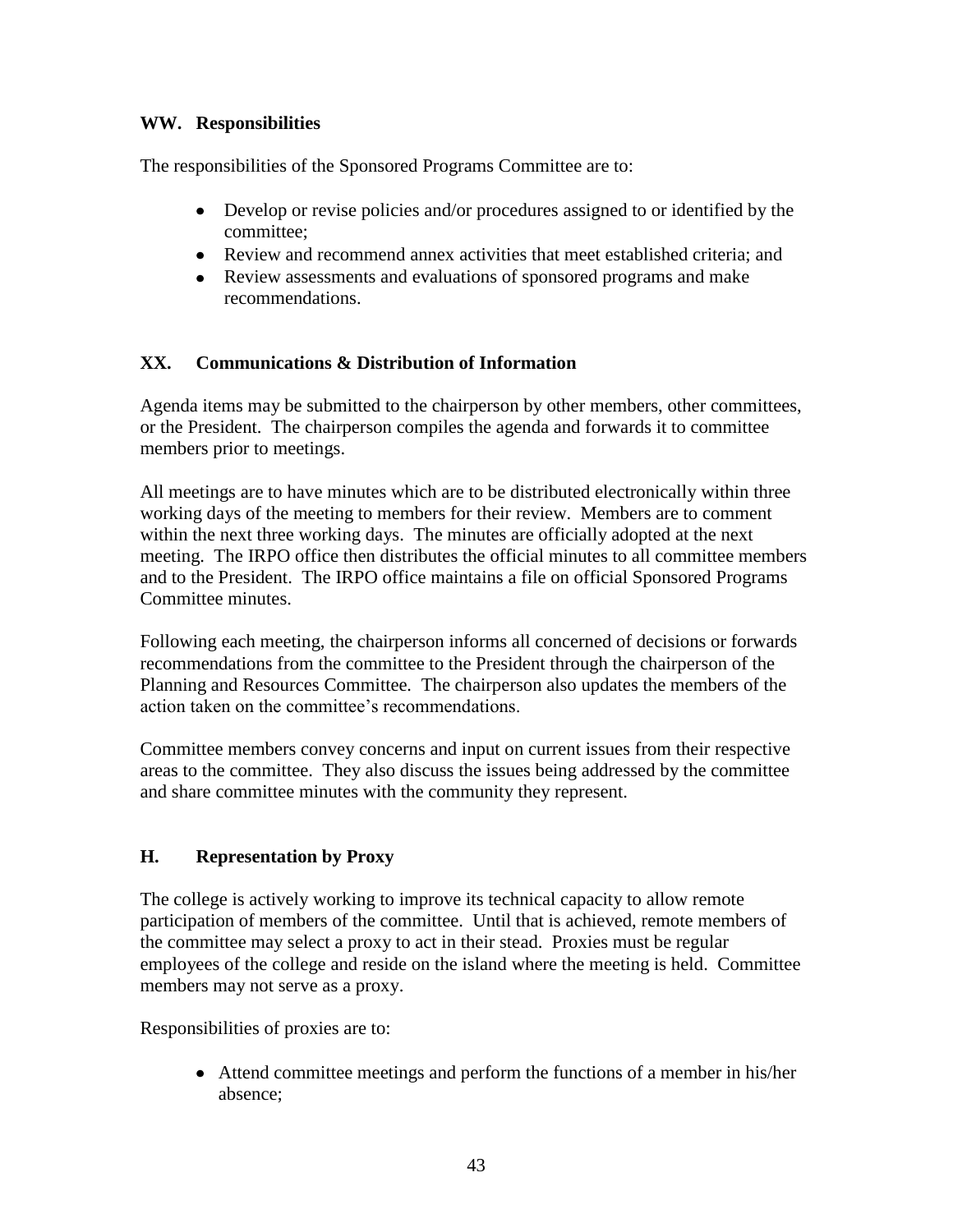### WW. Responsibilities

The responsibilities of the Sponsored Programs Committee are to:

- Develop or revise policies and/or procedures assigned to or identified by the committee;
- Review and recommend annex activities that meet established criteria; and
- Review assessments and evaluations of sponsored programs and make recommendations.

### XX. Communications & Distribution of Information

Agenda items may be submitted to the chairperson by other members, other committees, or the President. The chairperson compiles the agenda and forwards it to committee members prior to meetings.

All meetings are to have minutes which are to be distributed electronically within three working days of the meeting to members for their review. Members are to comment within the next three working days. The minutes are officially adopted at the next meeting. The IRPO office then distributes the official minutes to all committee members and to the President. The IRPO office maintains a file on official Sponsored Programs Committee minutes.

Following each meeting, the chairperson informs all concerned of decisions or forwards recommendations from the committee to the President through the chairperson of the Planning and Resources Committee. The chairperson also updates the members of the action taken on the committee's recommendations.

Committee members convey concerns and input on current issues from their respective areas to the committee. They also discuss the issues being addressed by the committee and share committee minutes with the community they represent.

### H. Representation by Proxy

The college is actively working to improve its technical capacity to allow remote participation of members of the committee. Until that is achieved, remote members of the committee may select a proxy to act in their stead. Proxies must be regular employees of the college and reside on the island where the meeting is held. Committee members may not serve as a proxy.

Responsibilities of proxies are to:

- Attend committee meetings and perform the functions of a member in his/her absence;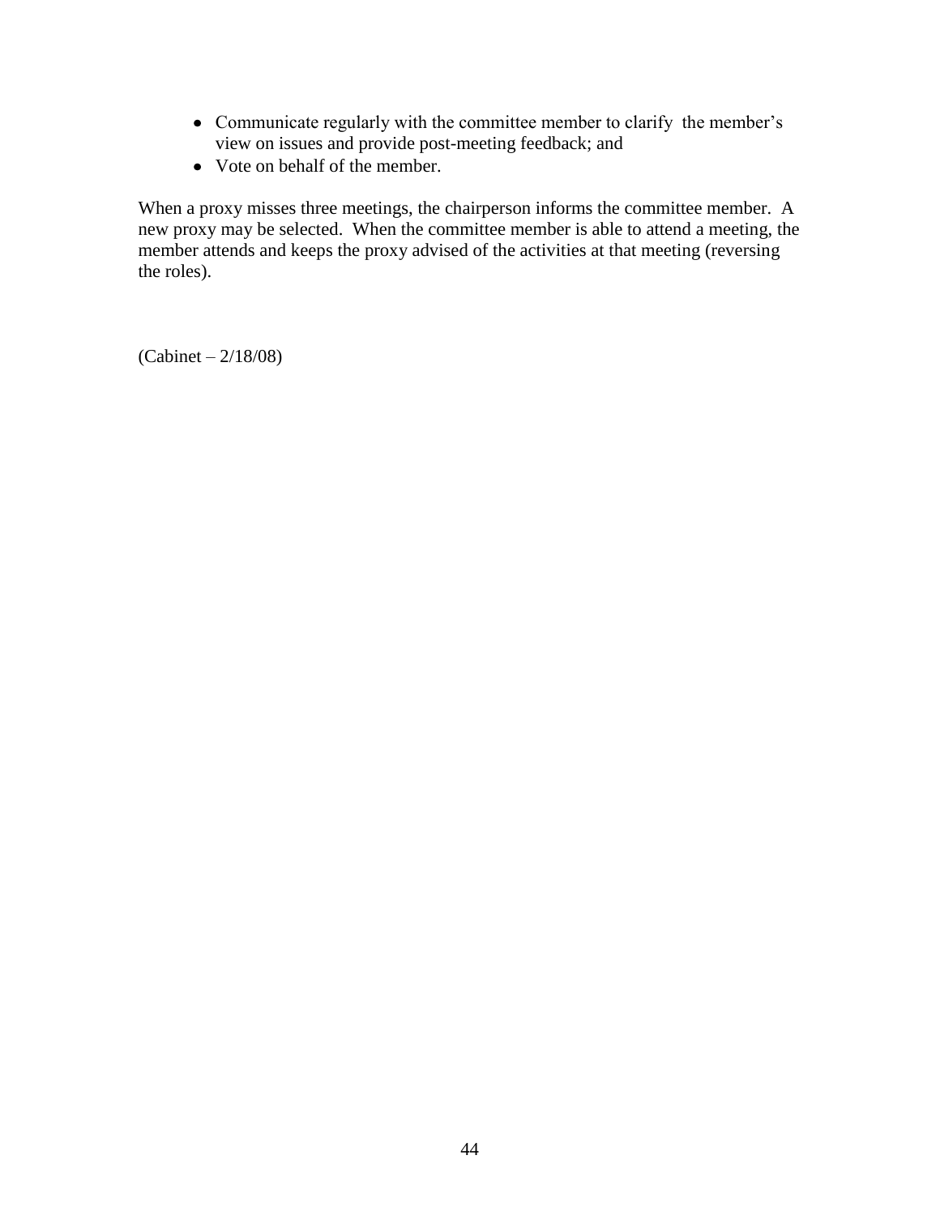- Communicate regularly with the committee member to clarify the member's view on issues and provide post-meeting feedback; and
- Vote on behalf of the member.

When a proxy misses three meetings, the chairperson informs the committee member. A new proxy may be selected. When the committee member is able to attend a meeting, the member attends and keeps the proxy advised of the activities at that meeting (reversing the roles).

(Cabinet – 2/18/08)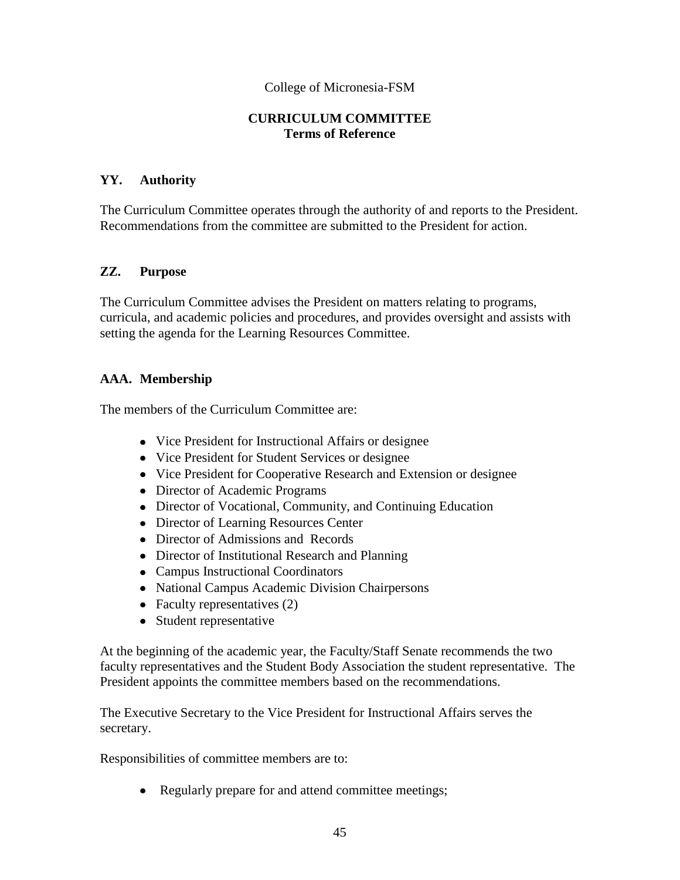College of Micronesia-FSM

**CURRICULUM COMMITTEE**
**Terms of Reference**

## YY. Authority

The Curriculum Committee operates through the authority of and reports to the President. Recommendations from the committee are submitted to the President for action.

## ZZ. Purpose

The Curriculum Committee advises the President on matters relating to programs, curricula, and academic policies and procedures, and provides oversight and assists with setting the agenda for the Learning Resources Committee.

## AAA. Membership

The members of the Curriculum Committee are:

- Vice President for Instructional Affairs or designee
- Vice President for Student Services or designee
- Vice President for Cooperative Research and Extension or designee
- Director of Academic Programs
- Director of Vocational, Community, and Continuing Education
- Director of Learning Resources Center
- Director of Admissions and Records
- Director of Institutional Research and Planning
- Campus Instructional Coordinators
- National Campus Academic Division Chairpersons
- Faculty representatives (2)
- Student representative

At the beginning of the academic year, the Faculty/Staff Senate recommends the two faculty representatives and the Student Body Association the student representative. The President appoints the committee members based on the recommendations.

The Executive Secretary to the Vice President for Instructional Affairs serves the secretary.

Responsibilities of committee members are to:

- Regularly prepare for and attend committee meetings;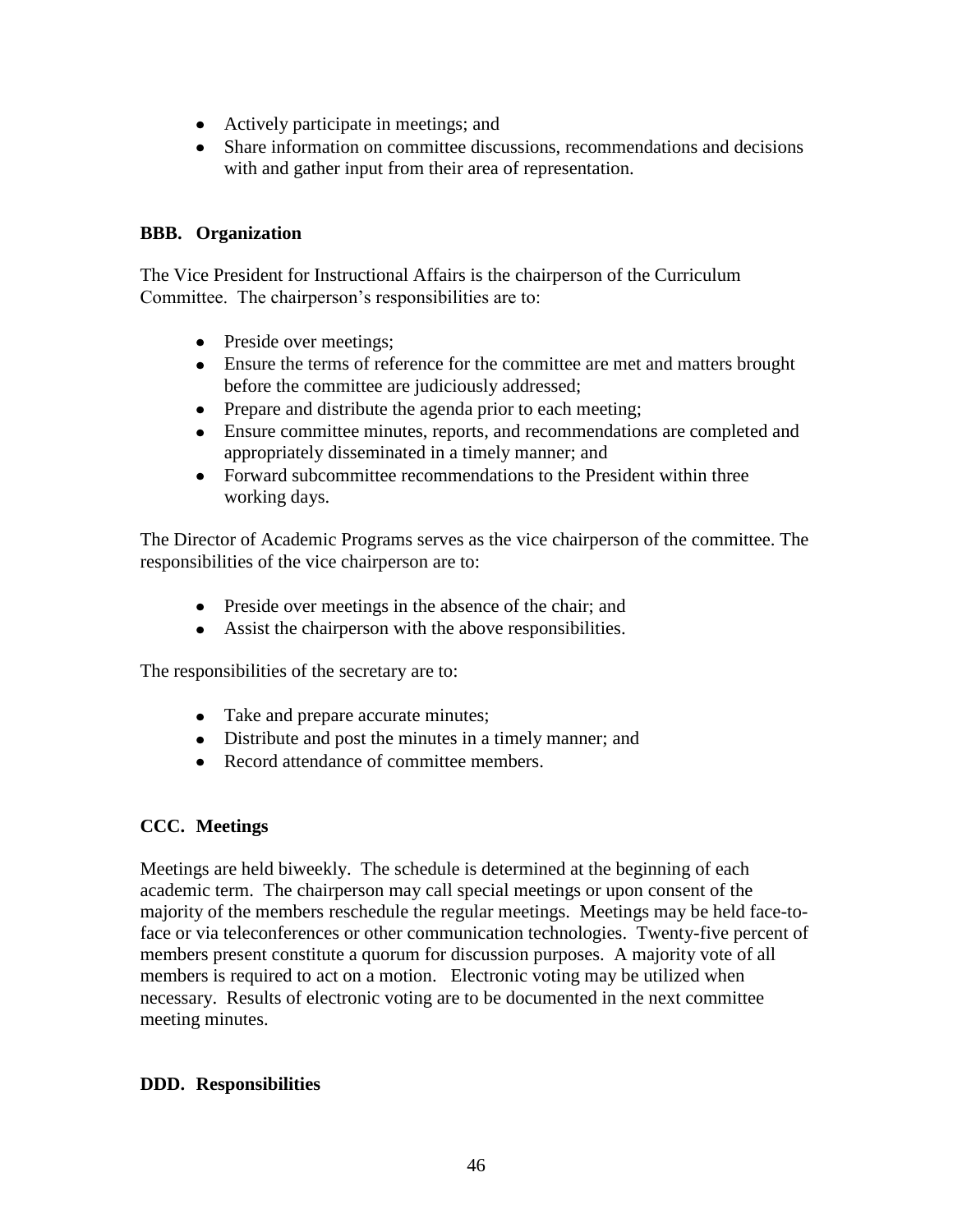- Actively participate in meetings; and
- Share information on committee discussions, recommendations and decisions with and gather input from their area of representation.

**BBB. Organization**

The Vice President for Instructional Affairs is the chairperson of the Curriculum Committee. The chairperson's responsibilities are to:

- Preside over meetings;
- Ensure the terms of reference for the committee are met and matters brought before the committee are judiciously addressed;
- Prepare and distribute the agenda prior to each meeting;
- Ensure committee minutes, reports, and recommendations are completed and appropriately disseminated in a timely manner; and
- Forward subcommittee recommendations to the President within three working days.

The Director of Academic Programs serves as the vice chairperson of the committee. The responsibilities of the vice chairperson are to:

- Preside over meetings in the absence of the chair; and
- Assist the chairperson with the above responsibilities.

The responsibilities of the secretary are to:

- Take and prepare accurate minutes;
- Distribute and post the minutes in a timely manner; and
- Record attendance of committee members.

**CCC. Meetings**

Meetings are held biweekly. The schedule is determined at the beginning of each academic term. The chairperson may call special meetings or upon consent of the majority of the members reschedule the regular meetings. Meetings may be held face-to-face or via teleconferences or other communication technologies. Twenty-five percent of members present constitute a quorum for discussion purposes. A majority vote of all members is required to act on a motion. Electronic voting may be utilized when necessary. Results of electronic voting are to be documented in the next committee meeting minutes.

**DDD. Responsibilities**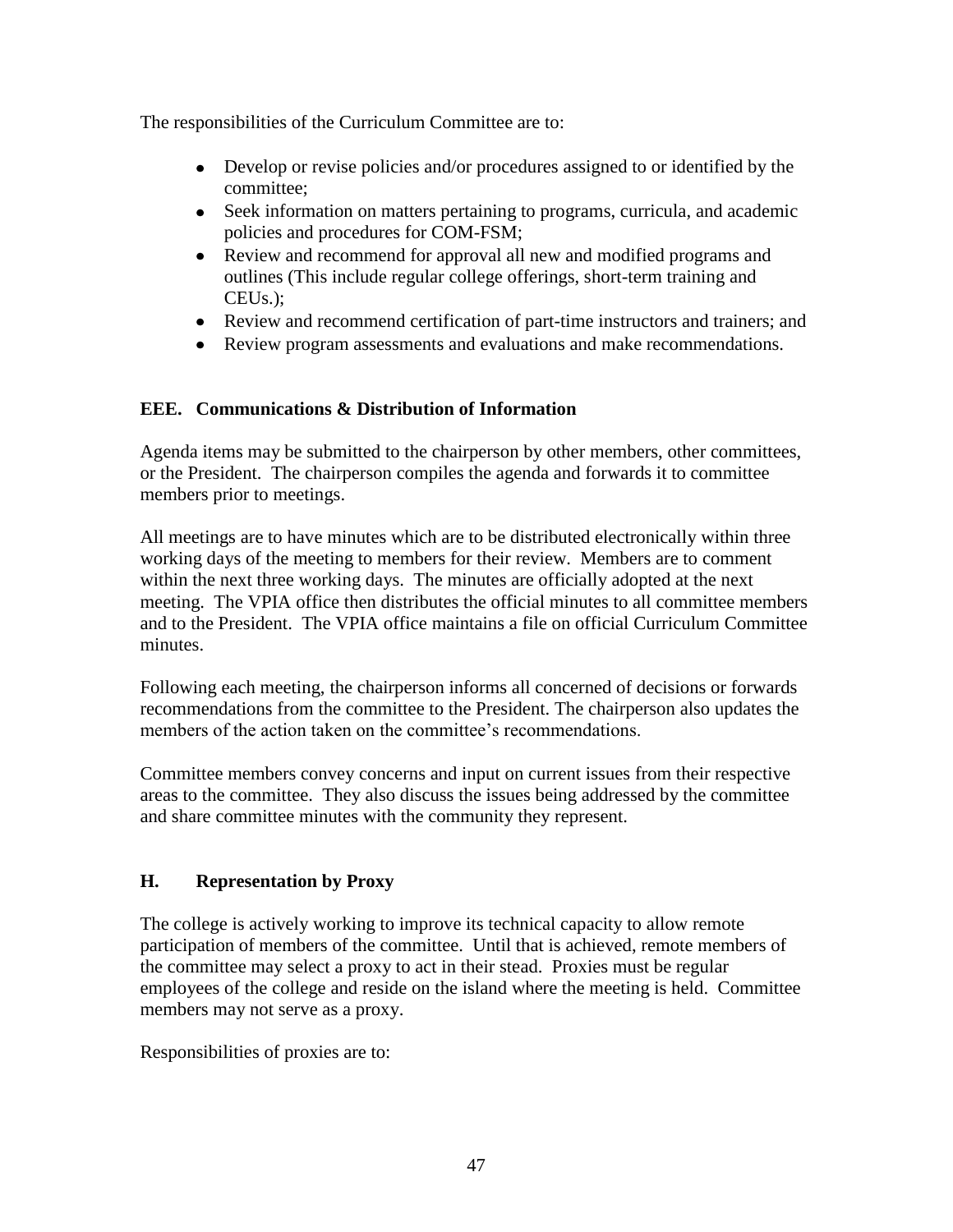The responsibilities of the Curriculum Committee are to:

- Develop or revise policies and/or procedures assigned to or identified by the committee;
- Seek information on matters pertaining to programs, curricula, and academic policies and procedures for COM-FSM;
- Review and recommend for approval all new and modified programs and outlines (This include regular college offerings, short-term training and CEUs.);
- Review and recommend certification of part-time instructors and trainers; and
- Review program assessments and evaluations and make recommendations.

### EEE. Communications & Distribution of Information

Agenda items may be submitted to the chairperson by other members, other committees, or the President. The chairperson compiles the agenda and forwards it to committee members prior to meetings.

All meetings are to have minutes which are to be distributed electronically within three working days of the meeting to members for their review. Members are to comment within the next three working days. The minutes are officially adopted at the next meeting. The VPIA office then distributes the official minutes to all committee members and to the President. The VPIA office maintains a file on official Curriculum Committee minutes.

Following each meeting, the chairperson informs all concerned of decisions or forwards recommendations from the committee to the President. The chairperson also updates the members of the action taken on the committee's recommendations.

Committee members convey concerns and input on current issues from their respective areas to the committee. They also discuss the issues being addressed by the committee and share committee minutes with the community they represent.

### H. Representation by Proxy

The college is actively working to improve its technical capacity to allow remote participation of members of the committee. Until that is achieved, remote members of the committee may select a proxy to act in their stead. Proxies must be regular employees of the college and reside on the island where the meeting is held. Committee members may not serve as a proxy.

Responsibilities of proxies are to: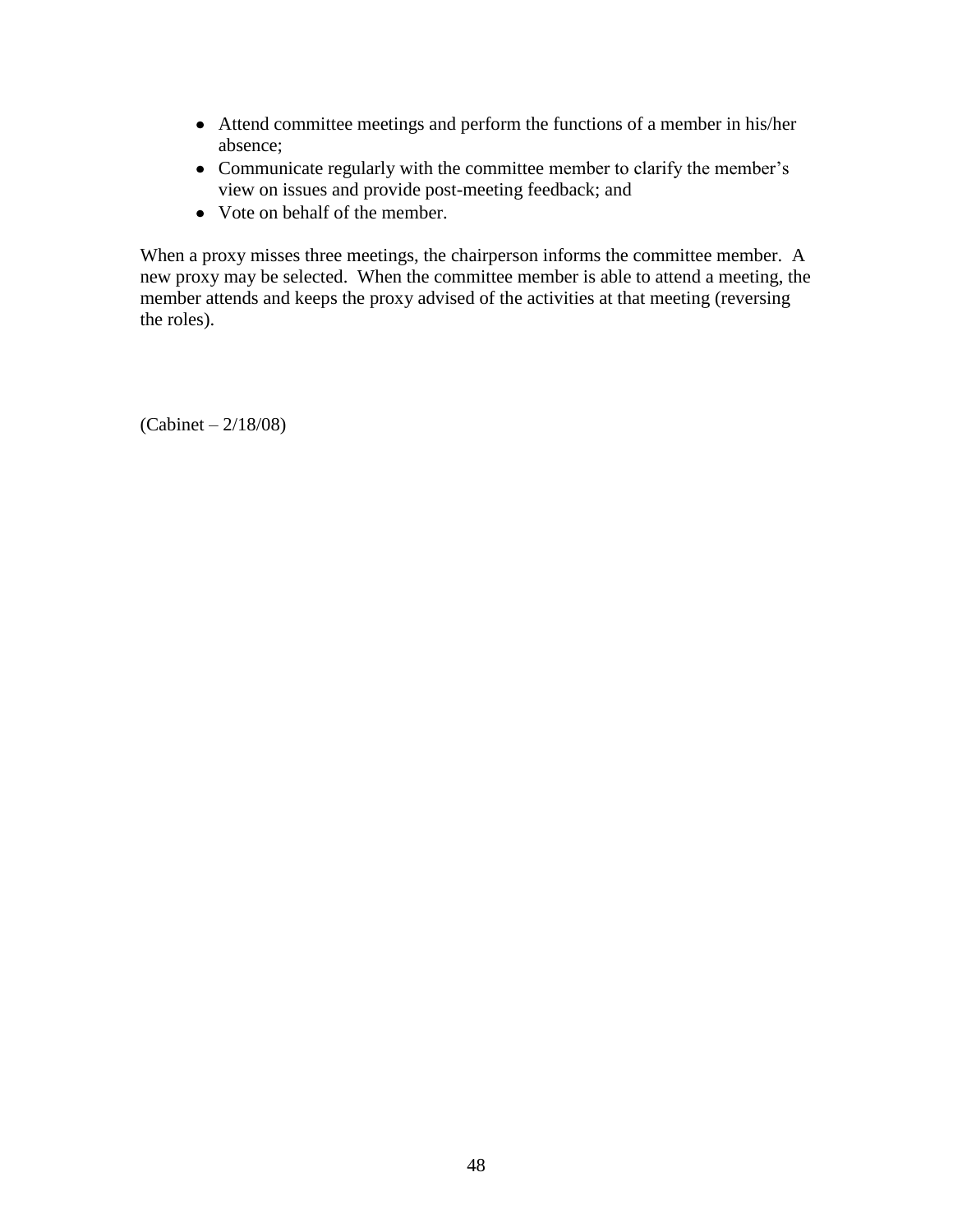- Attend committee meetings and perform the functions of a member in his/her absence;
- Communicate regularly with the committee member to clarify the member's view on issues and provide post-meeting feedback; and
- Vote on behalf of the member.

When a proxy misses three meetings, the chairperson informs the committee member. A new proxy may be selected. When the committee member is able to attend a meeting, the member attends and keeps the proxy advised of the activities at that meeting (reversing the roles).

(Cabinet – 2/18/08)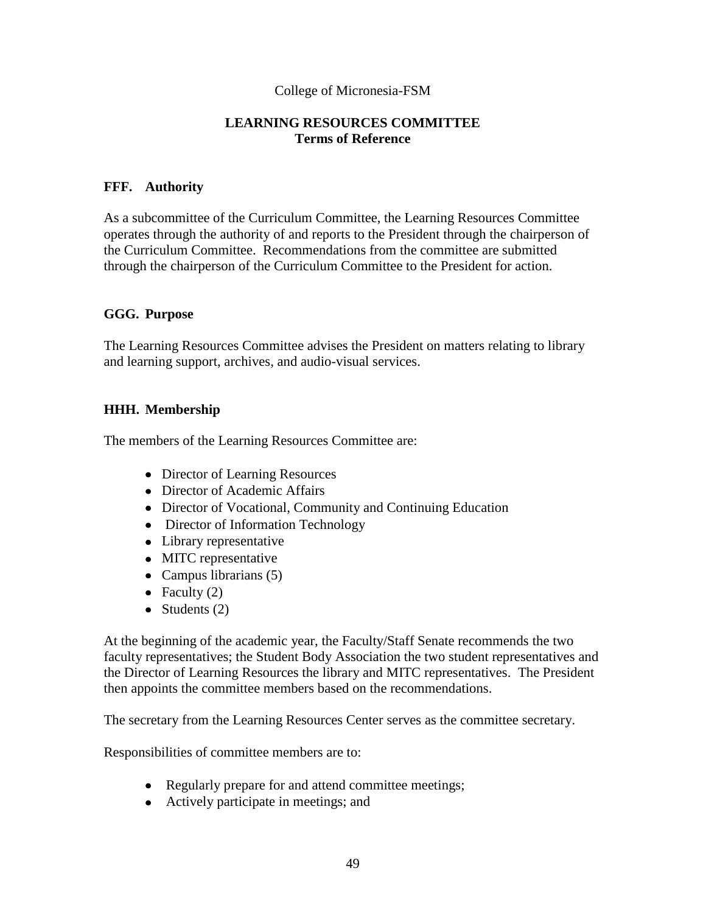College of Micronesia-FSM

# LEARNING RESOURCES COMMITTEE
## Terms of Reference

### FFF. Authority

As a subcommittee of the Curriculum Committee, the Learning Resources Committee operates through the authority of and reports to the President through the chairperson of the Curriculum Committee. Recommendations from the committee are submitted through the chairperson of the Curriculum Committee to the President for action.

### GGG. Purpose

The Learning Resources Committee advises the President on matters relating to library and learning support, archives, and audio-visual services.

### HHH. Membership

The members of the Learning Resources Committee are:

- Director of Learning Resources
- Director of Academic Affairs
- Director of Vocational, Community and Continuing Education
- Director of Information Technology
- Library representative
- MITC representative
- Campus librarians (5)
- Faculty (2)
- Students (2)

At the beginning of the academic year, the Faculty/Staff Senate recommends the two faculty representatives; the Student Body Association the two student representatives and the Director of Learning Resources the library and MITC representatives. The President then appoints the committee members based on the recommendations.

The secretary from the Learning Resources Center serves as the committee secretary.

Responsibilities of committee members are to:

- Regularly prepare for and attend committee meetings;
- Actively participate in meetings; and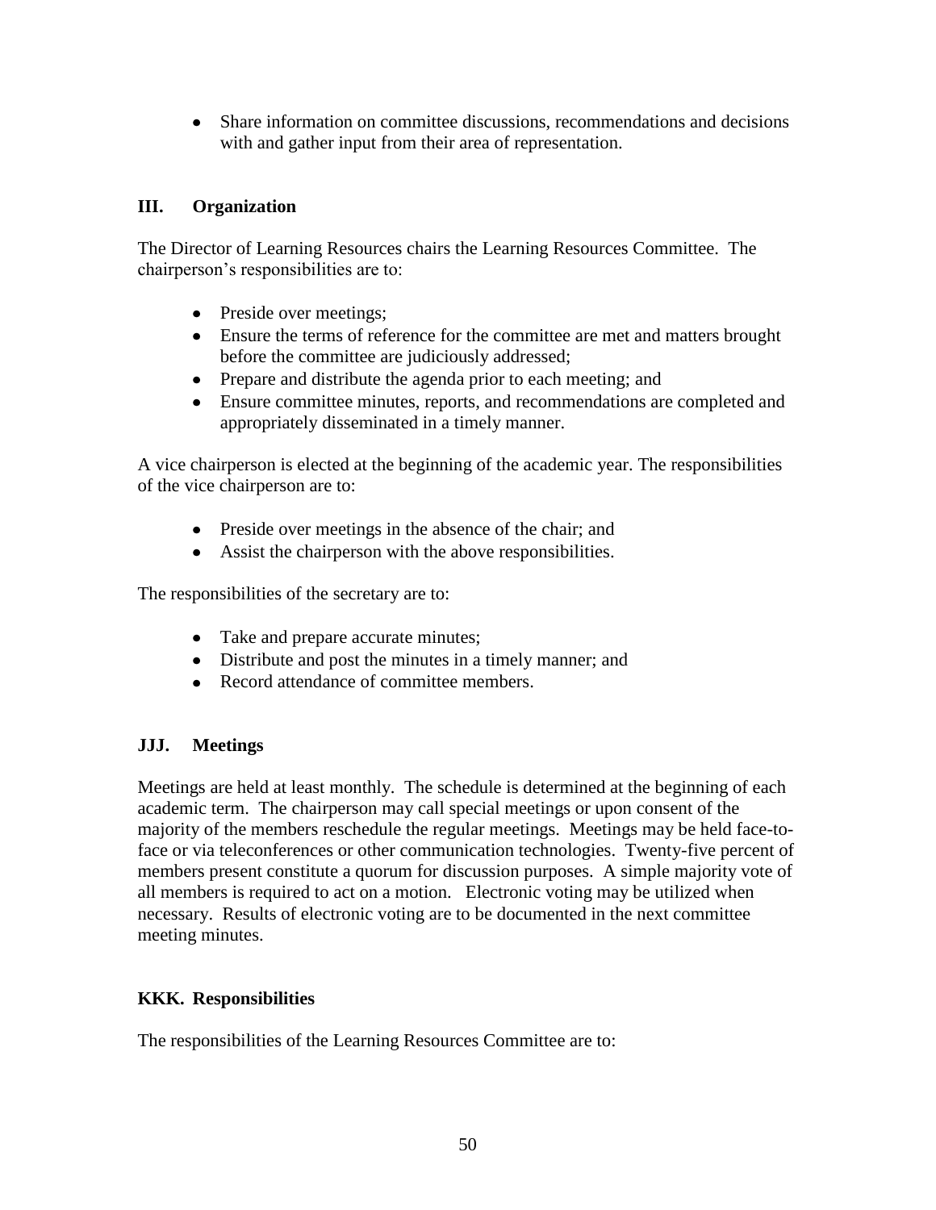- Share information on committee discussions, recommendations and decisions with and gather input from their area of representation.

## III. Organization

The Director of Learning Resources chairs the Learning Resources Committee. The chairperson's responsibilities are to:

- Preside over meetings;
- Ensure the terms of reference for the committee are met and matters brought before the committee are judiciously addressed;
- Prepare and distribute the agenda prior to each meeting; and
- Ensure committee minutes, reports, and recommendations are completed and appropriately disseminated in a timely manner.

A vice chairperson is elected at the beginning of the academic year. The responsibilities of the vice chairperson are to:

- Preside over meetings in the absence of the chair; and
- Assist the chairperson with the above responsibilities.

The responsibilities of the secretary are to:

- Take and prepare accurate minutes;
- Distribute and post the minutes in a timely manner; and
- Record attendance of committee members.

## JJJ. Meetings

Meetings are held at least monthly. The schedule is determined at the beginning of each academic term. The chairperson may call special meetings or upon consent of the majority of the members reschedule the regular meetings. Meetings may be held face-to-face or via teleconferences or other communication technologies. Twenty-five percent of members present constitute a quorum for discussion purposes. A simple majority vote of all members is required to act on a motion. Electronic voting may be utilized when necessary. Results of electronic voting are to be documented in the next committee meeting minutes.

## KKK. Responsibilities

The responsibilities of the Learning Resources Committee are to: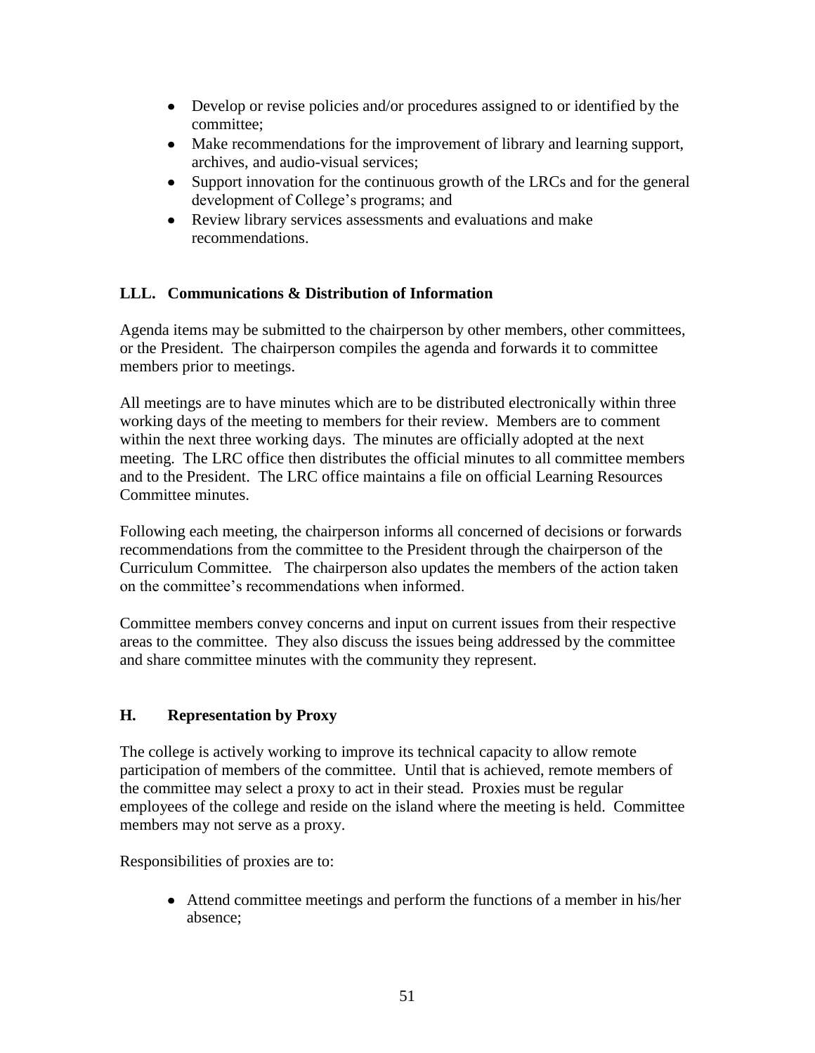- Develop or revise policies and/or procedures assigned to or identified by the committee;
- Make recommendations for the improvement of library and learning support, archives, and audio-visual services;
- Support innovation for the continuous growth of the LRCs and for the general development of College's programs; and
- Review library services assessments and evaluations and make recommendations.

## LLL. Communications & Distribution of Information

Agenda items may be submitted to the chairperson by other members, other committees, or the President. The chairperson compiles the agenda and forwards it to committee members prior to meetings.

All meetings are to have minutes which are to be distributed electronically within three working days of the meeting to members for their review. Members are to comment within the next three working days. The minutes are officially adopted at the next meeting. The LRC office then distributes the official minutes to all committee members and to the President. The LRC office maintains a file on official Learning Resources Committee minutes.

Following each meeting, the chairperson informs all concerned of decisions or forwards recommendations from the committee to the President through the chairperson of the Curriculum Committee. The chairperson also updates the members of the action taken on the committee's recommendations when informed.

Committee members convey concerns and input on current issues from their respective areas to the committee. They also discuss the issues being addressed by the committee and share committee minutes with the community they represent.

## H. Representation by Proxy

The college is actively working to improve its technical capacity to allow remote participation of members of the committee. Until that is achieved, remote members of the committee may select a proxy to act in their stead. Proxies must be regular employees of the college and reside on the island where the meeting is held. Committee members may not serve as a proxy.

Responsibilities of proxies are to:

- Attend committee meetings and perform the functions of a member in his/her absence;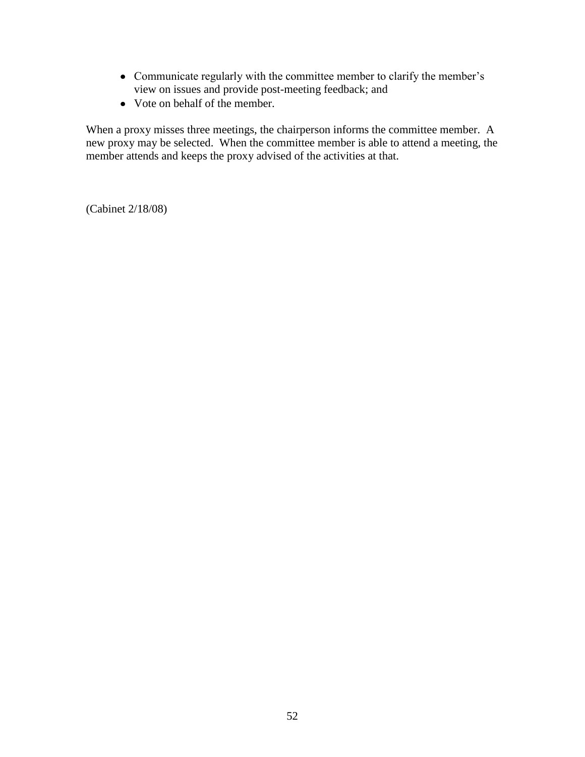- Communicate regularly with the committee member to clarify the member's view on issues and provide post-meeting feedback; and
- Vote on behalf of the member.

When a proxy misses three meetings, the chairperson informs the committee member. A new proxy may be selected. When the committee member is able to attend a meeting, the member attends and keeps the proxy advised of the activities at that.

(Cabinet 2/18/08)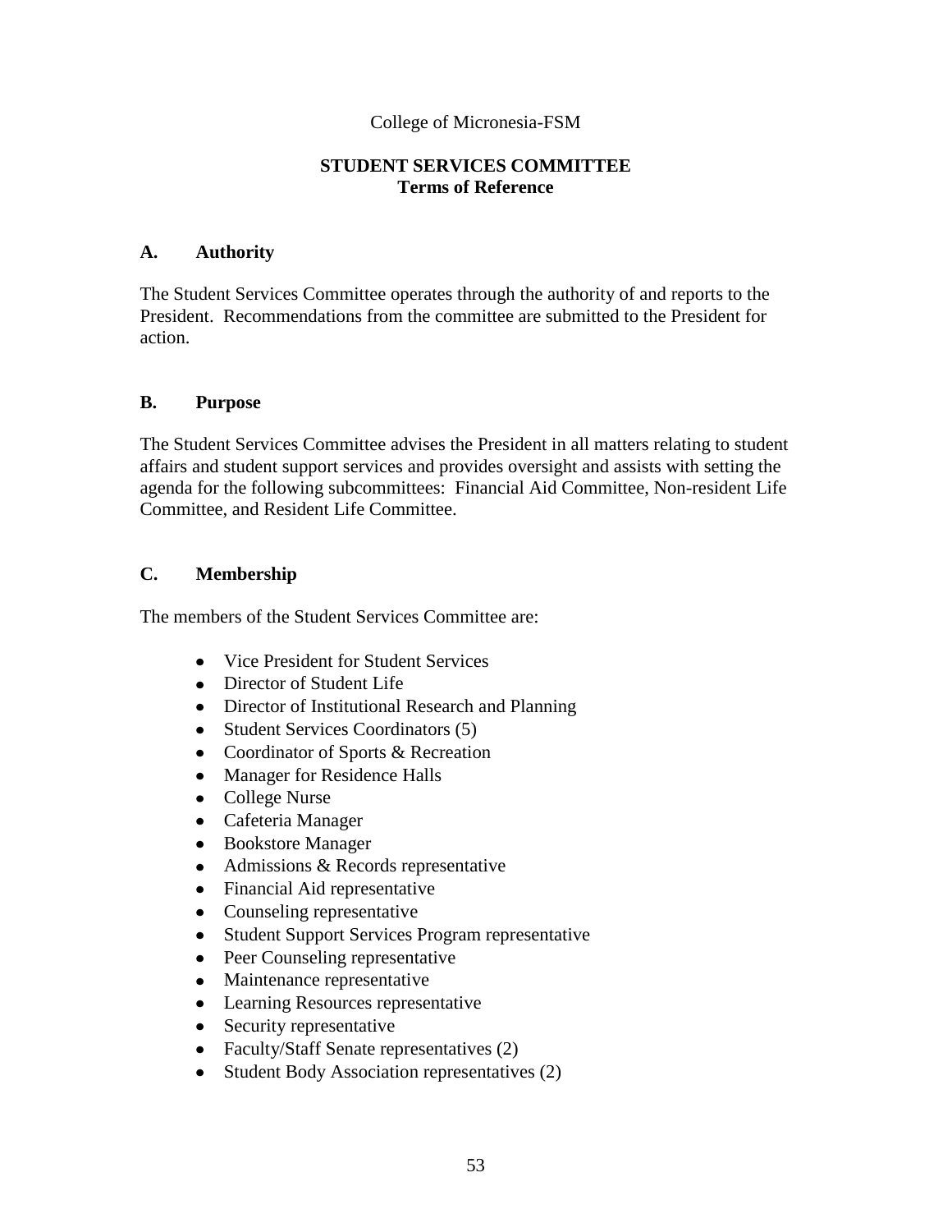College of Micronesia-FSM

# STUDENT SERVICES COMMITTEE
## Terms of Reference

### A. Authority

The Student Services Committee operates through the authority of and reports to the President. Recommendations from the committee are submitted to the President for action.

### B. Purpose

The Student Services Committee advises the President in all matters relating to student affairs and student support services and provides oversight and assists with setting the agenda for the following subcommittees: Financial Aid Committee, Non-resident Life Committee, and Resident Life Committee.

### C. Membership

The members of the Student Services Committee are:

- Vice President for Student Services
- Director of Student Life
- Director of Institutional Research and Planning
- Student Services Coordinators (5)
- Coordinator of Sports & Recreation
- Manager for Residence Halls
- College Nurse
- Cafeteria Manager
- Bookstore Manager
- Admissions & Records representative
- Financial Aid representative
- Counseling representative
- Student Support Services Program representative
- Peer Counseling representative
- Maintenance representative
- Learning Resources representative
- Security representative
- Faculty/Staff Senate representatives (2)
- Student Body Association representatives (2)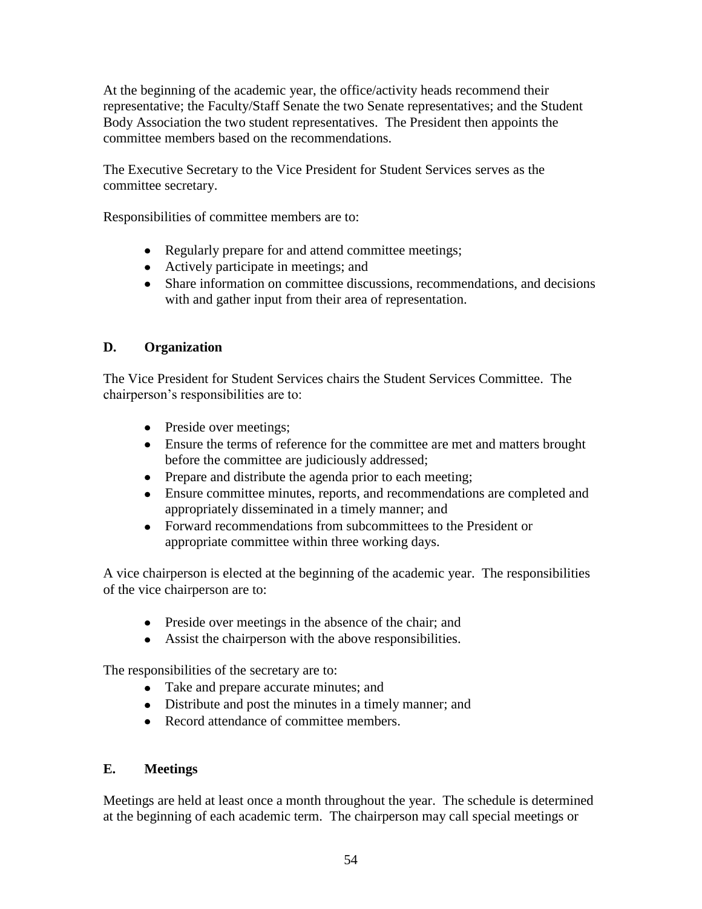At the beginning of the academic year, the office/activity heads recommend their representative; the Faculty/Staff Senate the two Senate representatives; and the Student Body Association the two student representatives. The President then appoints the committee members based on the recommendations.

The Executive Secretary to the Vice President for Student Services serves as the committee secretary.

Responsibilities of committee members are to:

- Regularly prepare for and attend committee meetings;
- Actively participate in meetings; and
- Share information on committee discussions, recommendations, and decisions with and gather input from their area of representation.

### D. Organization

The Vice President for Student Services chairs the Student Services Committee. The chairperson's responsibilities are to:

- Preside over meetings;
- Ensure the terms of reference for the committee are met and matters brought before the committee are judiciously addressed;
- Prepare and distribute the agenda prior to each meeting;
- Ensure committee minutes, reports, and recommendations are completed and appropriately disseminated in a timely manner; and
- Forward recommendations from subcommittees to the President or appropriate committee within three working days.

A vice chairperson is elected at the beginning of the academic year. The responsibilities of the vice chairperson are to:

- Preside over meetings in the absence of the chair; and
- Assist the chairperson with the above responsibilities.

The responsibilities of the secretary are to:

- Take and prepare accurate minutes; and
- Distribute and post the minutes in a timely manner; and
- Record attendance of committee members.

### E. Meetings

Meetings are held at least once a month throughout the year. The schedule is determined at the beginning of each academic term. The chairperson may call special meetings or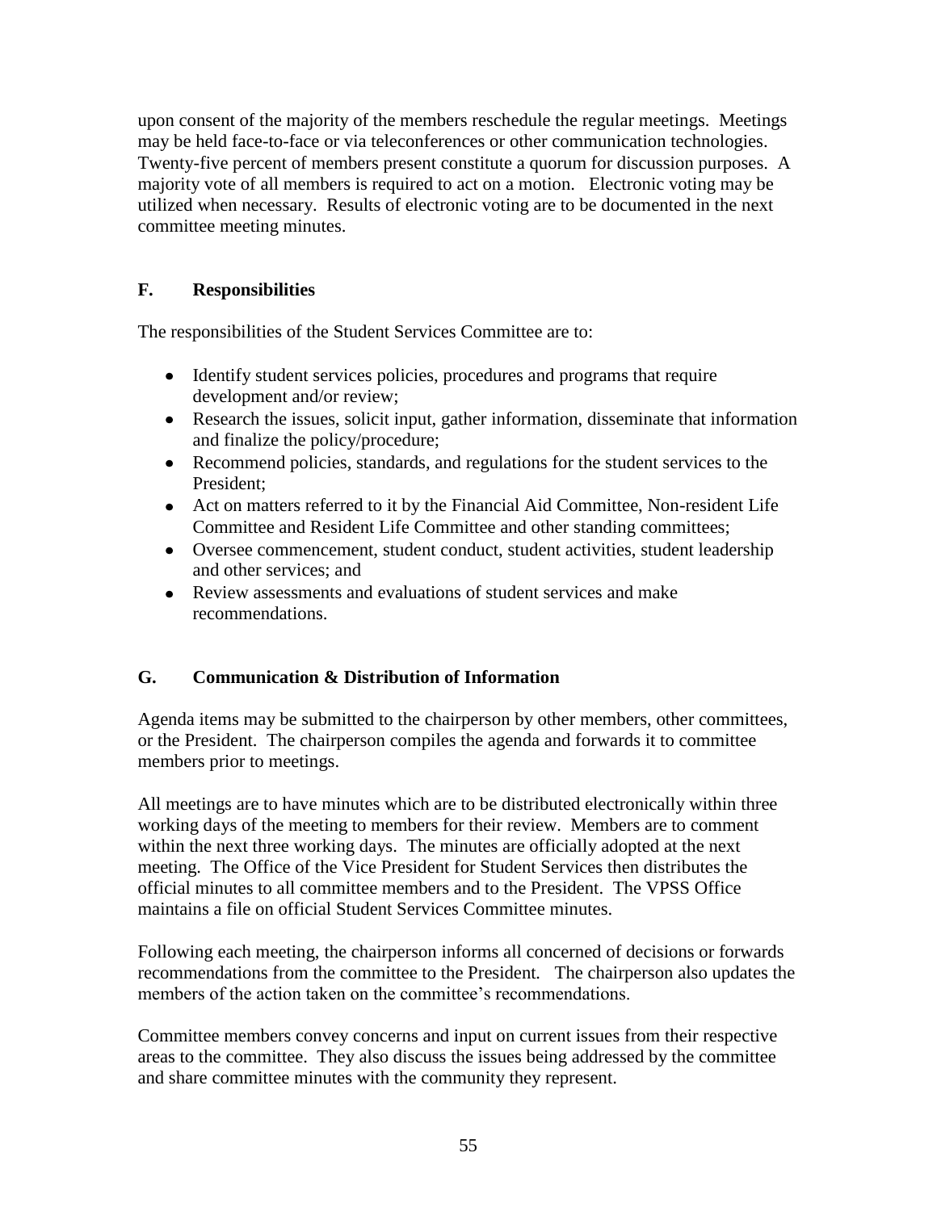upon consent of the majority of the members reschedule the regular meetings. Meetings may be held face-to-face or via teleconferences or other communication technologies. Twenty-five percent of members present constitute a quorum for discussion purposes. A majority vote of all members is required to act on a motion. Electronic voting may be utilized when necessary. Results of electronic voting are to be documented in the next committee meeting minutes.

### F. Responsibilities

The responsibilities of the Student Services Committee are to:

- Identify student services policies, procedures and programs that require development and/or review;
- Research the issues, solicit input, gather information, disseminate that information and finalize the policy/procedure;
- Recommend policies, standards, and regulations for the student services to the President;
- Act on matters referred to it by the Financial Aid Committee, Non-resident Life Committee and Resident Life Committee and other standing committees;
- Oversee commencement, student conduct, student activities, student leadership and other services; and
- Review assessments and evaluations of student services and make recommendations.

### G. Communication & Distribution of Information

Agenda items may be submitted to the chairperson by other members, other committees, or the President. The chairperson compiles the agenda and forwards it to committee members prior to meetings.

All meetings are to have minutes which are to be distributed electronically within three working days of the meeting to members for their review. Members are to comment within the next three working days. The minutes are officially adopted at the next meeting. The Office of the Vice President for Student Services then distributes the official minutes to all committee members and to the President. The VPSS Office maintains a file on official Student Services Committee minutes.

Following each meeting, the chairperson informs all concerned of decisions or forwards recommendations from the committee to the President. The chairperson also updates the members of the action taken on the committee's recommendations.

Committee members convey concerns and input on current issues from their respective areas to the committee. They also discuss the issues being addressed by the committee and share committee minutes with the community they represent.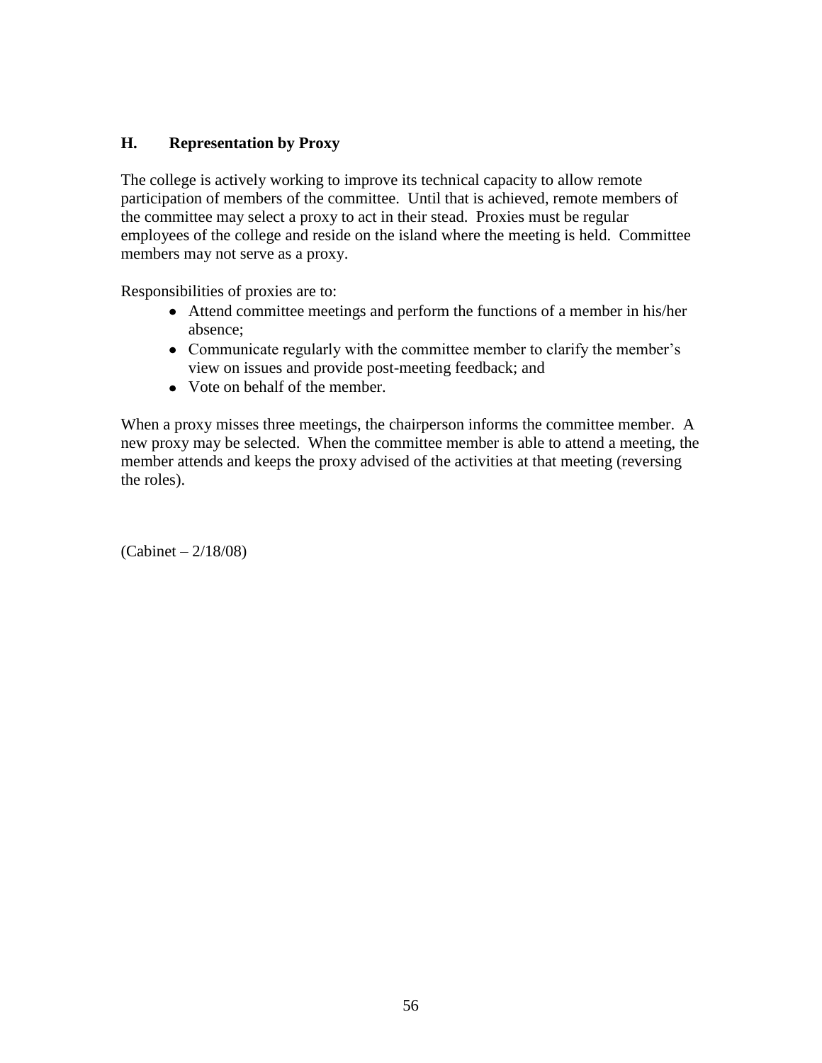## H. Representation by Proxy

The college is actively working to improve its technical capacity to allow remote participation of members of the committee. Until that is achieved, remote members of the committee may select a proxy to act in their stead. Proxies must be regular employees of the college and reside on the island where the meeting is held. Committee members may not serve as a proxy.

Responsibilities of proxies are to:

- Attend committee meetings and perform the functions of a member in his/her absence;
- Communicate regularly with the committee member to clarify the member's view on issues and provide post-meeting feedback; and
- Vote on behalf of the member.

When a proxy misses three meetings, the chairperson informs the committee member. A new proxy may be selected. When the committee member is able to attend a meeting, the member attends and keeps the proxy advised of the activities at that meeting (reversing the roles).

(Cabinet – 2/18/08)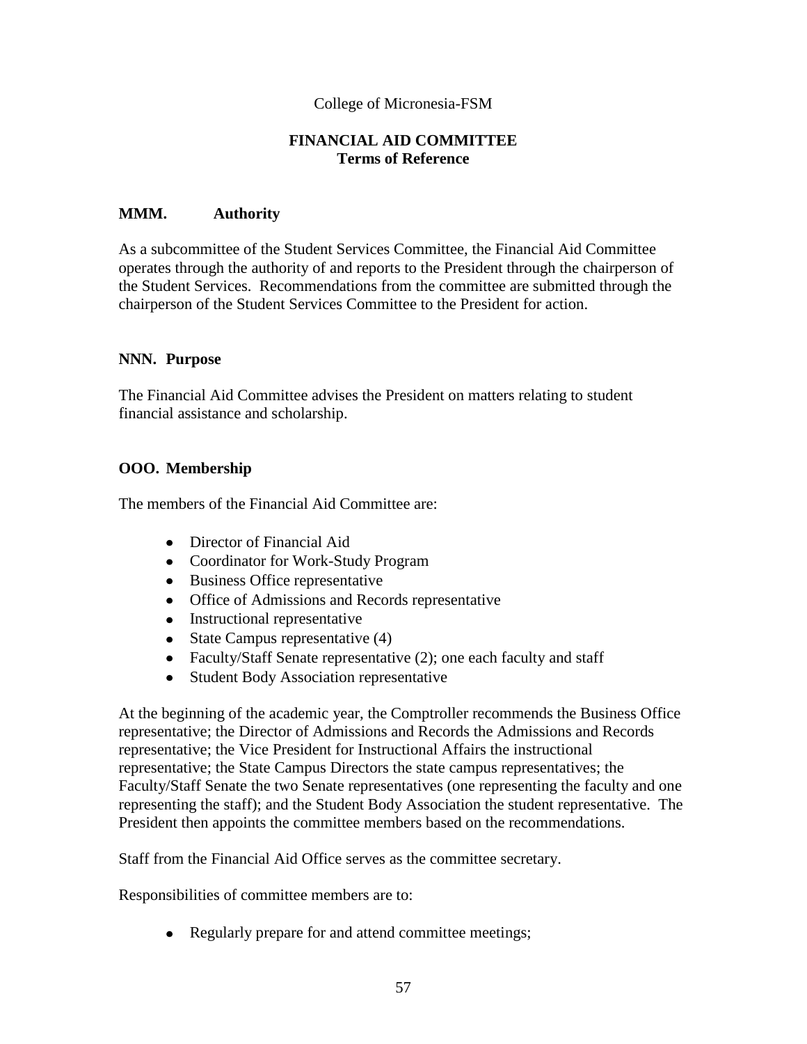College of Micronesia-FSM

## FINANCIAL AID COMMITTEE
## Terms of Reference

### MMM. Authority

As a subcommittee of the Student Services Committee, the Financial Aid Committee operates through the authority of and reports to the President through the chairperson of the Student Services. Recommendations from the committee are submitted through the chairperson of the Student Services Committee to the President for action.

### NNN. Purpose

The Financial Aid Committee advises the President on matters relating to student financial assistance and scholarship.

### OOO. Membership

The members of the Financial Aid Committee are:

- Director of Financial Aid
- Coordinator for Work-Study Program
- Business Office representative
- Office of Admissions and Records representative
- Instructional representative
- State Campus representative (4)
- Faculty/Staff Senate representative (2); one each faculty and staff
- Student Body Association representative

At the beginning of the academic year, the Comptroller recommends the Business Office representative; the Director of Admissions and Records the Admissions and Records representative; the Vice President for Instructional Affairs the instructional representative; the State Campus Directors the state campus representatives; the Faculty/Staff Senate the two Senate representatives (one representing the faculty and one representing the staff); and the Student Body Association the student representative. The President then appoints the committee members based on the recommendations.

Staff from the Financial Aid Office serves as the committee secretary.

Responsibilities of committee members are to:

- Regularly prepare for and attend committee meetings;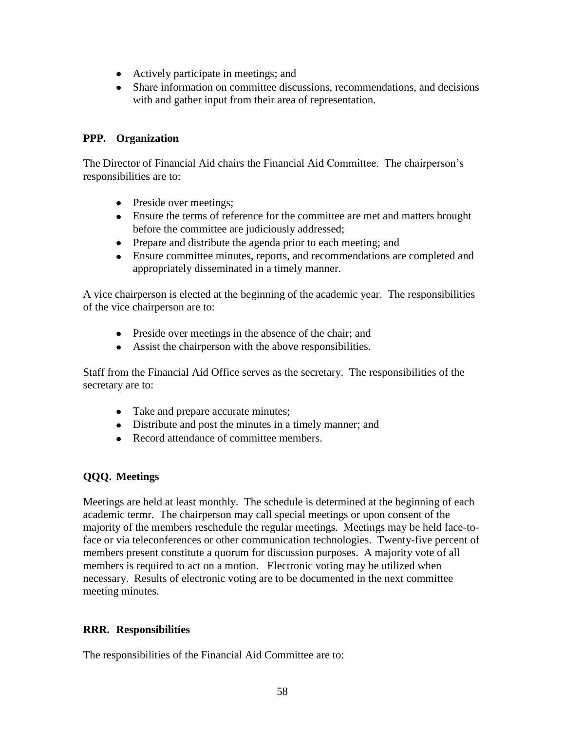- Actively participate in meetings; and
- Share information on committee discussions, recommendations, and decisions with and gather input from their area of representation.

### PPP. Organization

The Director of Financial Aid chairs the Financial Aid Committee. The chairperson's responsibilities are to:

- Preside over meetings;
- Ensure the terms of reference for the committee are met and matters brought before the committee are judiciously addressed;
- Prepare and distribute the agenda prior to each meeting; and
- Ensure committee minutes, reports, and recommendations are completed and appropriately disseminated in a timely manner.

A vice chairperson is elected at the beginning of the academic year. The responsibilities of the vice chairperson are to:

- Preside over meetings in the absence of the chair; and
- Assist the chairperson with the above responsibilities.

Staff from the Financial Aid Office serves as the secretary. The responsibilities of the secretary are to:

- Take and prepare accurate minutes;
- Distribute and post the minutes in a timely manner; and
- Record attendance of committee members.

### QQQ. Meetings

Meetings are held at least monthly. The schedule is determined at the beginning of each academic termr. The chairperson may call special meetings or upon consent of the majority of the members reschedule the regular meetings. Meetings may be held face-to-face or via teleconferences or other communication technologies. Twenty-five percent of members present constitute a quorum for discussion purposes. A majority vote of all members is required to act on a motion. Electronic voting may be utilized when necessary. Results of electronic voting are to be documented in the next committee meeting minutes.

### RRR. Responsibilities

The responsibilities of the Financial Aid Committee are to: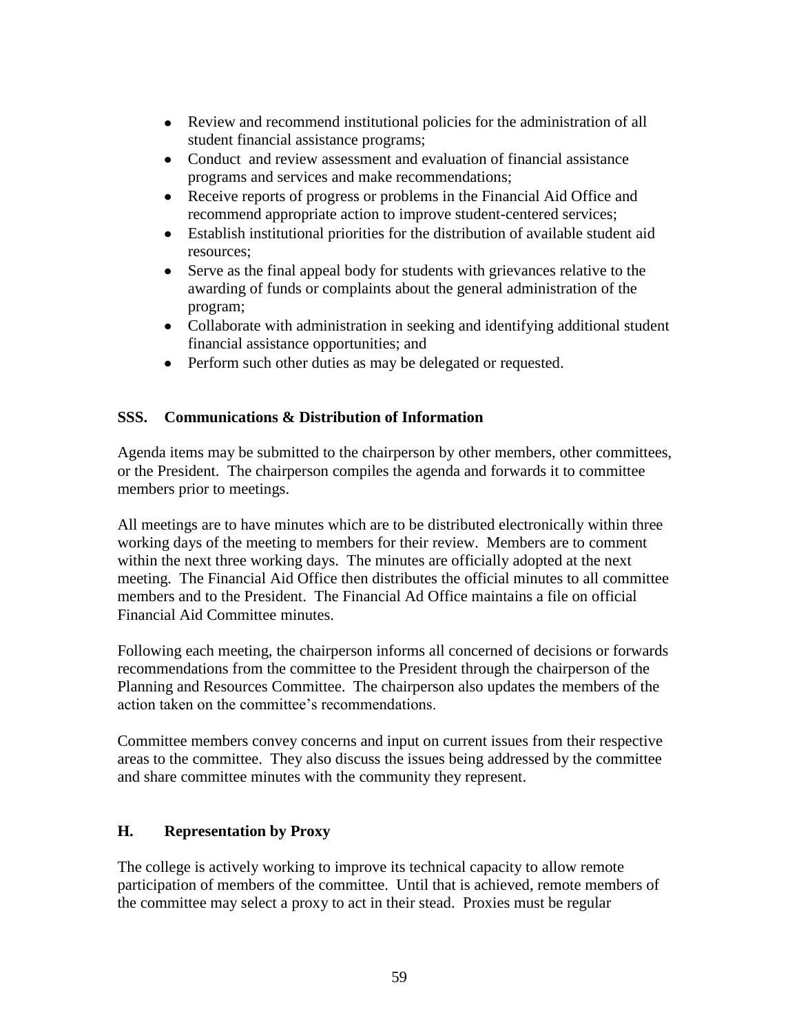- Review and recommend institutional policies for the administration of all student financial assistance programs;
- Conduct and review assessment and evaluation of financial assistance programs and services and make recommendations;
- Receive reports of progress or problems in the Financial Aid Office and recommend appropriate action to improve student-centered services;
- Establish institutional priorities for the distribution of available student aid resources;
- Serve as the final appeal body for students with grievances relative to the awarding of funds or complaints about the general administration of the program;
- Collaborate with administration in seeking and identifying additional student financial assistance opportunities; and
- Perform such other duties as may be delegated or requested.

## SSS. Communications & Distribution of Information

Agenda items may be submitted to the chairperson by other members, other committees, or the President. The chairperson compiles the agenda and forwards it to committee members prior to meetings.

All meetings are to have minutes which are to be distributed electronically within three working days of the meeting to members for their review. Members are to comment within the next three working days. The minutes are officially adopted at the next meeting. The Financial Aid Office then distributes the official minutes to all committee members and to the President. The Financial Ad Office maintains a file on official Financial Aid Committee minutes.

Following each meeting, the chairperson informs all concerned of decisions or forwards recommendations from the committee to the President through the chairperson of the Planning and Resources Committee. The chairperson also updates the members of the action taken on the committee's recommendations.

Committee members convey concerns and input on current issues from their respective areas to the committee. They also discuss the issues being addressed by the committee and share committee minutes with the community they represent.

## H. Representation by Proxy

The college is actively working to improve its technical capacity to allow remote participation of members of the committee. Until that is achieved, remote members of the committee may select a proxy to act in their stead. Proxies must be regular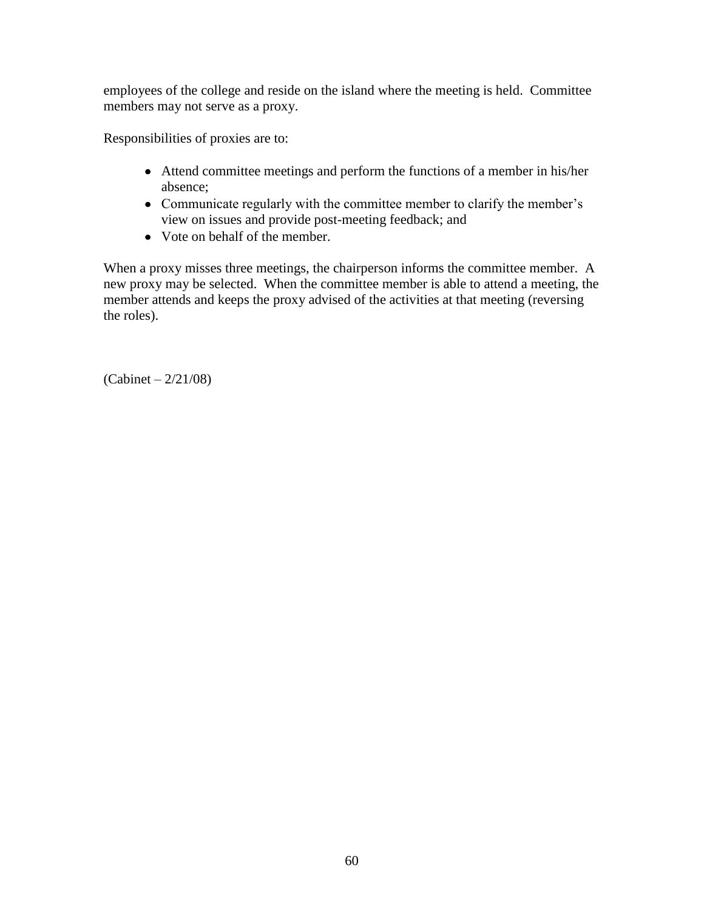employees of the college and reside on the island where the meeting is held. Committee members may not serve as a proxy.

Responsibilities of proxies are to:

- Attend committee meetings and perform the functions of a member in his/her absence;
- Communicate regularly with the committee member to clarify the member's view on issues and provide post-meeting feedback; and
- Vote on behalf of the member.

When a proxy misses three meetings, the chairperson informs the committee member. A new proxy may be selected. When the committee member is able to attend a meeting, the member attends and keeps the proxy advised of the activities at that meeting (reversing the roles).

(Cabinet – 2/21/08)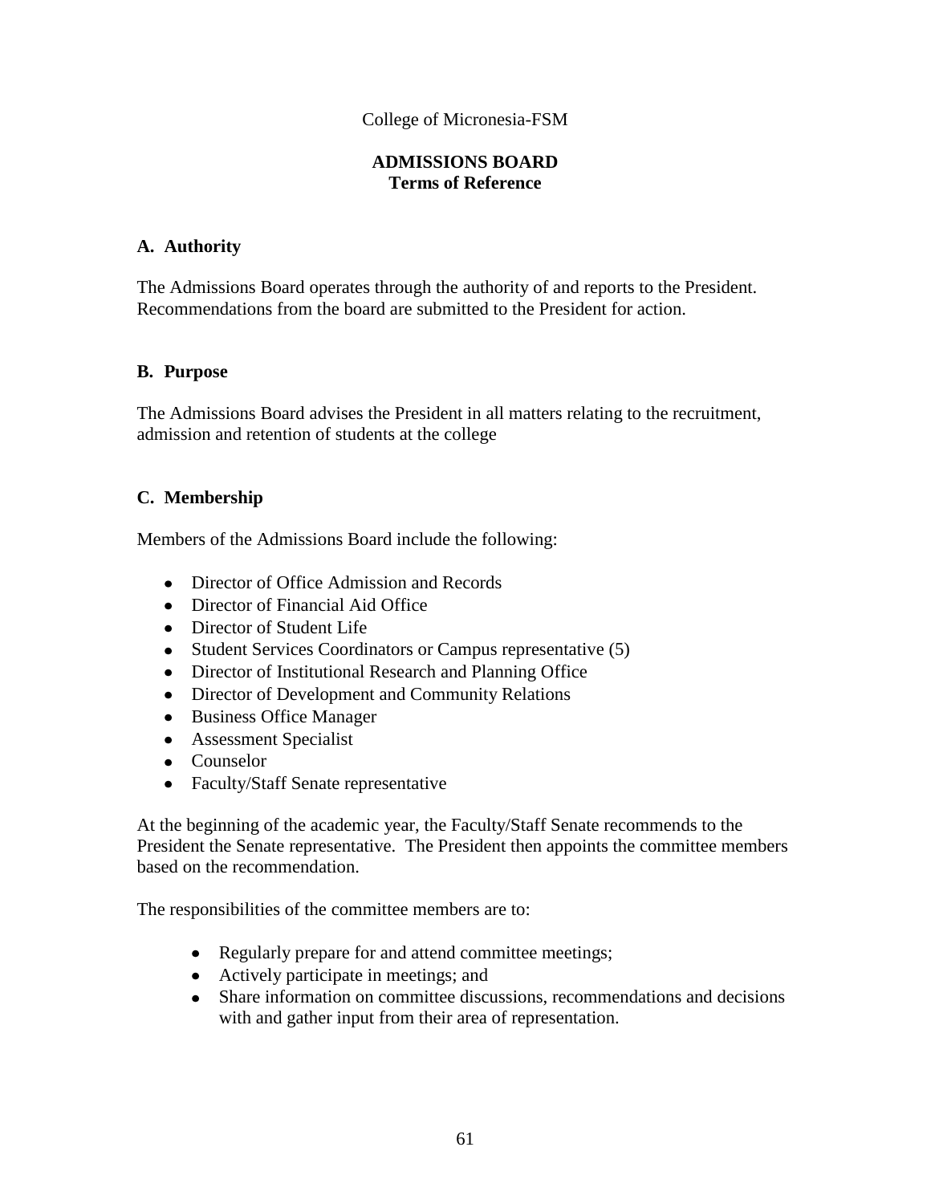College of Micronesia-FSM

# ADMISSIONS BOARD
## Terms of Reference

### A. Authority

The Admissions Board operates through the authority of and reports to the President. Recommendations from the board are submitted to the President for action.

### B. Purpose

The Admissions Board advises the President in all matters relating to the recruitment, admission and retention of students at the college

### C. Membership

Members of the Admissions Board include the following:

- Director of Office Admission and Records
- Director of Financial Aid Office
- Director of Student Life
- Student Services Coordinators or Campus representative (5)
- Director of Institutional Research and Planning Office
- Director of Development and Community Relations
- Business Office Manager
- Assessment Specialist
- Counselor
- Faculty/Staff Senate representative

At the beginning of the academic year, the Faculty/Staff Senate recommends to the President the Senate representative. The President then appoints the committee members based on the recommendation.

The responsibilities of the committee members are to:

- Regularly prepare for and attend committee meetings;
- Actively participate in meetings; and
- Share information on committee discussions, recommendations and decisions with and gather input from their area of representation.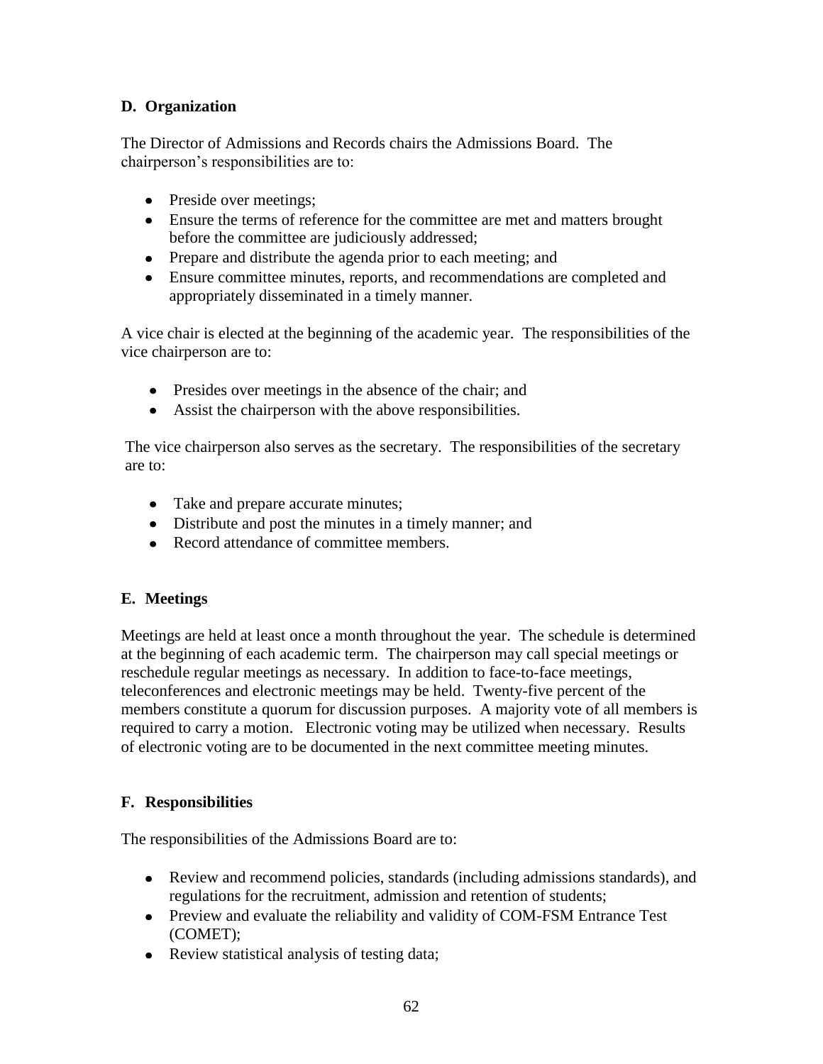### D. Organization

The Director of Admissions and Records chairs the Admissions Board. The chairperson's responsibilities are to:

- Preside over meetings;
- Ensure the terms of reference for the committee are met and matters brought before the committee are judiciously addressed;
- Prepare and distribute the agenda prior to each meeting; and
- Ensure committee minutes, reports, and recommendations are completed and appropriately disseminated in a timely manner.

A vice chair is elected at the beginning of the academic year. The responsibilities of the vice chairperson are to:

- Presides over meetings in the absence of the chair; and
- Assist the chairperson with the above responsibilities.

The vice chairperson also serves as the secretary. The responsibilities of the secretary are to:

- Take and prepare accurate minutes;
- Distribute and post the minutes in a timely manner; and
- Record attendance of committee members.

### E. Meetings

Meetings are held at least once a month throughout the year. The schedule is determined at the beginning of each academic term. The chairperson may call special meetings or reschedule regular meetings as necessary. In addition to face-to-face meetings, teleconferences and electronic meetings may be held. Twenty-five percent of the members constitute a quorum for discussion purposes. A majority vote of all members is required to carry a motion. Electronic voting may be utilized when necessary. Results of electronic voting are to be documented in the next committee meeting minutes.

### F. Responsibilities

The responsibilities of the Admissions Board are to:

- Review and recommend policies, standards (including admissions standards), and regulations for the recruitment, admission and retention of students;
- Preview and evaluate the reliability and validity of COM-FSM Entrance Test (COMET);
- Review statistical analysis of testing data;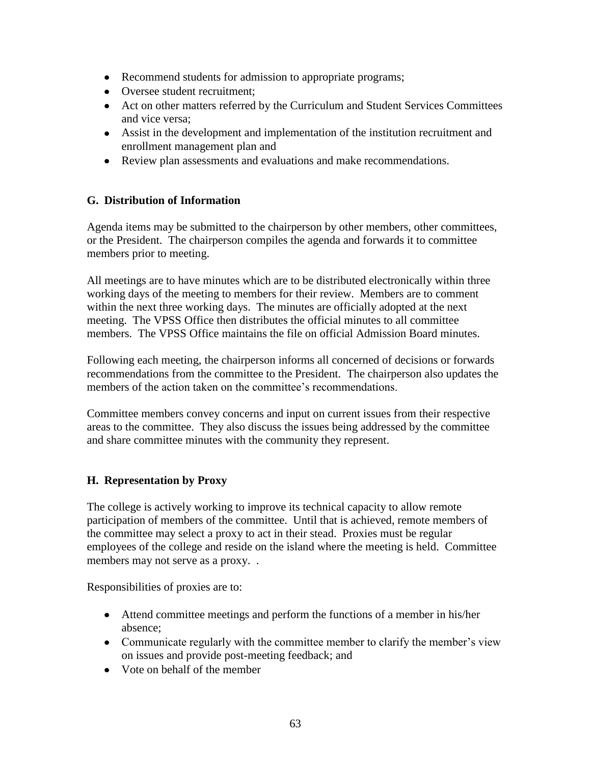- Recommend students for admission to appropriate programs;
- Oversee student recruitment;
- Act on other matters referred by the Curriculum and Student Services Committees and vice versa;
- Assist in the development and implementation of the institution recruitment and enrollment management plan and
- Review plan assessments and evaluations and make recommendations.

### G. Distribution of Information

Agenda items may be submitted to the chairperson by other members, other committees, or the President. The chairperson compiles the agenda and forwards it to committee members prior to meeting.

All meetings are to have minutes which are to be distributed electronically within three working days of the meeting to members for their review. Members are to comment within the next three working days. The minutes are officially adopted at the next meeting. The VPSS Office then distributes the official minutes to all committee members. The VPSS Office maintains the file on official Admission Board minutes.

Following each meeting, the chairperson informs all concerned of decisions or forwards recommendations from the committee to the President. The chairperson also updates the members of the action taken on the committee's recommendations.

Committee members convey concerns and input on current issues from their respective areas to the committee. They also discuss the issues being addressed by the committee and share committee minutes with the community they represent.

### H. Representation by Proxy

The college is actively working to improve its technical capacity to allow remote participation of members of the committee. Until that is achieved, remote members of the committee may select a proxy to act in their stead. Proxies must be regular employees of the college and reside on the island where the meeting is held. Committee members may not serve as a proxy. .

Responsibilities of proxies are to:

- Attend committee meetings and perform the functions of a member in his/her absence;
- Communicate regularly with the committee member to clarify the member's view on issues and provide post-meeting feedback; and
- Vote on behalf of the member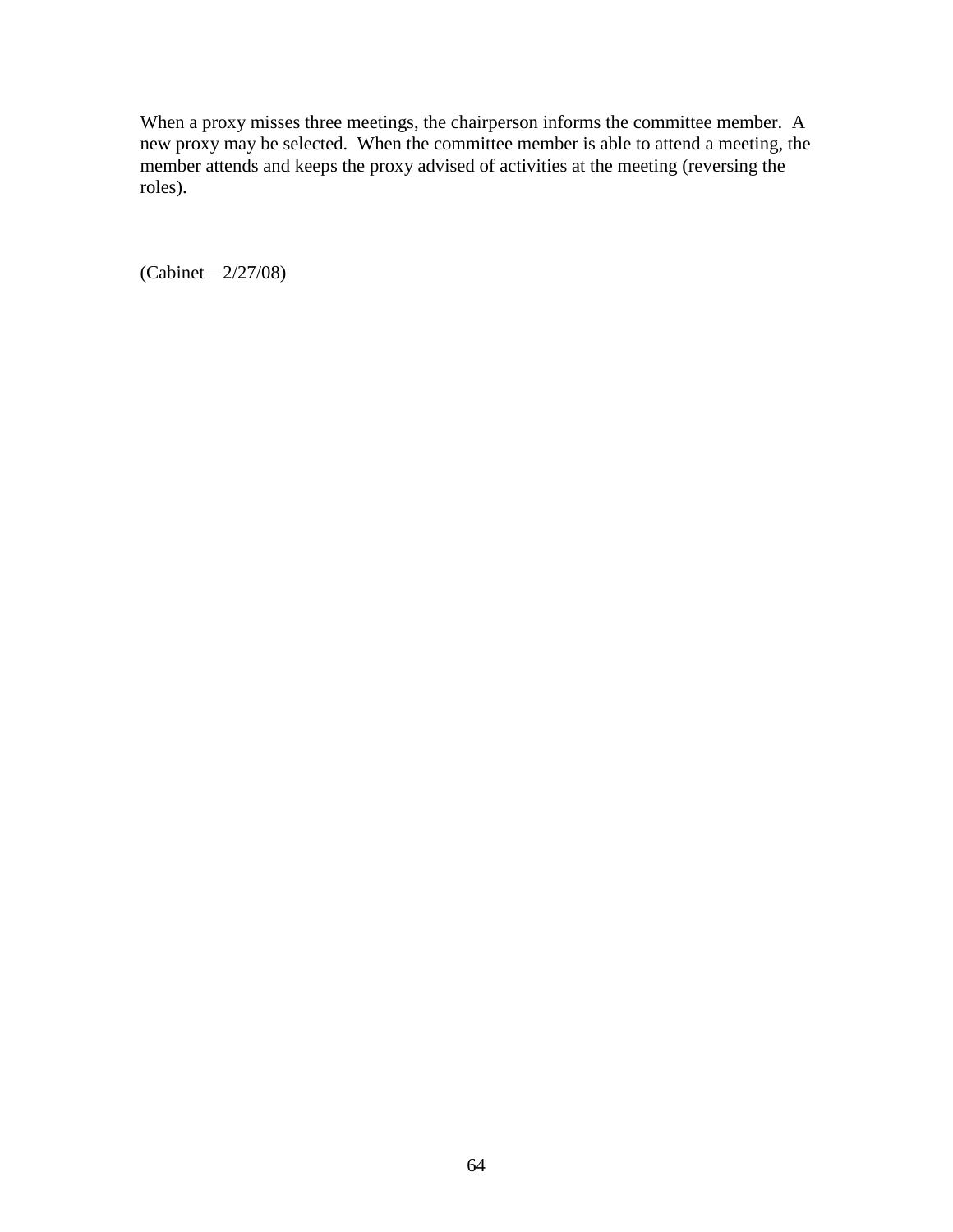When a proxy misses three meetings, the chairperson informs the committee member. A new proxy may be selected. When the committee member is able to attend a meeting, the member attends and keeps the proxy advised of activities at the meeting (reversing the roles).

(Cabinet – 2/27/08)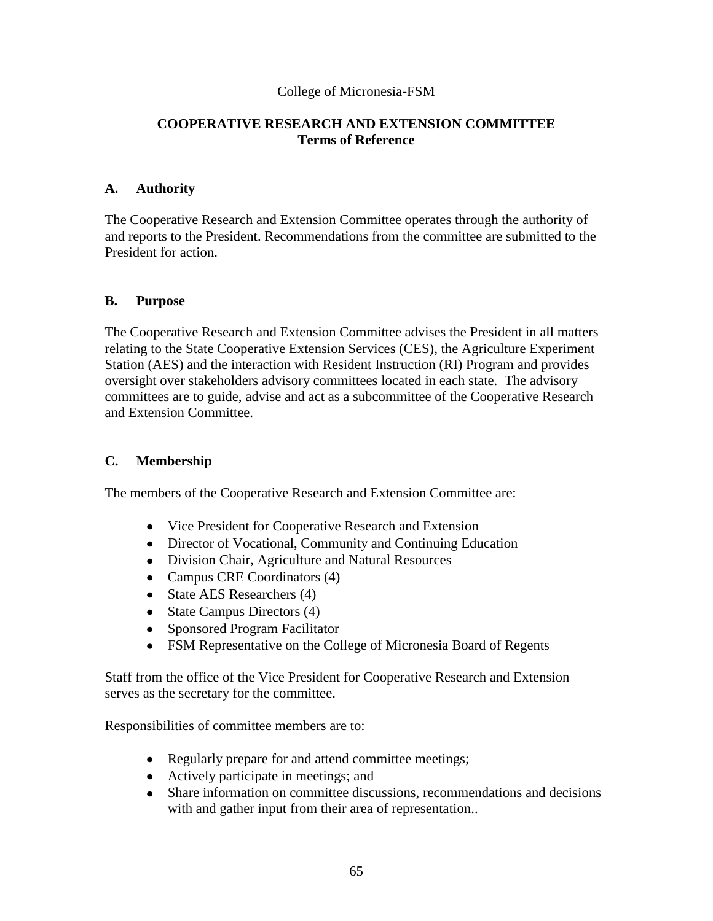College of Micronesia-FSM

**COOPERATIVE RESEARCH AND EXTENSION COMMITTEE**
**Terms of Reference**

## A. Authority

The Cooperative Research and Extension Committee operates through the authority of and reports to the President. Recommendations from the committee are submitted to the President for action.

## B. Purpose

The Cooperative Research and Extension Committee advises the President in all matters relating to the State Cooperative Extension Services (CES), the Agriculture Experiment Station (AES) and the interaction with Resident Instruction (RI) Program and provides oversight over stakeholders advisory committees located in each state. The advisory committees are to guide, advise and act as a subcommittee of the Cooperative Research and Extension Committee.

## C. Membership

The members of the Cooperative Research and Extension Committee are:

- Vice President for Cooperative Research and Extension
- Director of Vocational, Community and Continuing Education
- Division Chair, Agriculture and Natural Resources
- Campus CRE Coordinators (4)
- State AES Researchers (4)
- State Campus Directors (4)
- Sponsored Program Facilitator
- FSM Representative on the College of Micronesia Board of Regents

Staff from the office of the Vice President for Cooperative Research and Extension serves as the secretary for the committee.

Responsibilities of committee members are to:

- Regularly prepare for and attend committee meetings;
- Actively participate in meetings; and
- Share information on committee discussions, recommendations and decisions with and gather input from their area of representation..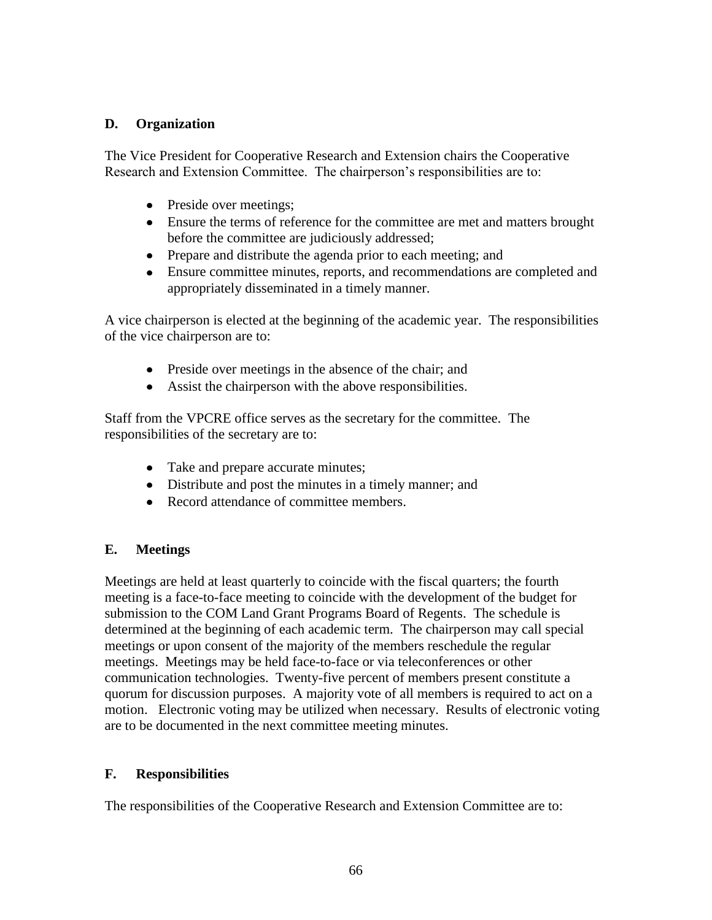## D. Organization

The Vice President for Cooperative Research and Extension chairs the Cooperative Research and Extension Committee. The chairperson's responsibilities are to:

- Preside over meetings;
- Ensure the terms of reference for the committee are met and matters brought before the committee are judiciously addressed;
- Prepare and distribute the agenda prior to each meeting; and
- Ensure committee minutes, reports, and recommendations are completed and appropriately disseminated in a timely manner.

A vice chairperson is elected at the beginning of the academic year. The responsibilities of the vice chairperson are to:

- Preside over meetings in the absence of the chair; and
- Assist the chairperson with the above responsibilities.

Staff from the VPCRE office serves as the secretary for the committee. The responsibilities of the secretary are to:

- Take and prepare accurate minutes;
- Distribute and post the minutes in a timely manner; and
- Record attendance of committee members.

## E. Meetings

Meetings are held at least quarterly to coincide with the fiscal quarters; the fourth meeting is a face-to-face meeting to coincide with the development of the budget for submission to the COM Land Grant Programs Board of Regents. The schedule is determined at the beginning of each academic term. The chairperson may call special meetings or upon consent of the majority of the members reschedule the regular meetings. Meetings may be held face-to-face or via teleconferences or other communication technologies. Twenty-five percent of members present constitute a quorum for discussion purposes. A majority vote of all members is required to act on a motion. Electronic voting may be utilized when necessary. Results of electronic voting are to be documented in the next committee meeting minutes.

## F. Responsibilities

The responsibilities of the Cooperative Research and Extension Committee are to: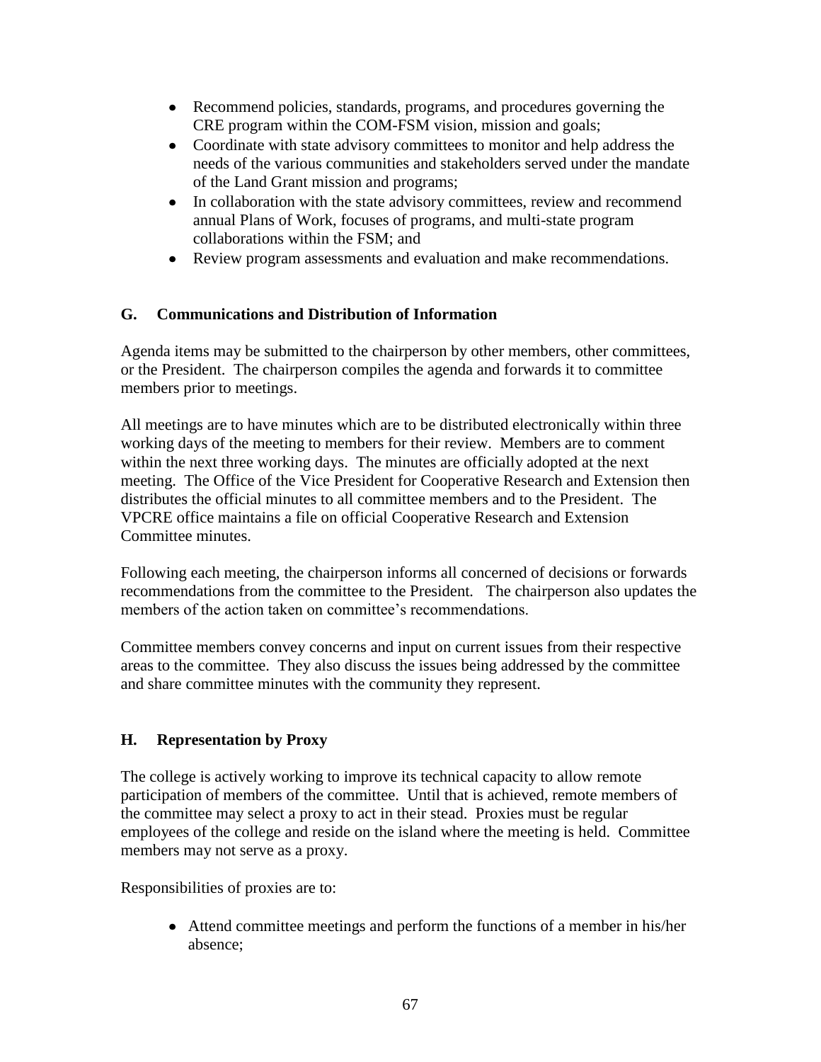- Recommend policies, standards, programs, and procedures governing the CRE program within the COM-FSM vision, mission and goals;
- Coordinate with state advisory committees to monitor and help address the needs of the various communities and stakeholders served under the mandate of the Land Grant mission and programs;
- In collaboration with the state advisory committees, review and recommend annual Plans of Work, focuses of programs, and multi-state program collaborations within the FSM; and
- Review program assessments and evaluation and make recommendations.

### G. Communications and Distribution of Information

Agenda items may be submitted to the chairperson by other members, other committees, or the President. The chairperson compiles the agenda and forwards it to committee members prior to meetings.

All meetings are to have minutes which are to be distributed electronically within three working days of the meeting to members for their review. Members are to comment within the next three working days. The minutes are officially adopted at the next meeting. The Office of the Vice President for Cooperative Research and Extension then distributes the official minutes to all committee members and to the President. The VPCRE office maintains a file on official Cooperative Research and Extension Committee minutes.

Following each meeting, the chairperson informs all concerned of decisions or forwards recommendations from the committee to the President. The chairperson also updates the members of the action taken on committee's recommendations.

Committee members convey concerns and input on current issues from their respective areas to the committee. They also discuss the issues being addressed by the committee and share committee minutes with the community they represent.

### H. Representation by Proxy

The college is actively working to improve its technical capacity to allow remote participation of members of the committee. Until that is achieved, remote members of the committee may select a proxy to act in their stead. Proxies must be regular employees of the college and reside on the island where the meeting is held. Committee members may not serve as a proxy.

Responsibilities of proxies are to:

- Attend committee meetings and perform the functions of a member in his/her absence;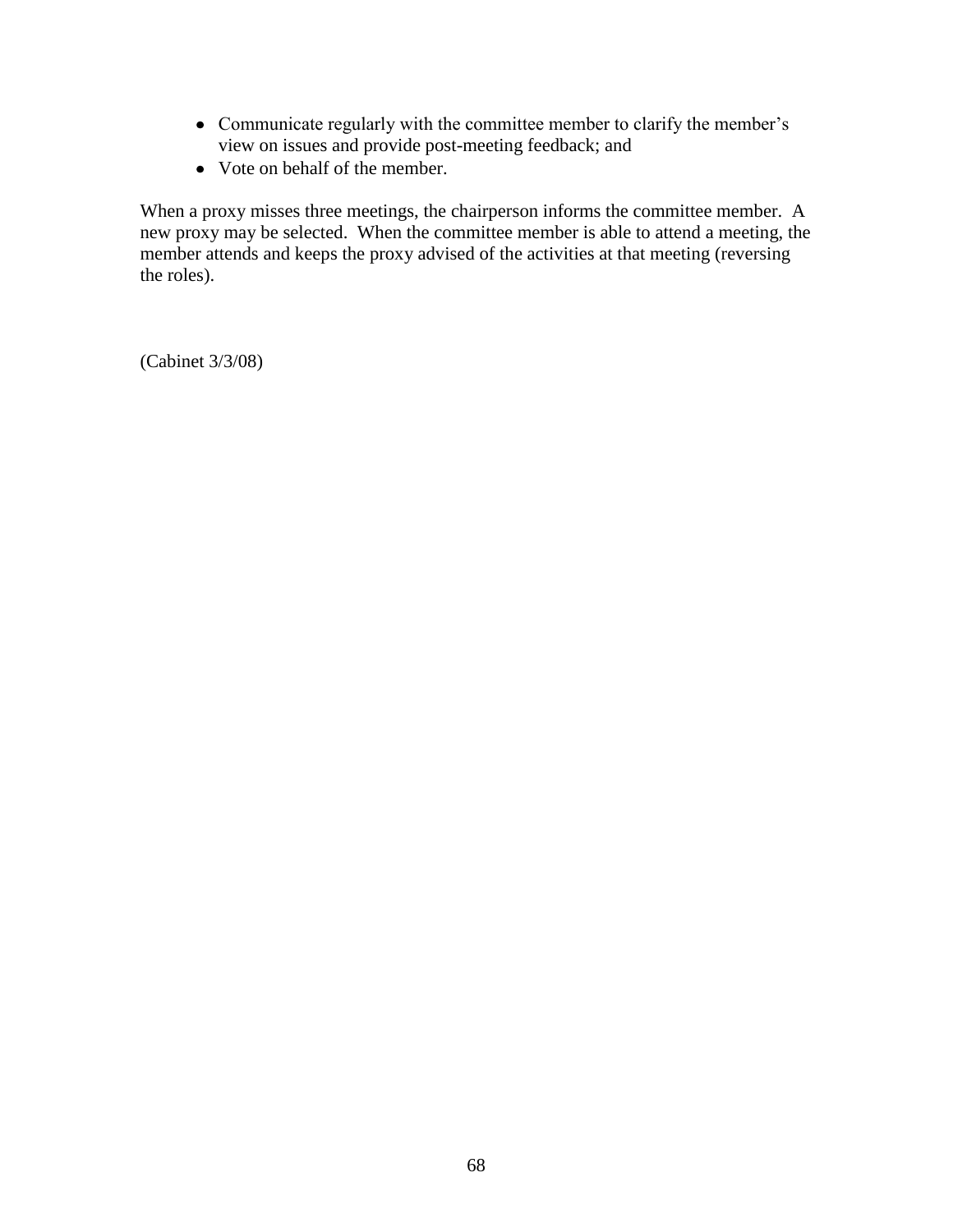- Communicate regularly with the committee member to clarify the member's view on issues and provide post-meeting feedback; and
- Vote on behalf of the member.

When a proxy misses three meetings, the chairperson informs the committee member. A new proxy may be selected. When the committee member is able to attend a meeting, the member attends and keeps the proxy advised of the activities at that meeting (reversing the roles).

(Cabinet 3/3/08)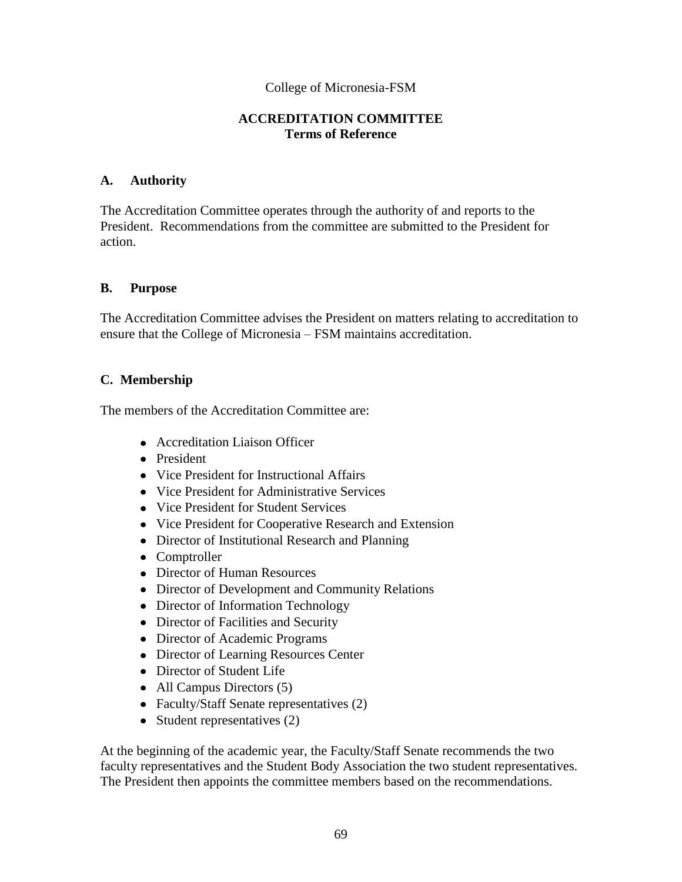College of Micronesia-FSM

# ACCREDITATION COMMITTEE
## Terms of Reference

### A. Authority

The Accreditation Committee operates through the authority of and reports to the President. Recommendations from the committee are submitted to the President for action.

### B. Purpose

The Accreditation Committee advises the President on matters relating to accreditation to ensure that the College of Micronesia – FSM maintains accreditation.

### C. Membership

The members of the Accreditation Committee are:

- Accreditation Liaison Officer
- President
- Vice President for Instructional Affairs
- Vice President for Administrative Services
- Vice President for Student Services
- Vice President for Cooperative Research and Extension
- Director of Institutional Research and Planning
- Comptroller
- Director of Human Resources
- Director of Development and Community Relations
- Director of Information Technology
- Director of Facilities and Security
- Director of Academic Programs
- Director of Learning Resources Center
- Director of Student Life
- All Campus Directors (5)
- Faculty/Staff Senate representatives (2)
- Student representatives (2)

At the beginning of the academic year, the Faculty/Staff Senate recommends the two faculty representatives and the Student Body Association the two student representatives. The President then appoints the committee members based on the recommendations.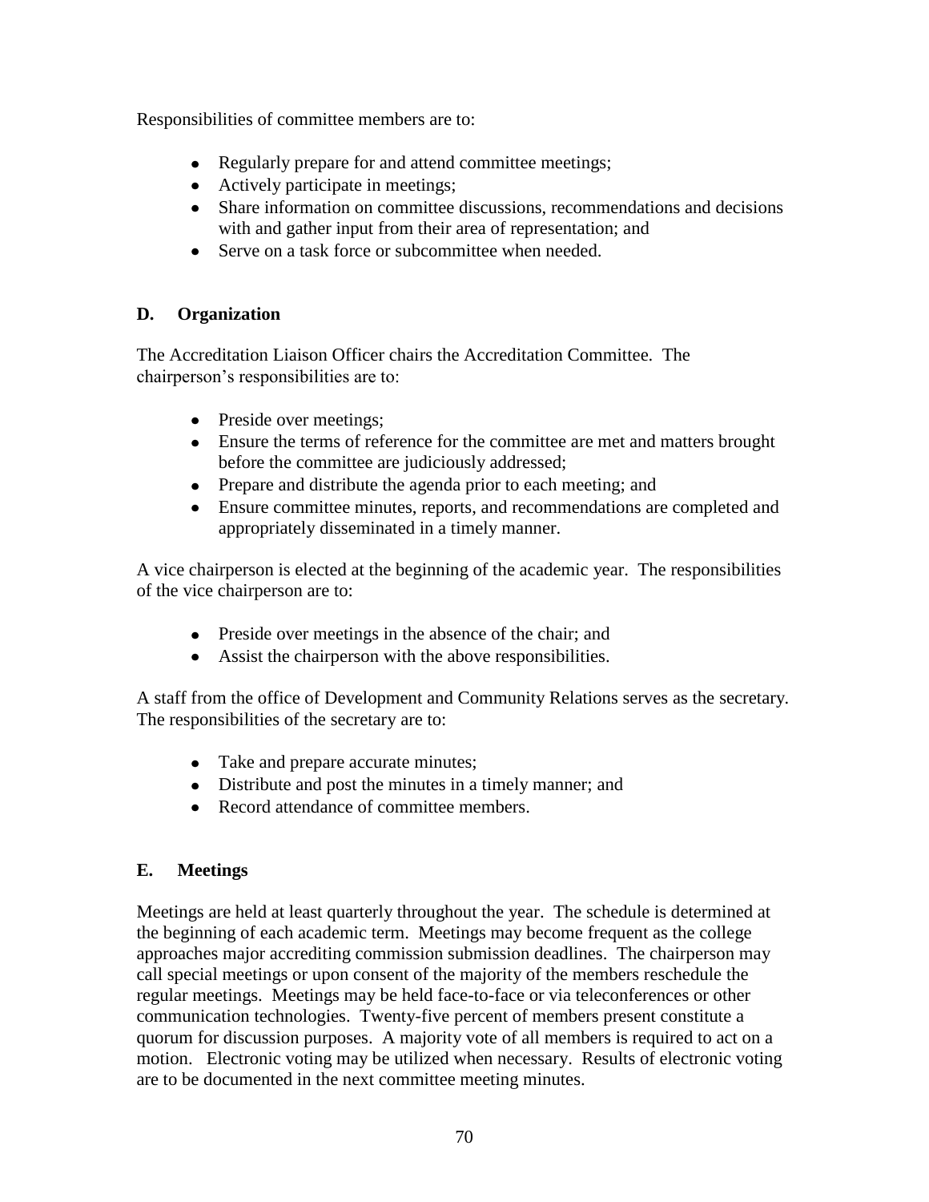Responsibilities of committee members are to:

- Regularly prepare for and attend committee meetings;
- Actively participate in meetings;
- Share information on committee discussions, recommendations and decisions with and gather input from their area of representation; and
- Serve on a task force or subcommittee when needed.

### D. Organization

The Accreditation Liaison Officer chairs the Accreditation Committee. The chairperson's responsibilities are to:

- Preside over meetings;
- Ensure the terms of reference for the committee are met and matters brought before the committee are judiciously addressed;
- Prepare and distribute the agenda prior to each meeting; and
- Ensure committee minutes, reports, and recommendations are completed and appropriately disseminated in a timely manner.

A vice chairperson is elected at the beginning of the academic year. The responsibilities of the vice chairperson are to:

- Preside over meetings in the absence of the chair; and
- Assist the chairperson with the above responsibilities.

A staff from the office of Development and Community Relations serves as the secretary. The responsibilities of the secretary are to:

- Take and prepare accurate minutes;
- Distribute and post the minutes in a timely manner; and
- Record attendance of committee members.

### E. Meetings

Meetings are held at least quarterly throughout the year. The schedule is determined at the beginning of each academic term. Meetings may become frequent as the college approaches major accrediting commission submission deadlines. The chairperson may call special meetings or upon consent of the majority of the members reschedule the regular meetings. Meetings may be held face-to-face or via teleconferences or other communication technologies. Twenty-five percent of members present constitute a quorum for discussion purposes. A majority vote of all members is required to act on a motion. Electronic voting may be utilized when necessary. Results of electronic voting are to be documented in the next committee meeting minutes.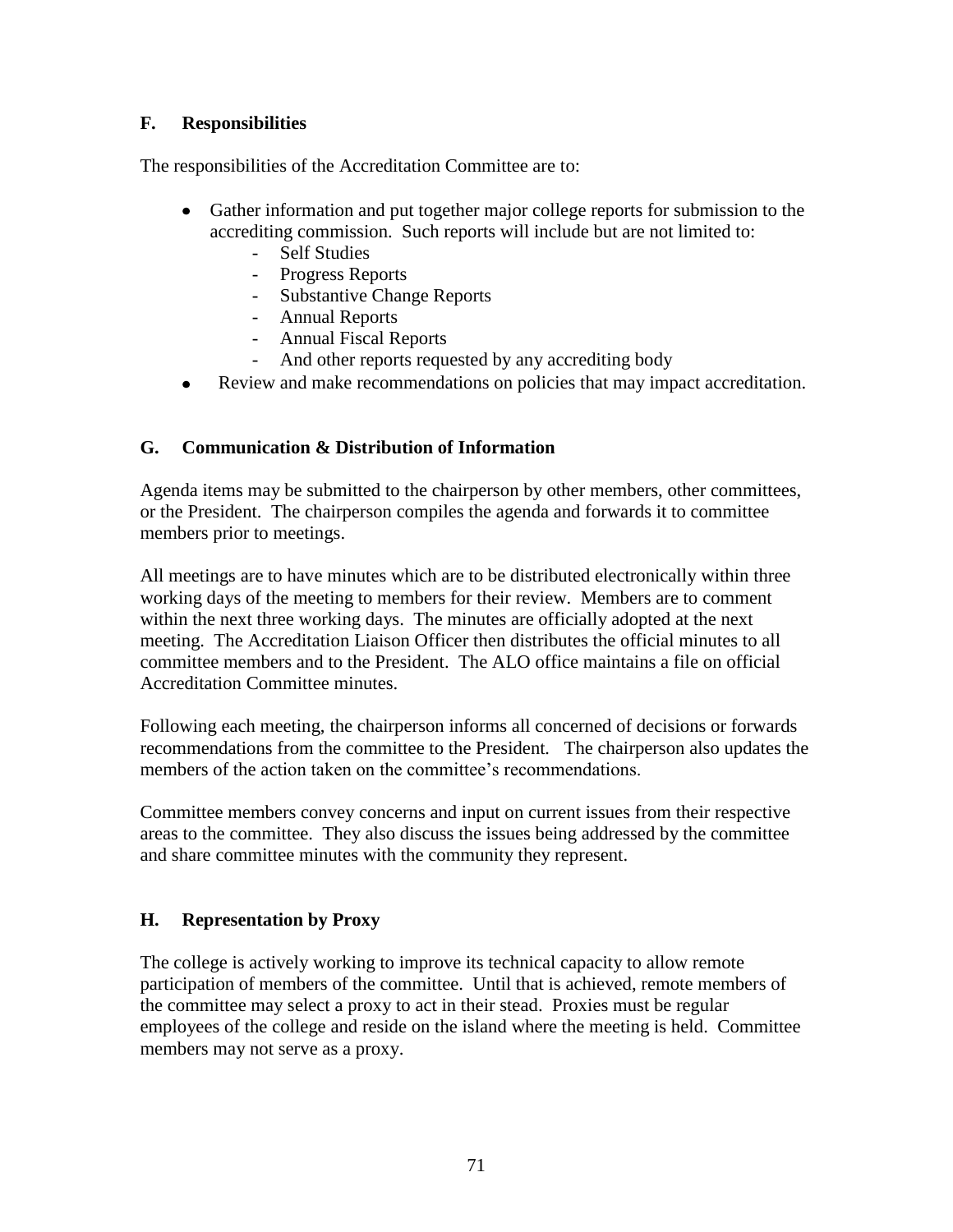### F. Responsibilities

The responsibilities of the Accreditation Committee are to:

- Gather information and put together major college reports for submission to the accrediting commission. Such reports will include but are not limited to:
  - Self Studies
  - Progress Reports
  - Substantive Change Reports
  - Annual Reports
  - Annual Fiscal Reports
  - And other reports requested by any accrediting body
- Review and make recommendations on policies that may impact accreditation.

### G. Communication & Distribution of Information

Agenda items may be submitted to the chairperson by other members, other committees, or the President. The chairperson compiles the agenda and forwards it to committee members prior to meetings.

All meetings are to have minutes which are to be distributed electronically within three working days of the meeting to members for their review. Members are to comment within the next three working days. The minutes are officially adopted at the next meeting. The Accreditation Liaison Officer then distributes the official minutes to all committee members and to the President. The ALO office maintains a file on official Accreditation Committee minutes.

Following each meeting, the chairperson informs all concerned of decisions or forwards recommendations from the committee to the President. The chairperson also updates the members of the action taken on the committee's recommendations.

Committee members convey concerns and input on current issues from their respective areas to the committee. They also discuss the issues being addressed by the committee and share committee minutes with the community they represent.

### H. Representation by Proxy

The college is actively working to improve its technical capacity to allow remote participation of members of the committee. Until that is achieved, remote members of the committee may select a proxy to act in their stead. Proxies must be regular employees of the college and reside on the island where the meeting is held. Committee members may not serve as a proxy.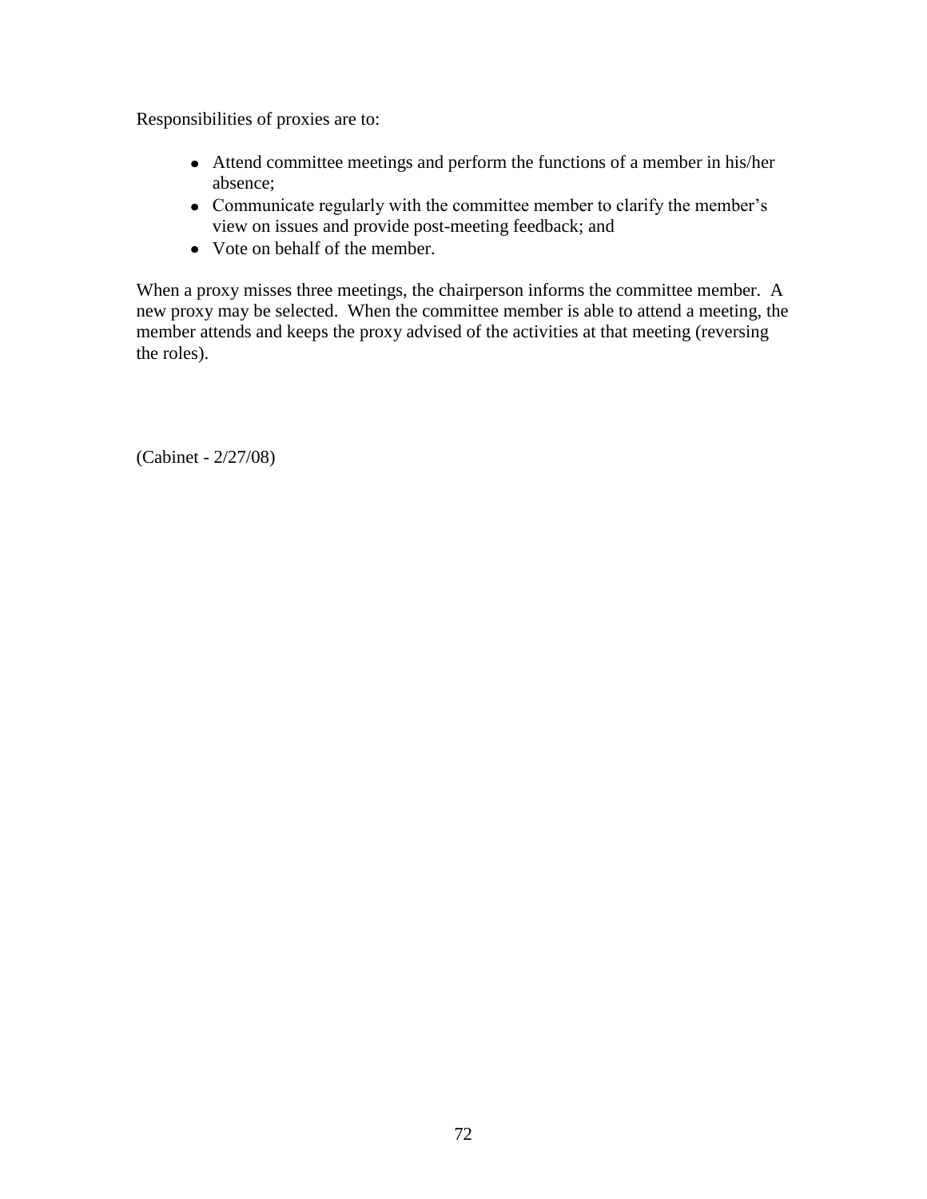Responsibilities of proxies are to:

- Attend committee meetings and perform the functions of a member in his/her absence;
- Communicate regularly with the committee member to clarify the member's view on issues and provide post-meeting feedback; and
- Vote on behalf of the member.

When a proxy misses three meetings, the chairperson informs the committee member. A new proxy may be selected. When the committee member is able to attend a meeting, the member attends and keeps the proxy advised of the activities at that meeting (reversing the roles).

(Cabinet - 2/27/08)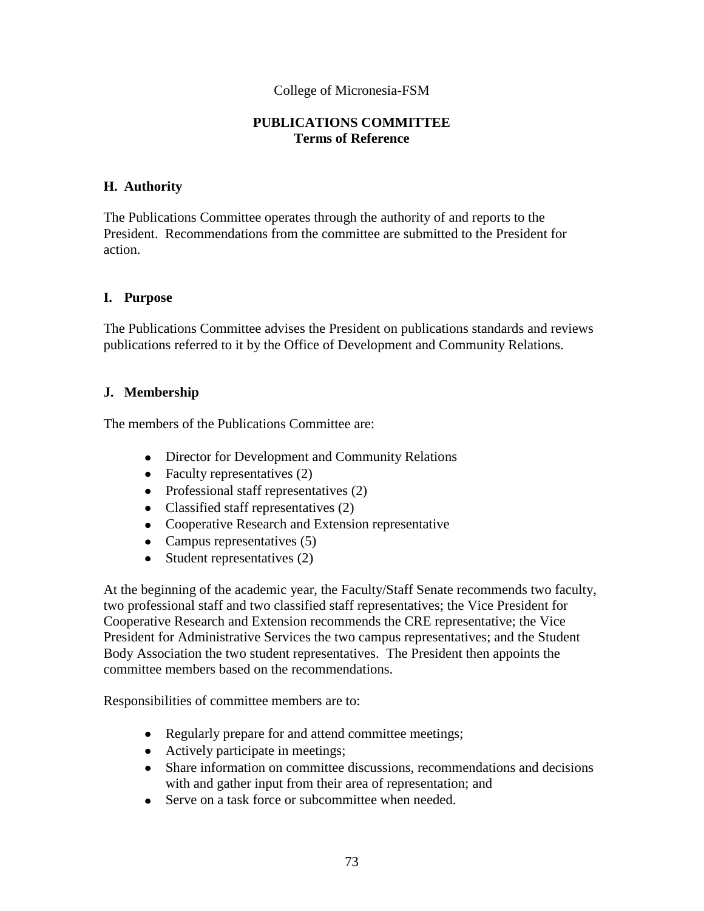College of Micronesia-FSM

**PUBLICATIONS COMMITTEE**
**Terms of Reference**

## H. Authority

The Publications Committee operates through the authority of and reports to the President. Recommendations from the committee are submitted to the President for action.

## I. Purpose

The Publications Committee advises the President on publications standards and reviews publications referred to it by the Office of Development and Community Relations.

## J. Membership

The members of the Publications Committee are:

- Director for Development and Community Relations
- Faculty representatives (2)
- Professional staff representatives (2)
- Classified staff representatives (2)
- Cooperative Research and Extension representative
- Campus representatives (5)
- Student representatives (2)

At the beginning of the academic year, the Faculty/Staff Senate recommends two faculty, two professional staff and two classified staff representatives; the Vice President for Cooperative Research and Extension recommends the CRE representative; the Vice President for Administrative Services the two campus representatives; and the Student Body Association the two student representatives. The President then appoints the committee members based on the recommendations.

Responsibilities of committee members are to:

- Regularly prepare for and attend committee meetings;
- Actively participate in meetings;
- Share information on committee discussions, recommendations and decisions with and gather input from their area of representation; and
- Serve on a task force or subcommittee when needed.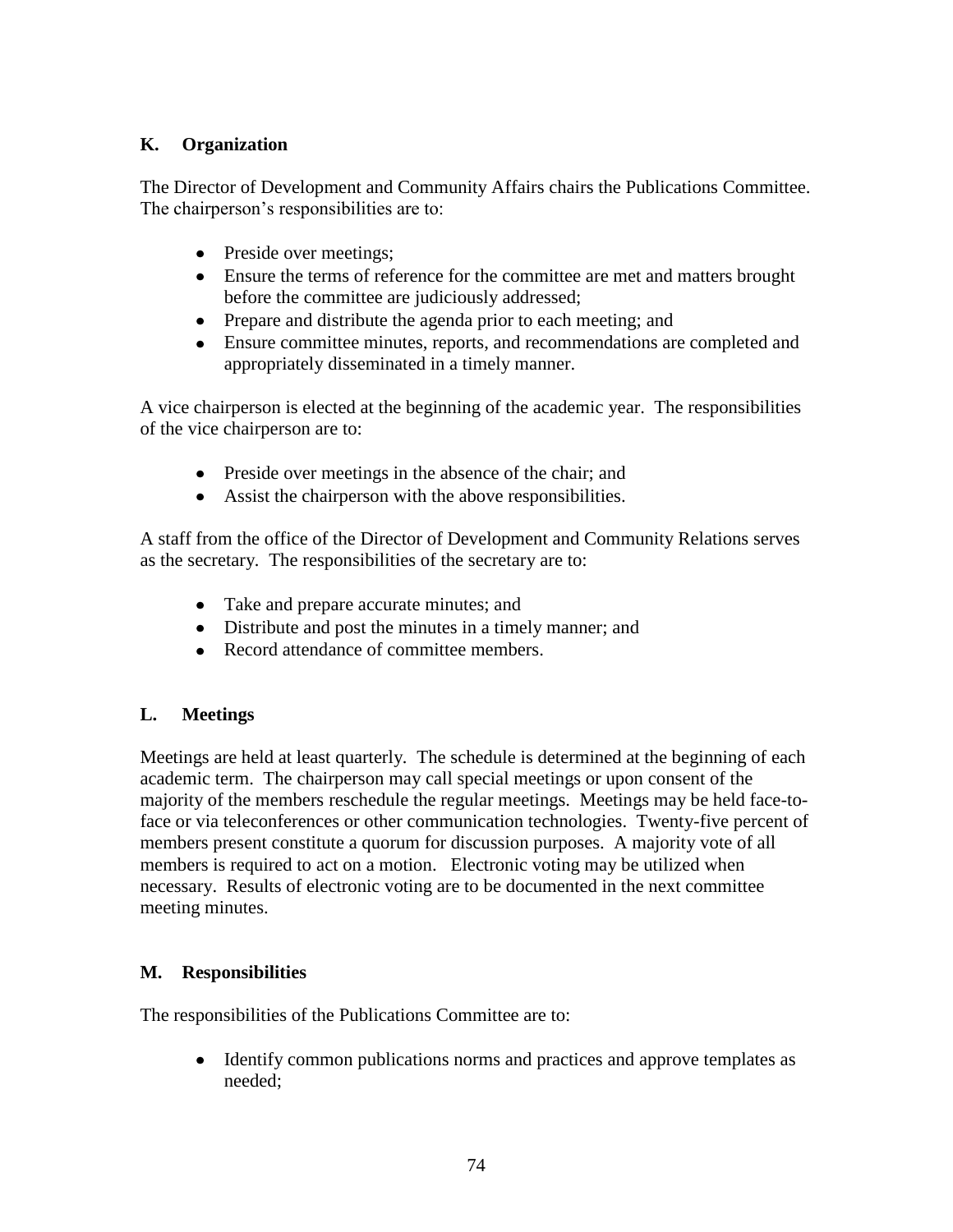## K. Organization

The Director of Development and Community Affairs chairs the Publications Committee. The chairperson's responsibilities are to:

- Preside over meetings;
- Ensure the terms of reference for the committee are met and matters brought before the committee are judiciously addressed;
- Prepare and distribute the agenda prior to each meeting; and
- Ensure committee minutes, reports, and recommendations are completed and appropriately disseminated in a timely manner.

A vice chairperson is elected at the beginning of the academic year. The responsibilities of the vice chairperson are to:

- Preside over meetings in the absence of the chair; and
- Assist the chairperson with the above responsibilities.

A staff from the office of the Director of Development and Community Relations serves as the secretary. The responsibilities of the secretary are to:

- Take and prepare accurate minutes; and
- Distribute and post the minutes in a timely manner; and
- Record attendance of committee members.

## L. Meetings

Meetings are held at least quarterly. The schedule is determined at the beginning of each academic term. The chairperson may call special meetings or upon consent of the majority of the members reschedule the regular meetings. Meetings may be held face-to-face or via teleconferences or other communication technologies. Twenty-five percent of members present constitute a quorum for discussion purposes. A majority vote of all members is required to act on a motion. Electronic voting may be utilized when necessary. Results of electronic voting are to be documented in the next committee meeting minutes.

## M. Responsibilities

The responsibilities of the Publications Committee are to:

- Identify common publications norms and practices and approve templates as needed;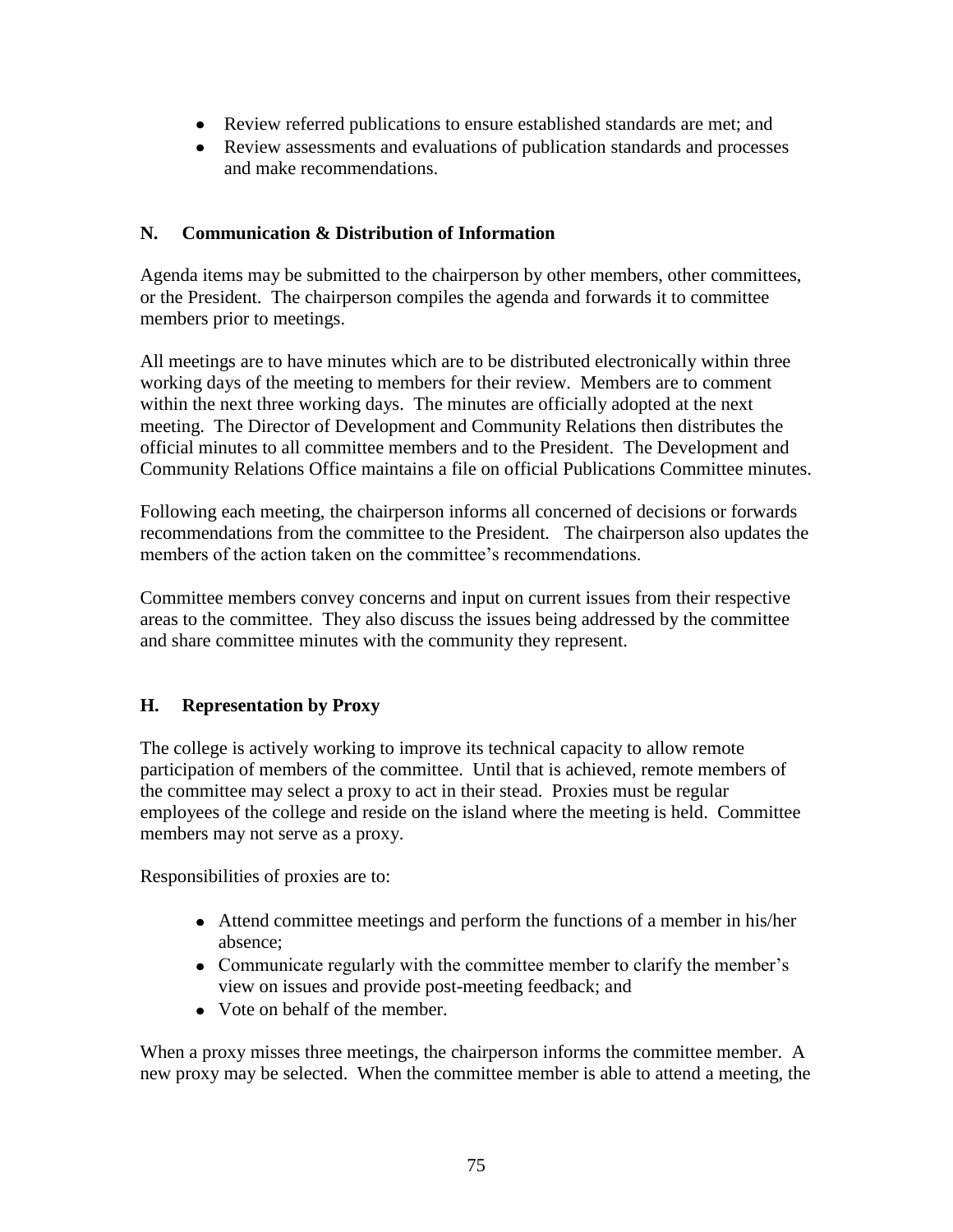- Review referred publications to ensure established standards are met; and
- Review assessments and evaluations of publication standards and processes and make recommendations.

## N. Communication & Distribution of Information

Agenda items may be submitted to the chairperson by other members, other committees, or the President. The chairperson compiles the agenda and forwards it to committee members prior to meetings.

All meetings are to have minutes which are to be distributed electronically within three working days of the meeting to members for their review. Members are to comment within the next three working days. The minutes are officially adopted at the next meeting. The Director of Development and Community Relations then distributes the official minutes to all committee members and to the President. The Development and Community Relations Office maintains a file on official Publications Committee minutes.

Following each meeting, the chairperson informs all concerned of decisions or forwards recommendations from the committee to the President. The chairperson also updates the members of the action taken on the committee's recommendations.

Committee members convey concerns and input on current issues from their respective areas to the committee. They also discuss the issues being addressed by the committee and share committee minutes with the community they represent.

## H. Representation by Proxy

The college is actively working to improve its technical capacity to allow remote participation of members of the committee. Until that is achieved, remote members of the committee may select a proxy to act in their stead. Proxies must be regular employees of the college and reside on the island where the meeting is held. Committee members may not serve as a proxy.

Responsibilities of proxies are to:

- Attend committee meetings and perform the functions of a member in his/her absence;
- Communicate regularly with the committee member to clarify the member's view on issues and provide post-meeting feedback; and
- Vote on behalf of the member.

When a proxy misses three meetings, the chairperson informs the committee member. A new proxy may be selected. When the committee member is able to attend a meeting, the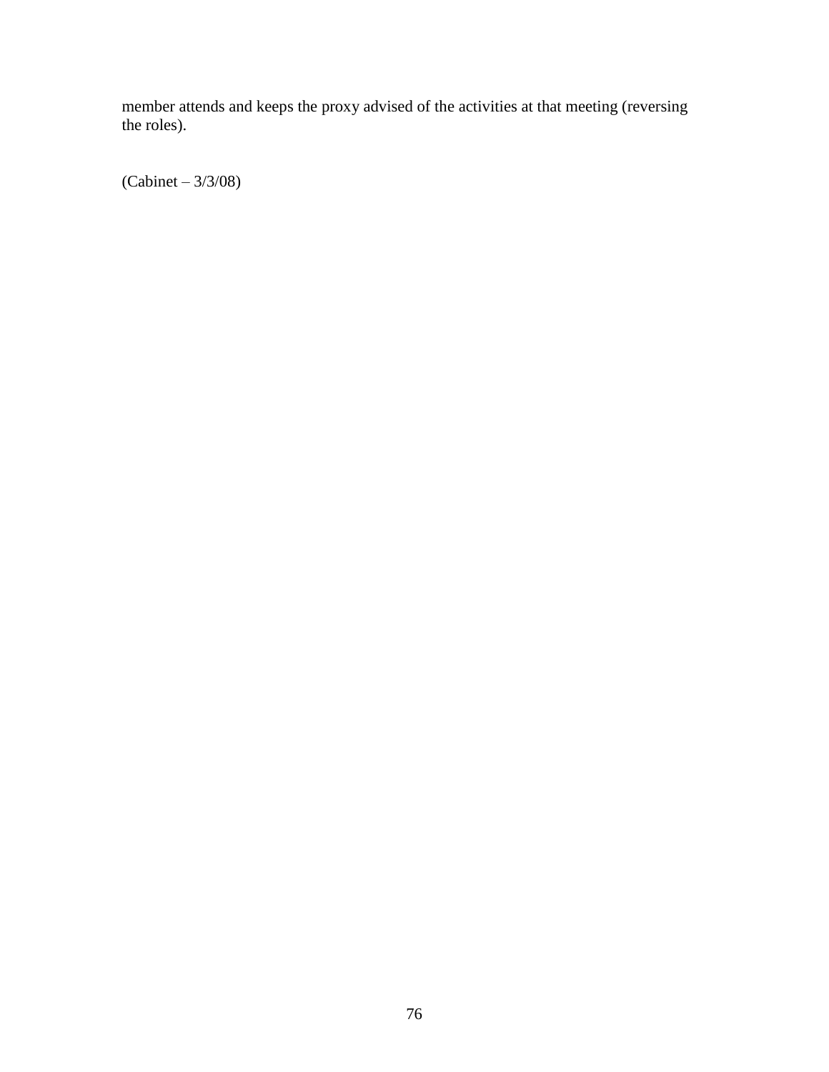member attends and keeps the proxy advised of the activities at that meeting (reversing the roles).

(Cabinet – 3/3/08)